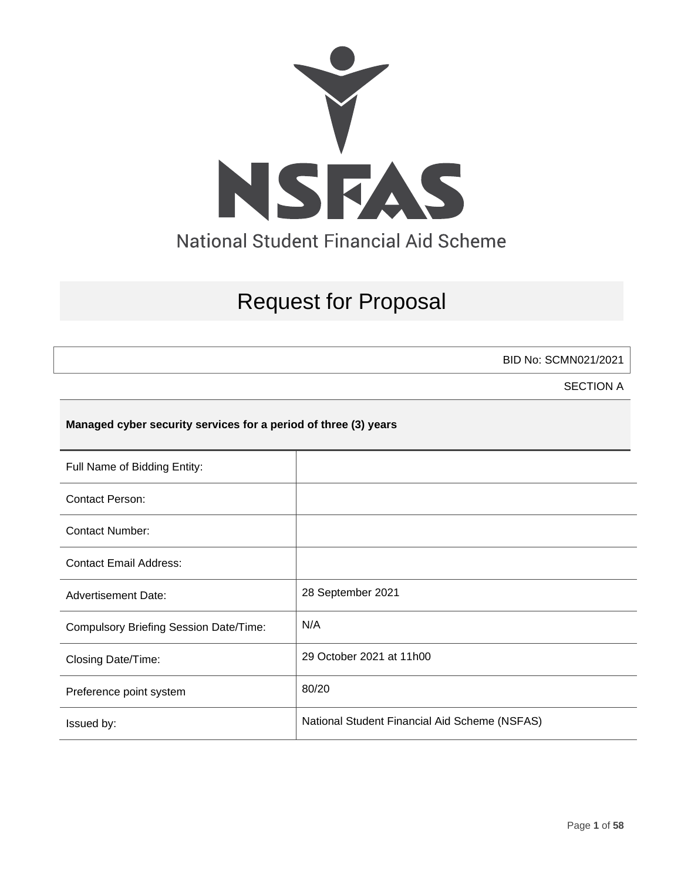NSFAS

National Student Financial Aid Scheme

# Request for Proposal

BID No: SCMN021/2021

SECTION A

**Managed cyber security services for a period of three (3) years**

| Full Name of Bidding Entity: | |
|---|---|
| Contact Person: | |
| Contact Number: | |
| Contact Email Address: | |
| Advertisement Date: | 28 September 2021 |
| Compulsory Briefing Session Date/Time: | N/A |
| Closing Date/Time: | 29 October 2021 at 11h00 |
| Preference point system | 80/20 |
| Issued by: | National Student Financial Aid Scheme (NSFAS) |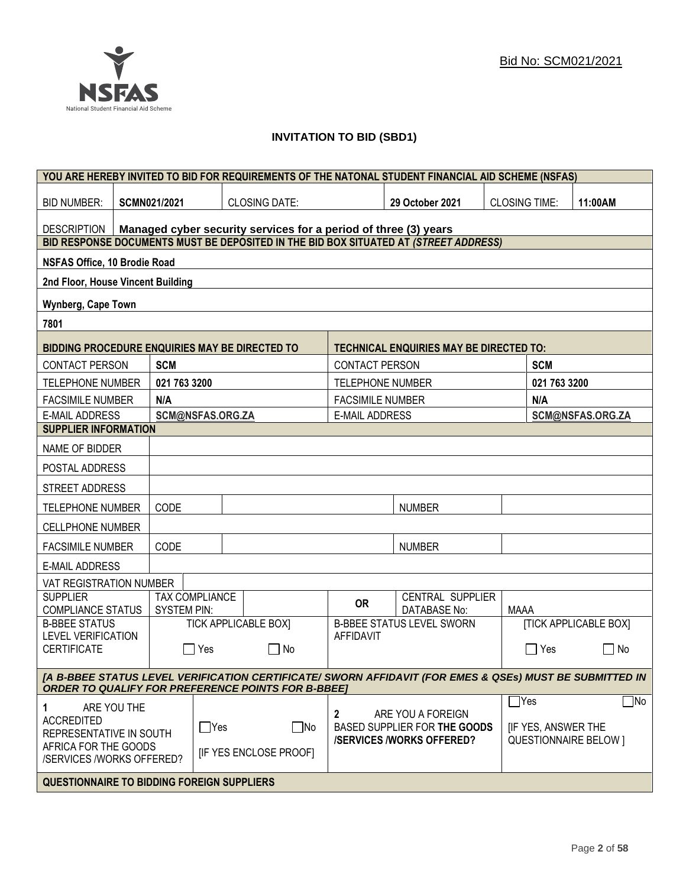Bid No: SCM021/2021

# INVITATION TO BID (SBD1)

| YOU ARE HEREBY INVITED TO BID FOR REQUIREMENTS OF THE NATONAL STUDENT FINANCIAL AID SCHEME (NSFAS) | | | | | |
|---|---|---|---|---|---|
| BID NUMBER: | **SCMN021/2021** | CLOSING DATE: | **29 October 2021** | CLOSING TIME: | **11:00AM** |
| DESCRIPTION | **Managed cyber security services for a period of three (3) years** | | | | |
| **BID RESPONSE DOCUMENTS MUST BE DEPOSITED IN THE BID BOX SITUATED AT *(STREET ADDRESS)*** | | | | | |
| **NSFAS Office, 10 Brodie Road** | | | | | |
| **2nd Floor, House Vincent Building** | | | | | |
| **Wynberg, Cape Town** | | | | | |
| **7801** | | | | | |

| **BIDDING PROCEDURE ENQUIRIES MAY BE DIRECTED TO** | | **TECHNICAL ENQUIRIES MAY BE DIRECTED TO:** | |
|---|---|---|---|
| CONTACT PERSON | **SCM** | CONTACT PERSON | **SCM** |
| TELEPHONE NUMBER | **021 763 3200** | TELEPHONE NUMBER | **021 763 3200** |
| FACSIMILE NUMBER | **N/A** | FACSIMILE NUMBER | **N/A** |
| E-MAIL ADDRESS | **SCM@NSFAS.ORG.ZA** | E-MAIL ADDRESS | **SCM@NSFAS.ORG.ZA** |

| **SUPPLIER INFORMATION** | | | | | |
|---|---|---|---|---|---|
| NAME OF BIDDER | | | | | |
| POSTAL ADDRESS | | | | | |
| STREET ADDRESS | | | | | |
| TELEPHONE NUMBER | CODE | | | NUMBER | |
| CELLPHONE NUMBER | | | | | |
| FACSIMILE NUMBER | CODE | | | NUMBER | |
| E-MAIL ADDRESS | | | | | |
| VAT REGISTRATION NUMBER | | | | | |
| SUPPLIER COMPLIANCE STATUS | TAX COMPLIANCE SYSTEM PIN: | | **OR** | CENTRAL SUPPLIER DATABASE No: | MAAA |
| B-BBEE STATUS LEVEL VERIFICATION CERTIFICATE | TICK APPLICABLE BOX] ☐ Yes ☐ No | | B-BBEE STATUS LEVEL SWORN AFFIDAVIT | | [TICK APPLICABLE BOX] ☐ Yes ☐ No |
| ***[A B-BBEE STATUS LEVEL VERIFICATION CERTIFICATE/ SWORN AFFIDAVIT (FOR EMES & QSEs) MUST BE SUBMITTED IN ORDER TO QUALIFY FOR PREFERENCE POINTS FOR B-BBEE]*** | | | | | |
| **1** ARE YOU THE ACCREDITED REPRESENTATIVE IN SOUTH AFRICA FOR THE GOODS /SERVICES /WORKS OFFERED? | ☐Yes ☐No [IF YES ENCLOSE PROOF] | | **2** ARE YOU A FOREIGN BASED SUPPLIER FOR **THE GOODS /SERVICES /WORKS OFFERED?** | | ☐Yes ☐No [IF YES, ANSWER THE QUESTIONNAIRE BELOW ] |
| **QUESTIONNAIRE TO BIDDING FOREIGN SUPPLIERS** | | | | | |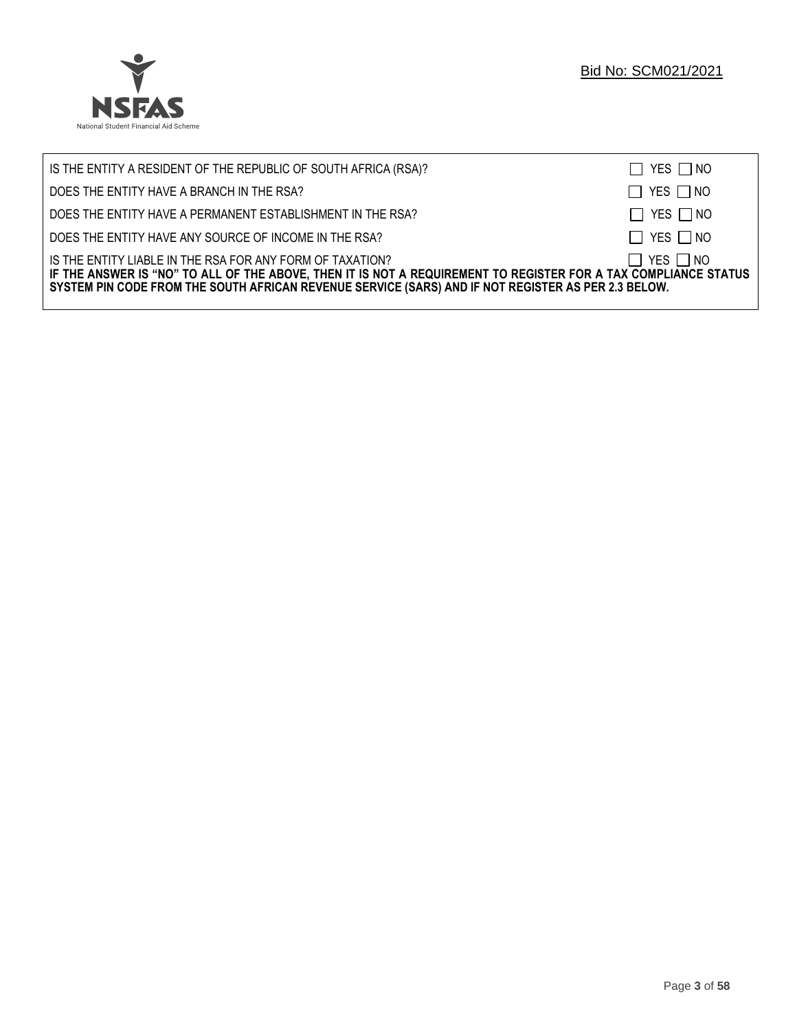| | |
|---|---|
| IS THE ENTITY A RESIDENT OF THE REPUBLIC OF SOUTH AFRICA (RSA)? | ☐ YES ☐ NO |
| DOES THE ENTITY HAVE A BRANCH IN THE RSA? | ☐ YES ☐ NO |
| DOES THE ENTITY HAVE A PERMANENT ESTABLISHMENT IN THE RSA? | ☐ YES ☐ NO |
| DOES THE ENTITY HAVE ANY SOURCE OF INCOME IN THE RSA? | ☐ YES ☐ NO |
| IS THE ENTITY LIABLE IN THE RSA FOR ANY FORM OF TAXATION? | ☐ YES ☐ NO |

**IF THE ANSWER IS "NO" TO ALL OF THE ABOVE, THEN IT IS NOT A REQUIREMENT TO REGISTER FOR A TAX COMPLIANCE STATUS SYSTEM PIN CODE FROM THE SOUTH AFRICAN REVENUE SERVICE (SARS) AND IF NOT REGISTER AS PER 2.3 BELOW.**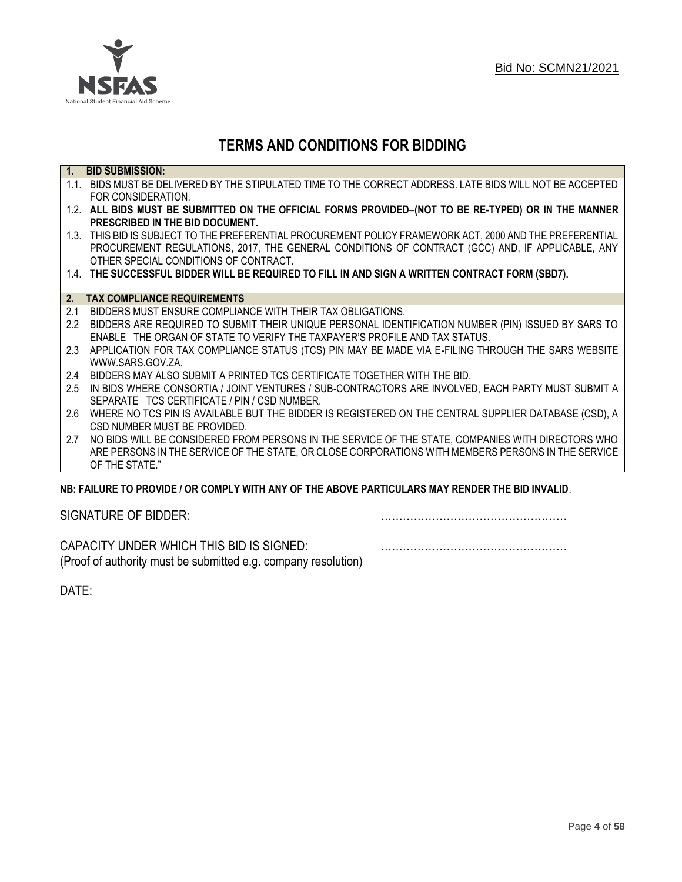Bid No: SCMN21/2021

# TERMS AND CONDITIONS FOR BIDDING

**1. BID SUBMISSION:**

1.1. BIDS MUST BE DELIVERED BY THE STIPULATED TIME TO THE CORRECT ADDRESS. LATE BIDS WILL NOT BE ACCEPTED FOR CONSIDERATION.

1.2. **ALL BIDS MUST BE SUBMITTED ON THE OFFICIAL FORMS PROVIDED–(NOT TO BE RE-TYPED) OR IN THE MANNER PRESCRIBED IN THE BID DOCUMENT.**

1.3. THIS BID IS SUBJECT TO THE PREFERENTIAL PROCUREMENT POLICY FRAMEWORK ACT, 2000 AND THE PREFERENTIAL PROCUREMENT REGULATIONS, 2017, THE GENERAL CONDITIONS OF CONTRACT (GCC) AND, IF APPLICABLE, ANY OTHER SPECIAL CONDITIONS OF CONTRACT.

1.4. **THE SUCCESSFUL BIDDER WILL BE REQUIRED TO FILL IN AND SIGN A WRITTEN CONTRACT FORM (SBD7).**

**2. TAX COMPLIANCE REQUIREMENTS**

2.1 BIDDERS MUST ENSURE COMPLIANCE WITH THEIR TAX OBLIGATIONS.

2.2 BIDDERS ARE REQUIRED TO SUBMIT THEIR UNIQUE PERSONAL IDENTIFICATION NUMBER (PIN) ISSUED BY SARS TO ENABLE THE ORGAN OF STATE TO VERIFY THE TAXPAYER'S PROFILE AND TAX STATUS.

2.3 APPLICATION FOR TAX COMPLIANCE STATUS (TCS) PIN MAY BE MADE VIA E-FILING THROUGH THE SARS WEBSITE WWW.SARS.GOV.ZA.

2.4 BIDDERS MAY ALSO SUBMIT A PRINTED TCS CERTIFICATE TOGETHER WITH THE BID.

2.5 IN BIDS WHERE CONSORTIA / JOINT VENTURES / SUB-CONTRACTORS ARE INVOLVED, EACH PARTY MUST SUBMIT A SEPARATE TCS CERTIFICATE / PIN / CSD NUMBER.

2.6 WHERE NO TCS PIN IS AVAILABLE BUT THE BIDDER IS REGISTERED ON THE CENTRAL SUPPLIER DATABASE (CSD), A CSD NUMBER MUST BE PROVIDED.

2.7 NO BIDS WILL BE CONSIDERED FROM PERSONS IN THE SERVICE OF THE STATE, COMPANIES WITH DIRECTORS WHO ARE PERSONS IN THE SERVICE OF THE STATE, OR CLOSE CORPORATIONS WITH MEMBERS PERSONS IN THE SERVICE OF THE STATE."

**NB: FAILURE TO PROVIDE / OR COMPLY WITH ANY OF THE ABOVE PARTICULARS MAY RENDER THE BID INVALID**.

SIGNATURE OF BIDDER: …………………………………………

CAPACITY UNDER WHICH THIS BID IS SIGNED: …………………………………………
(Proof of authority must be submitted e.g. company resolution)

DATE: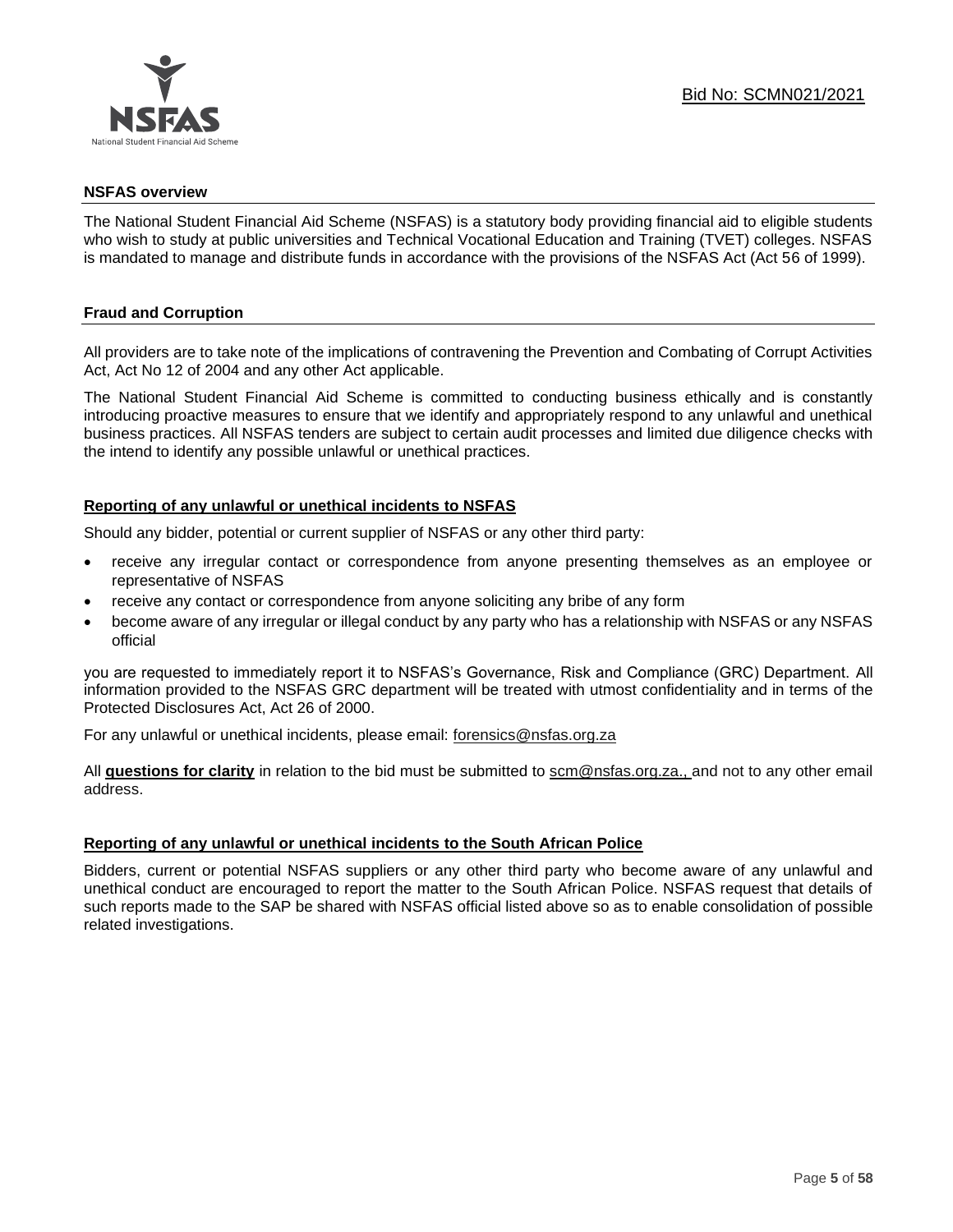Bid No: SCMN021/2021

## NSFAS overview

The National Student Financial Aid Scheme (NSFAS) is a statutory body providing financial aid to eligible students who wish to study at public universities and Technical Vocational Education and Training (TVET) colleges. NSFAS is mandated to manage and distribute funds in accordance with the provisions of the NSFAS Act (Act 56 of 1999).

## Fraud and Corruption

All providers are to take note of the implications of contravening the Prevention and Combating of Corrupt Activities Act, Act No 12 of 2004 and any other Act applicable.

The National Student Financial Aid Scheme is committed to conducting business ethically and is constantly introducing proactive measures to ensure that we identify and appropriately respond to any unlawful and unethical business practices. All NSFAS tenders are subject to certain audit processes and limited due diligence checks with the intend to identify any possible unlawful or unethical practices.

### Reporting of any unlawful or unethical incidents to NSFAS

Should any bidder, potential or current supplier of NSFAS or any other third party:

- receive any irregular contact or correspondence from anyone presenting themselves as an employee or representative of NSFAS
- receive any contact or correspondence from anyone soliciting any bribe of any form
- become aware of any irregular or illegal conduct by any party who has a relationship with NSFAS or any NSFAS official

you are requested to immediately report it to NSFAS's Governance, Risk and Compliance (GRC) Department. All information provided to the NSFAS GRC department will be treated with utmost confidentiality and in terms of the Protected Disclosures Act, Act 26 of 2000.

For any unlawful or unethical incidents, please email: forensics@nsfas.org.za

All **questions for clarity** in relation to the bid must be submitted to scm@nsfas.org.za., and not to any other email address.

### Reporting of any unlawful or unethical incidents to the South African Police

Bidders, current or potential NSFAS suppliers or any other third party who become aware of any unlawful and unethical conduct are encouraged to report the matter to the South African Police. NSFAS request that details of such reports made to the SAP be shared with NSFAS official listed above so as to enable consolidation of possible related investigations.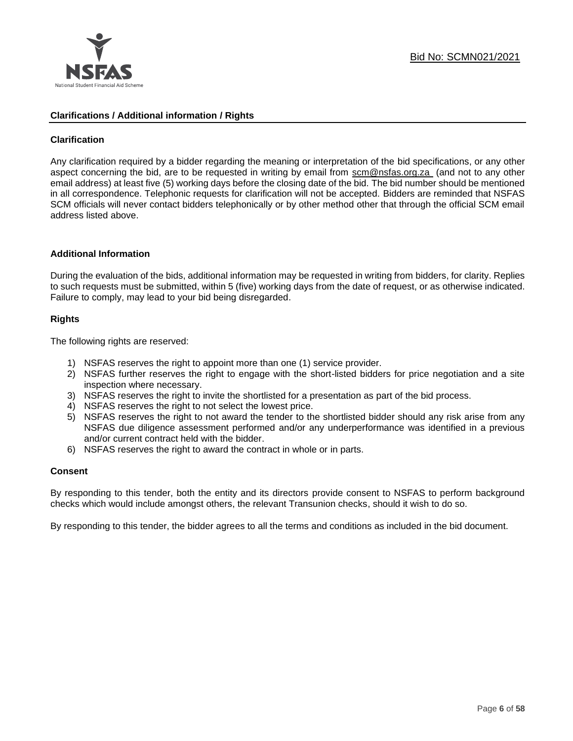## Clarifications / Additional information / Rights

### Clarification

Any clarification required by a bidder regarding the meaning or interpretation of the bid specifications, or any other aspect concerning the bid, are to be requested in writing by email from scm@nsfas.org.za (and not to any other email address) at least five (5) working days before the closing date of the bid. The bid number should be mentioned in all correspondence. Telephonic requests for clarification will not be accepted. Bidders are reminded that NSFAS SCM officials will never contact bidders telephonically or by other method other that through the official SCM email address listed above.

### Additional Information

During the evaluation of the bids, additional information may be requested in writing from bidders, for clarity. Replies to such requests must be submitted, within 5 (five) working days from the date of request, or as otherwise indicated. Failure to comply, may lead to your bid being disregarded.

### Rights

The following rights are reserved:

1) NSFAS reserves the right to appoint more than one (1) service provider.
2) NSFAS further reserves the right to engage with the short-listed bidders for price negotiation and a site inspection where necessary.
3) NSFAS reserves the right to invite the shortlisted for a presentation as part of the bid process.
4) NSFAS reserves the right to not select the lowest price.
5) NSFAS reserves the right to not award the tender to the shortlisted bidder should any risk arise from any NSFAS due diligence assessment performed and/or any underperformance was identified in a previous and/or current contract held with the bidder.
6) NSFAS reserves the right to award the contract in whole or in parts.

### Consent

By responding to this tender, both the entity and its directors provide consent to NSFAS to perform background checks which would include amongst others, the relevant Transunion checks, should it wish to do so.

By responding to this tender, the bidder agrees to all the terms and conditions as included in the bid document.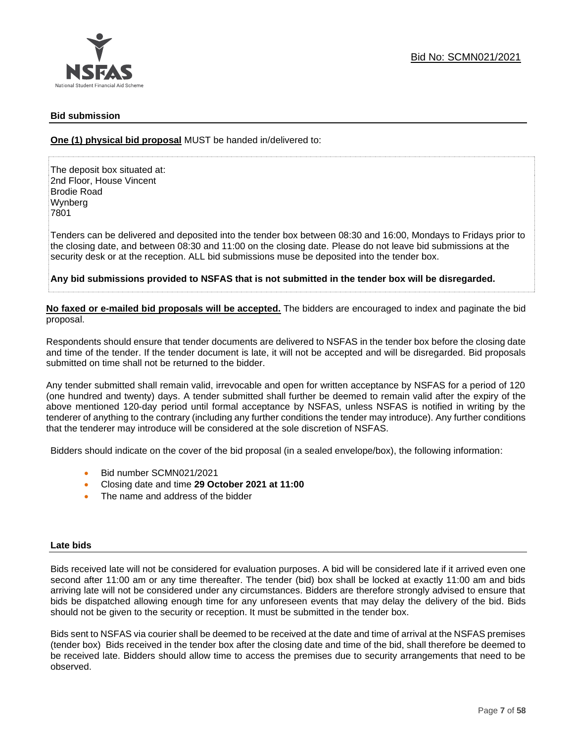## Bid submission

**One (1) physical bid proposal** MUST be handed in/delivered to:

The deposit box situated at:
2nd Floor, House Vincent
Brodie Road
Wynberg
7801

Tenders can be delivered and deposited into the tender box between 08:30 and 16:00, Mondays to Fridays prior to the closing date, and between 08:30 and 11:00 on the closing date. Please do not leave bid submissions at the security desk or at the reception. ALL bid submissions muse be deposited into the tender box.

**Any bid submissions provided to NSFAS that is not submitted in the tender box will be disregarded.**

**No faxed or e-mailed bid proposals will be accepted.** The bidders are encouraged to index and paginate the bid proposal.

Respondents should ensure that tender documents are delivered to NSFAS in the tender box before the closing date and time of the tender. If the tender document is late, it will not be accepted and will be disregarded. Bid proposals submitted on time shall not be returned to the bidder.

Any tender submitted shall remain valid, irrevocable and open for written acceptance by NSFAS for a period of 120 (one hundred and twenty) days. A tender submitted shall further be deemed to remain valid after the expiry of the above mentioned 120-day period until formal acceptance by NSFAS, unless NSFAS is notified in writing by the tenderer of anything to the contrary (including any further conditions the tender may introduce). Any further conditions that the tenderer may introduce will be considered at the sole discretion of NSFAS.

Bidders should indicate on the cover of the bid proposal (in a sealed envelope/box), the following information:

- Bid number SCMN021/2021
- Closing date and time **29 October 2021 at 11:00**
- The name and address of the bidder

## Late bids

Bids received late will not be considered for evaluation purposes. A bid will be considered late if it arrived even one second after 11:00 am or any time thereafter. The tender (bid) box shall be locked at exactly 11:00 am and bids arriving late will not be considered under any circumstances. Bidders are therefore strongly advised to ensure that bids be dispatched allowing enough time for any unforeseen events that may delay the delivery of the bid. Bids should not be given to the security or reception. It must be submitted in the tender box.

Bids sent to NSFAS via courier shall be deemed to be received at the date and time of arrival at the NSFAS premises (tender box) Bids received in the tender box after the closing date and time of the bid, shall therefore be deemed to be received late. Bidders should allow time to access the premises due to security arrangements that need to be observed.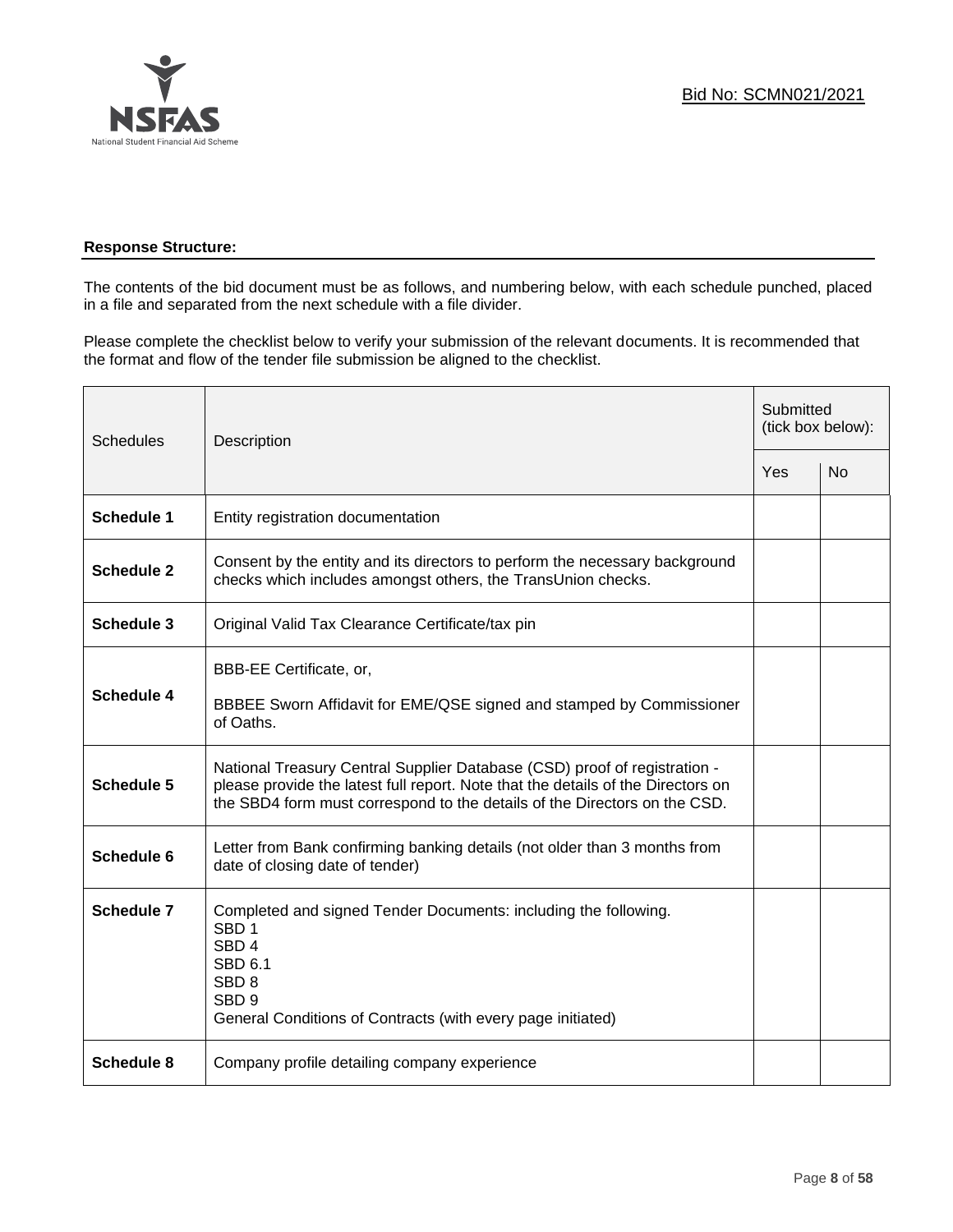Bid No: SCMN021/2021

**Response Structure:**

The contents of the bid document must be as follows, and numbering below, with each schedule punched, placed in a file and separated from the next schedule with a file divider.

Please complete the checklist below to verify your submission of the relevant documents. It is recommended that the format and flow of the tender file submission be aligned to the checklist.

| Schedules | Description | Submitted (tick box below): | |
|---|---|---|---|
| | | Yes | No |
| **Schedule 1** | Entity registration documentation | | |
| **Schedule 2** | Consent by the entity and its directors to perform the necessary background checks which includes amongst others, the TransUnion checks. | | |
| **Schedule 3** | Original Valid Tax Clearance Certificate/tax pin | | |
| **Schedule 4** | BBB-EE Certificate, or,<br><br>BBBEE Sworn Affidavit for EME/QSE signed and stamped by Commissioner of Oaths. | | |
| **Schedule 5** | National Treasury Central Supplier Database (CSD) proof of registration - please provide the latest full report. Note that the details of the Directors on the SBD4 form must correspond to the details of the Directors on the CSD. | | |
| **Schedule 6** | Letter from Bank confirming banking details (not older than 3 months from date of closing date of tender) | | |
| **Schedule 7** | Completed and signed Tender Documents: including the following.<br>SBD 1<br>SBD 4<br>SBD 6.1<br>SBD 8<br>SBD 9<br>General Conditions of Contracts (with every page initiated) | | |
| **Schedule 8** | Company profile detailing company experience | | |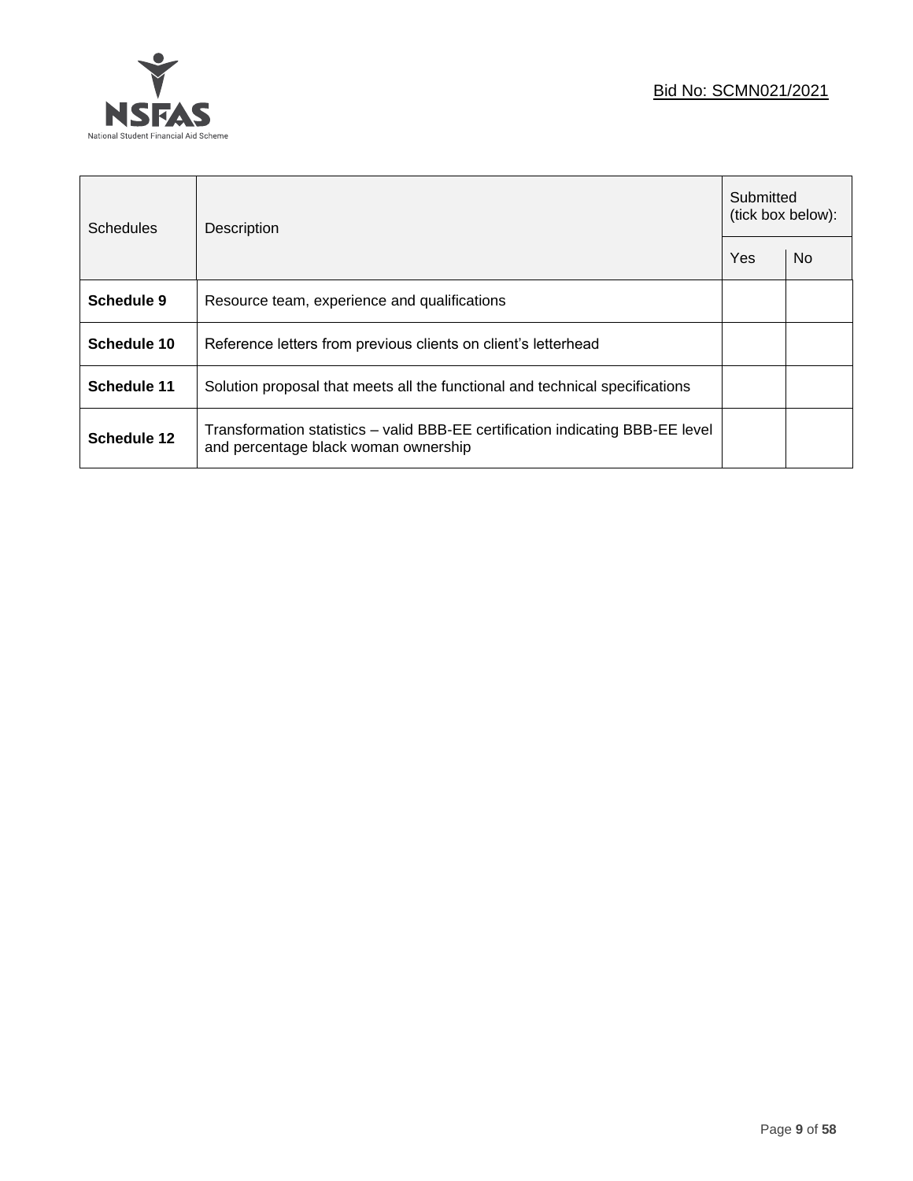| Schedules | Description | Submitted (tick box below): | |
|---|---|---|---|
| | | Yes | No |
| **Schedule 9** | Resource team, experience and qualifications | | |
| **Schedule 10** | Reference letters from previous clients on client's letterhead | | |
| **Schedule 11** | Solution proposal that meets all the functional and technical specifications | | |
| **Schedule 12** | Transformation statistics – valid BBB-EE certification indicating BBB-EE level and percentage black woman ownership | | |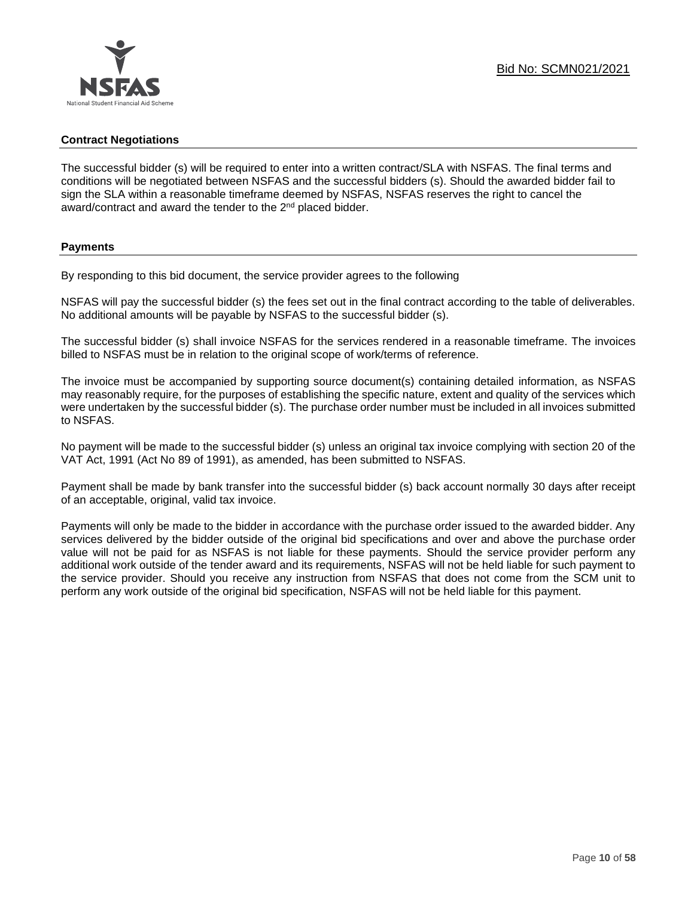## Contract Negotiations

The successful bidder (s) will be required to enter into a written contract/SLA with NSFAS. The final terms and conditions will be negotiated between NSFAS and the successful bidders (s). Should the awarded bidder fail to sign the SLA within a reasonable timeframe deemed by NSFAS, NSFAS reserves the right to cancel the award/contract and award the tender to the 2nd placed bidder.

## Payments

By responding to this bid document, the service provider agrees to the following

NSFAS will pay the successful bidder (s) the fees set out in the final contract according to the table of deliverables. No additional amounts will be payable by NSFAS to the successful bidder (s).

The successful bidder (s) shall invoice NSFAS for the services rendered in a reasonable timeframe. The invoices billed to NSFAS must be in relation to the original scope of work/terms of reference.

The invoice must be accompanied by supporting source document(s) containing detailed information, as NSFAS may reasonably require, for the purposes of establishing the specific nature, extent and quality of the services which were undertaken by the successful bidder (s). The purchase order number must be included in all invoices submitted to NSFAS.

No payment will be made to the successful bidder (s) unless an original tax invoice complying with section 20 of the VAT Act, 1991 (Act No 89 of 1991), as amended, has been submitted to NSFAS.

Payment shall be made by bank transfer into the successful bidder (s) back account normally 30 days after receipt of an acceptable, original, valid tax invoice.

Payments will only be made to the bidder in accordance with the purchase order issued to the awarded bidder. Any services delivered by the bidder outside of the original bid specifications and over and above the purchase order value will not be paid for as NSFAS is not liable for these payments. Should the service provider perform any additional work outside of the tender award and its requirements, NSFAS will not be held liable for such payment to the service provider. Should you receive any instruction from NSFAS that does not come from the SCM unit to perform any work outside of the original bid specification, NSFAS will not be held liable for this payment.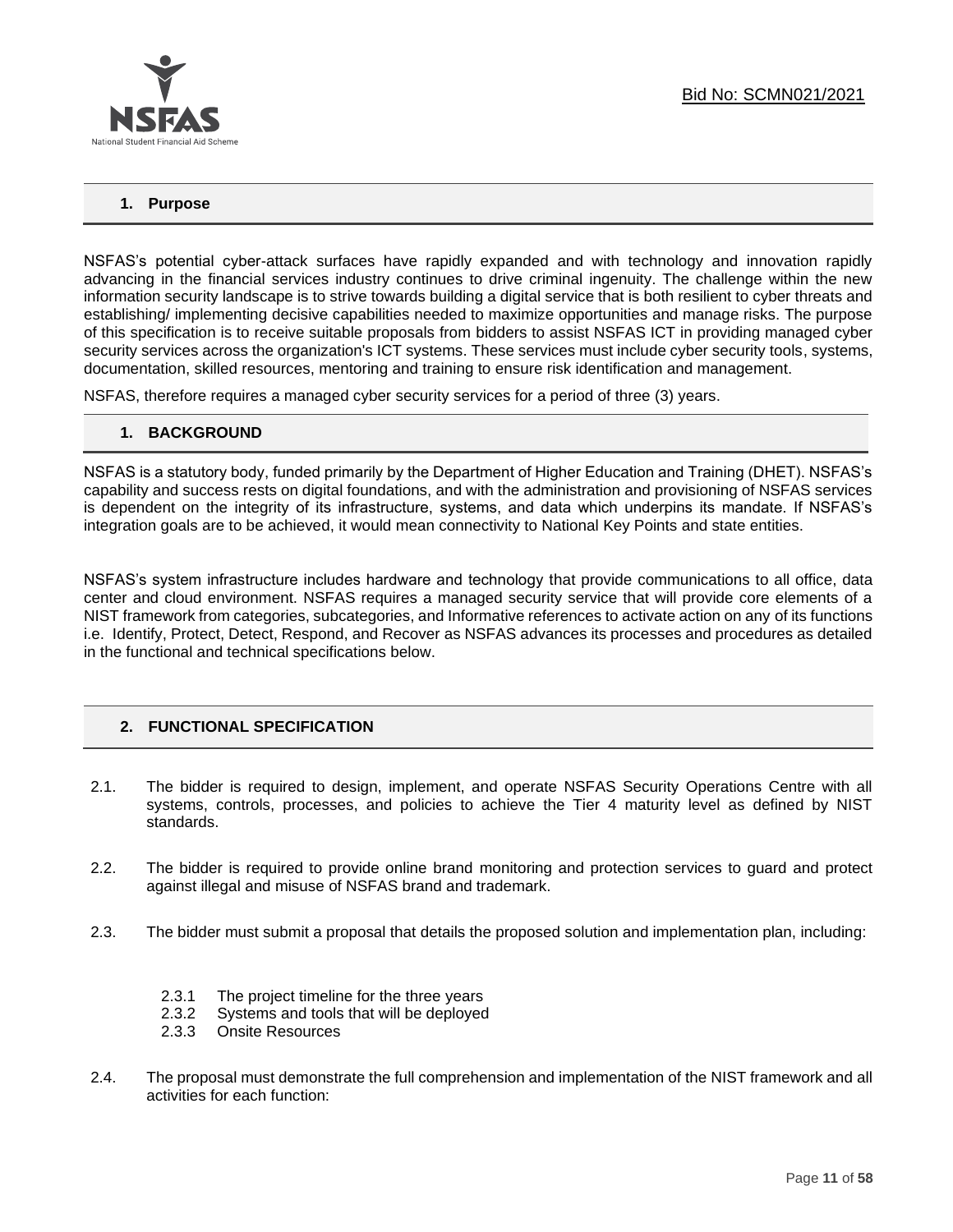## 1. Purpose

NSFAS's potential cyber-attack surfaces have rapidly expanded and with technology and innovation rapidly advancing in the financial services industry continues to drive criminal ingenuity. The challenge within the new information security landscape is to strive towards building a digital service that is both resilient to cyber threats and establishing/ implementing decisive capabilities needed to maximize opportunities and manage risks. The purpose of this specification is to receive suitable proposals from bidders to assist NSFAS ICT in providing managed cyber security services across the organization's ICT systems. These services must include cyber security tools, systems, documentation, skilled resources, mentoring and training to ensure risk identification and management.

NSFAS, therefore requires a managed cyber security services for a period of three (3) years.

## 1. BACKGROUND

NSFAS is a statutory body, funded primarily by the Department of Higher Education and Training (DHET). NSFAS's capability and success rests on digital foundations, and with the administration and provisioning of NSFAS services is dependent on the integrity of its infrastructure, systems, and data which underpins its mandate. If NSFAS's integration goals are to be achieved, it would mean connectivity to National Key Points and state entities.

NSFAS's system infrastructure includes hardware and technology that provide communications to all office, data center and cloud environment. NSFAS requires a managed security service that will provide core elements of a NIST framework from categories, subcategories, and Informative references to activate action on any of its functions i.e. Identify, Protect, Detect, Respond, and Recover as NSFAS advances its processes and procedures as detailed in the functional and technical specifications below.

## 2. FUNCTIONAL SPECIFICATION

2.1. The bidder is required to design, implement, and operate NSFAS Security Operations Centre with all systems, controls, processes, and policies to achieve the Tier 4 maturity level as defined by NIST standards.

2.2. The bidder is required to provide online brand monitoring and protection services to guard and protect against illegal and misuse of NSFAS brand and trademark.

2.3. The bidder must submit a proposal that details the proposed solution and implementation plan, including:

- 2.3.1 The project timeline for the three years
- 2.3.2 Systems and tools that will be deployed
- 2.3.3 Onsite Resources

2.4. The proposal must demonstrate the full comprehension and implementation of the NIST framework and all activities for each function: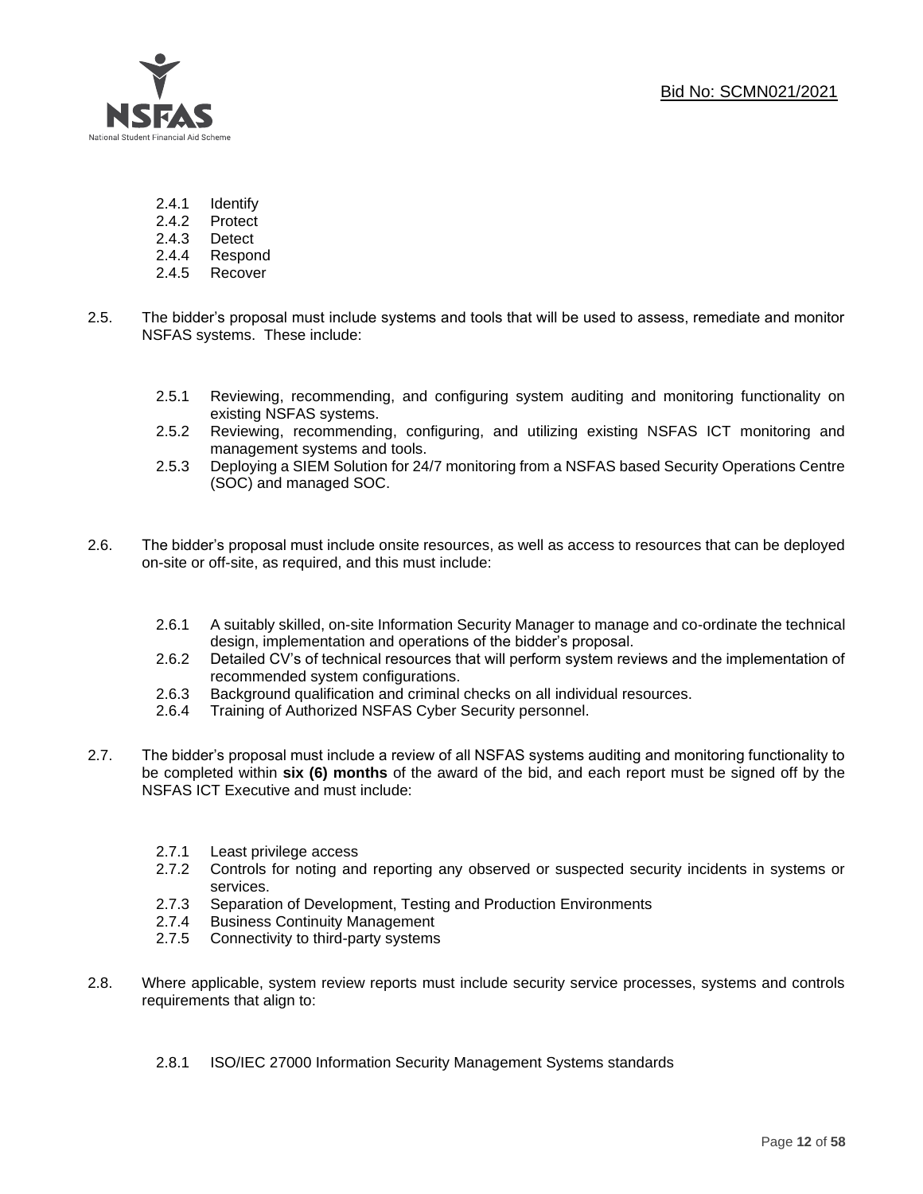- 2.4.1 Identify
- 2.4.2 Protect
- 2.4.3 Detect
- 2.4.4 Respond
- 2.4.5 Recover

2.5. The bidder's proposal must include systems and tools that will be used to assess, remediate and monitor NSFAS systems. These include:

- 2.5.1 Reviewing, recommending, and configuring system auditing and monitoring functionality on existing NSFAS systems.
- 2.5.2 Reviewing, recommending, configuring, and utilizing existing NSFAS ICT monitoring and management systems and tools.
- 2.5.3 Deploying a SIEM Solution for 24/7 monitoring from a NSFAS based Security Operations Centre (SOC) and managed SOC.

2.6. The bidder's proposal must include onsite resources, as well as access to resources that can be deployed on-site or off-site, as required, and this must include:

- 2.6.1 A suitably skilled, on-site Information Security Manager to manage and co-ordinate the technical design, implementation and operations of the bidder's proposal.
- 2.6.2 Detailed CV's of technical resources that will perform system reviews and the implementation of recommended system configurations.
- 2.6.3 Background qualification and criminal checks on all individual resources.
- 2.6.4 Training of Authorized NSFAS Cyber Security personnel.

2.7. The bidder's proposal must include a review of all NSFAS systems auditing and monitoring functionality to be completed within **six (6) months** of the award of the bid, and each report must be signed off by the NSFAS ICT Executive and must include:

- 2.7.1 Least privilege access
- 2.7.2 Controls for noting and reporting any observed or suspected security incidents in systems or services.
- 2.7.3 Separation of Development, Testing and Production Environments
- 2.7.4 Business Continuity Management
- 2.7.5 Connectivity to third-party systems

2.8. Where applicable, system review reports must include security service processes, systems and controls requirements that align to:

- 2.8.1 ISO/IEC 27000 Information Security Management Systems standards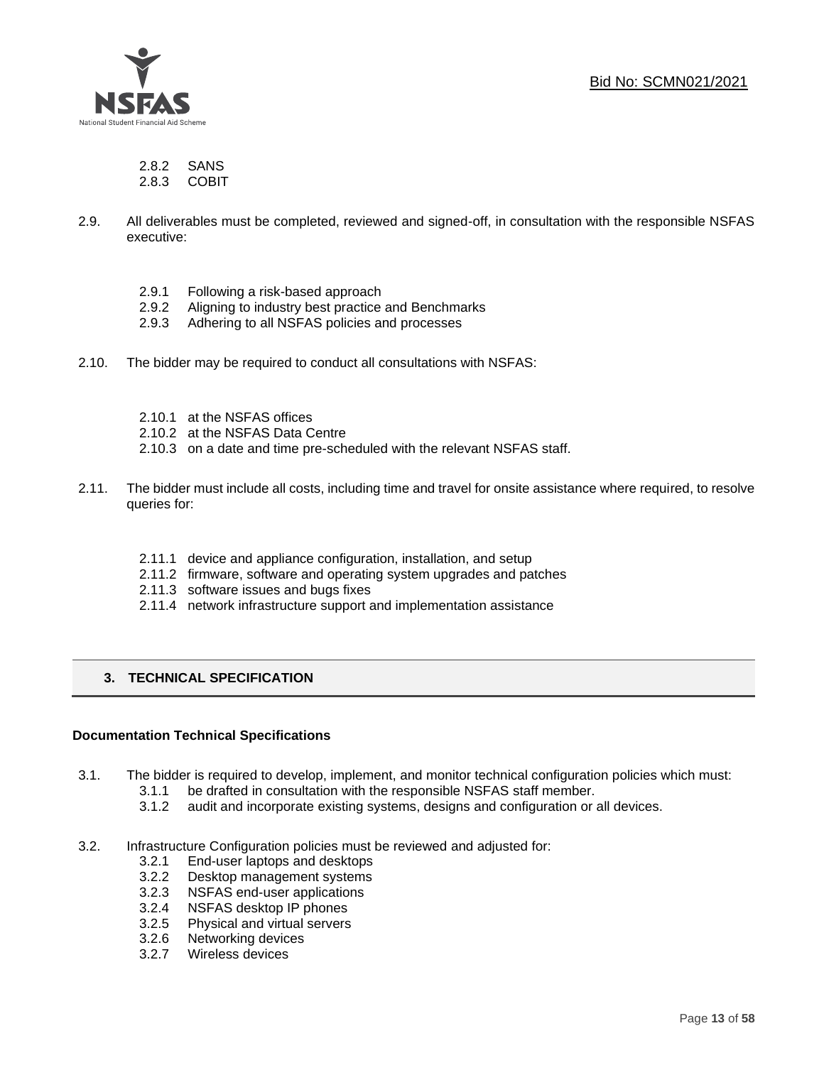2.8.2 SANS
2.8.3 COBIT

2.9. All deliverables must be completed, reviewed and signed-off, in consultation with the responsible NSFAS executive:

2.9.1 Following a risk-based approach
2.9.2 Aligning to industry best practice and Benchmarks
2.9.3 Adhering to all NSFAS policies and processes

2.10. The bidder may be required to conduct all consultations with NSFAS:

2.10.1 at the NSFAS offices
2.10.2 at the NSFAS Data Centre
2.10.3 on a date and time pre-scheduled with the relevant NSFAS staff.

2.11. The bidder must include all costs, including time and travel for onsite assistance where required, to resolve queries for:

2.11.1 device and appliance configuration, installation, and setup
2.11.2 firmware, software and operating system upgrades and patches
2.11.3 software issues and bugs fixes
2.11.4 network infrastructure support and implementation assistance

## 3. TECHNICAL SPECIFICATION

**Documentation Technical Specifications**

3.1. The bidder is required to develop, implement, and monitor technical configuration policies which must:

3.1.1 be drafted in consultation with the responsible NSFAS staff member.
3.1.2 audit and incorporate existing systems, designs and configuration or all devices.

3.2. Infrastructure Configuration policies must be reviewed and adjusted for:

3.2.1 End-user laptops and desktops
3.2.2 Desktop management systems
3.2.3 NSFAS end-user applications
3.2.4 NSFAS desktop IP phones
3.2.5 Physical and virtual servers
3.2.6 Networking devices
3.2.7 Wireless devices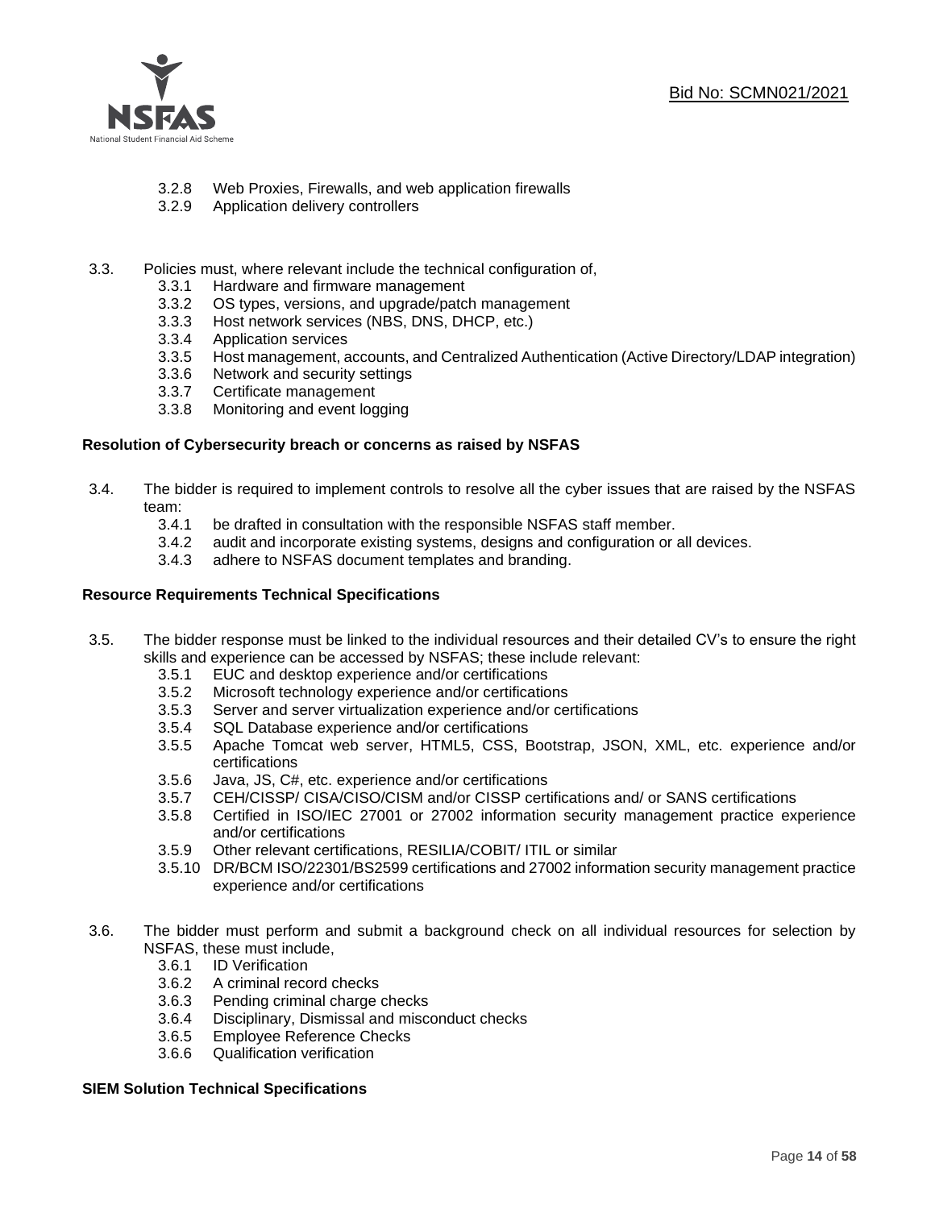3.2.8 Web Proxies, Firewalls, and web application firewalls
3.2.9 Application delivery controllers

3.3. Policies must, where relevant include the technical configuration of,
   3.3.1 Hardware and firmware management
   3.3.2 OS types, versions, and upgrade/patch management
   3.3.3 Host network services (NBS, DNS, DHCP, etc.)
   3.3.4 Application services
   3.3.5 Host management, accounts, and Centralized Authentication (Active Directory/LDAP integration)
   3.3.6 Network and security settings
   3.3.7 Certificate management
   3.3.8 Monitoring and event logging

**Resolution of Cybersecurity breach or concerns as raised by NSFAS**

3.4. The bidder is required to implement controls to resolve all the cyber issues that are raised by the NSFAS team:
   3.4.1 be drafted in consultation with the responsible NSFAS staff member.
   3.4.2 audit and incorporate existing systems, designs and configuration or all devices.
   3.4.3 adhere to NSFAS document templates and branding.

**Resource Requirements Technical Specifications**

3.5. The bidder response must be linked to the individual resources and their detailed CV's to ensure the right skills and experience can be accessed by NSFAS; these include relevant:
   3.5.1 EUC and desktop experience and/or certifications
   3.5.2 Microsoft technology experience and/or certifications
   3.5.3 Server and server virtualization experience and/or certifications
   3.5.4 SQL Database experience and/or certifications
   3.5.5 Apache Tomcat web server, HTML5, CSS, Bootstrap, JSON, XML, etc. experience and/or certifications
   3.5.6 Java, JS, C#, etc. experience and/or certifications
   3.5.7 CEH/CISSP/ CISA/CISO/CISM and/or CISSP certifications and/ or SANS certifications
   3.5.8 Certified in ISO/IEC 27001 or 27002 information security management practice experience and/or certifications
   3.5.9 Other relevant certifications, RESILIA/COBIT/ ITIL or similar
   3.5.10 DR/BCM ISO/22301/BS2599 certifications and 27002 information security management practice experience and/or certifications

3.6. The bidder must perform and submit a background check on all individual resources for selection by NSFAS, these must include,
   3.6.1 ID Verification
   3.6.2 A criminal record checks
   3.6.3 Pending criminal charge checks
   3.6.4 Disciplinary, Dismissal and misconduct checks
   3.6.5 Employee Reference Checks
   3.6.6 Qualification verification

**SIEM Solution Technical Specifications**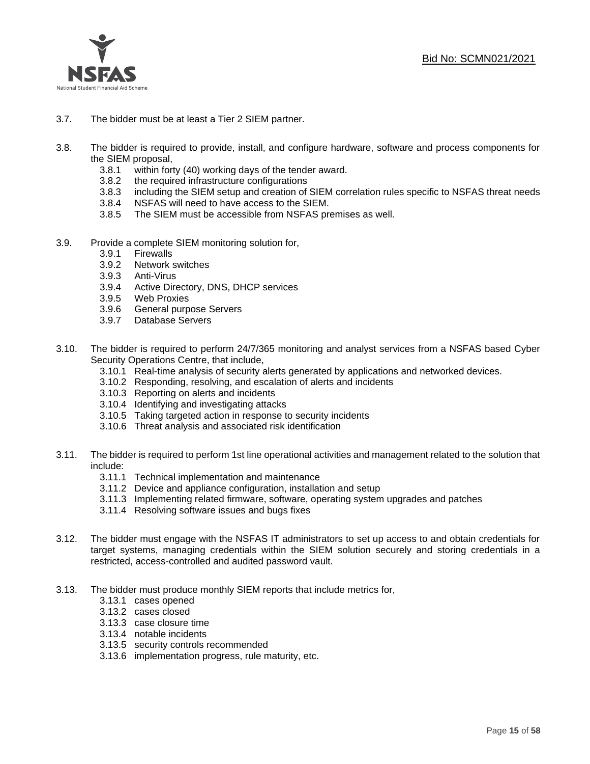3.7. The bidder must be at least a Tier 2 SIEM partner.

3.8. The bidder is required to provide, install, and configure hardware, software and process components for the SIEM proposal,

- 3.8.1 within forty (40) working days of the tender award.
- 3.8.2 the required infrastructure configurations
- 3.8.3 including the SIEM setup and creation of SIEM correlation rules specific to NSFAS threat needs
- 3.8.4 NSFAS will need to have access to the SIEM.
- 3.8.5 The SIEM must be accessible from NSFAS premises as well.

3.9. Provide a complete SIEM monitoring solution for,

- 3.9.1 Firewalls
- 3.9.2 Network switches
- 3.9.3 Anti-Virus
- 3.9.4 Active Directory, DNS, DHCP services
- 3.9.5 Web Proxies
- 3.9.6 General purpose Servers
- 3.9.7 Database Servers

3.10. The bidder is required to perform 24/7/365 monitoring and analyst services from a NSFAS based Cyber Security Operations Centre, that include,

- 3.10.1 Real-time analysis of security alerts generated by applications and networked devices.
- 3.10.2 Responding, resolving, and escalation of alerts and incidents
- 3.10.3 Reporting on alerts and incidents
- 3.10.4 Identifying and investigating attacks
- 3.10.5 Taking targeted action in response to security incidents
- 3.10.6 Threat analysis and associated risk identification

3.11. The bidder is required to perform 1st line operational activities and management related to the solution that include:

- 3.11.1 Technical implementation and maintenance
- 3.11.2 Device and appliance configuration, installation and setup
- 3.11.3 Implementing related firmware, software, operating system upgrades and patches
- 3.11.4 Resolving software issues and bugs fixes

3.12. The bidder must engage with the NSFAS IT administrators to set up access to and obtain credentials for target systems, managing credentials within the SIEM solution securely and storing credentials in a restricted, access-controlled and audited password vault.

3.13. The bidder must produce monthly SIEM reports that include metrics for,

- 3.13.1 cases opened
- 3.13.2 cases closed
- 3.13.3 case closure time
- 3.13.4 notable incidents
- 3.13.5 security controls recommended
- 3.13.6 implementation progress, rule maturity, etc.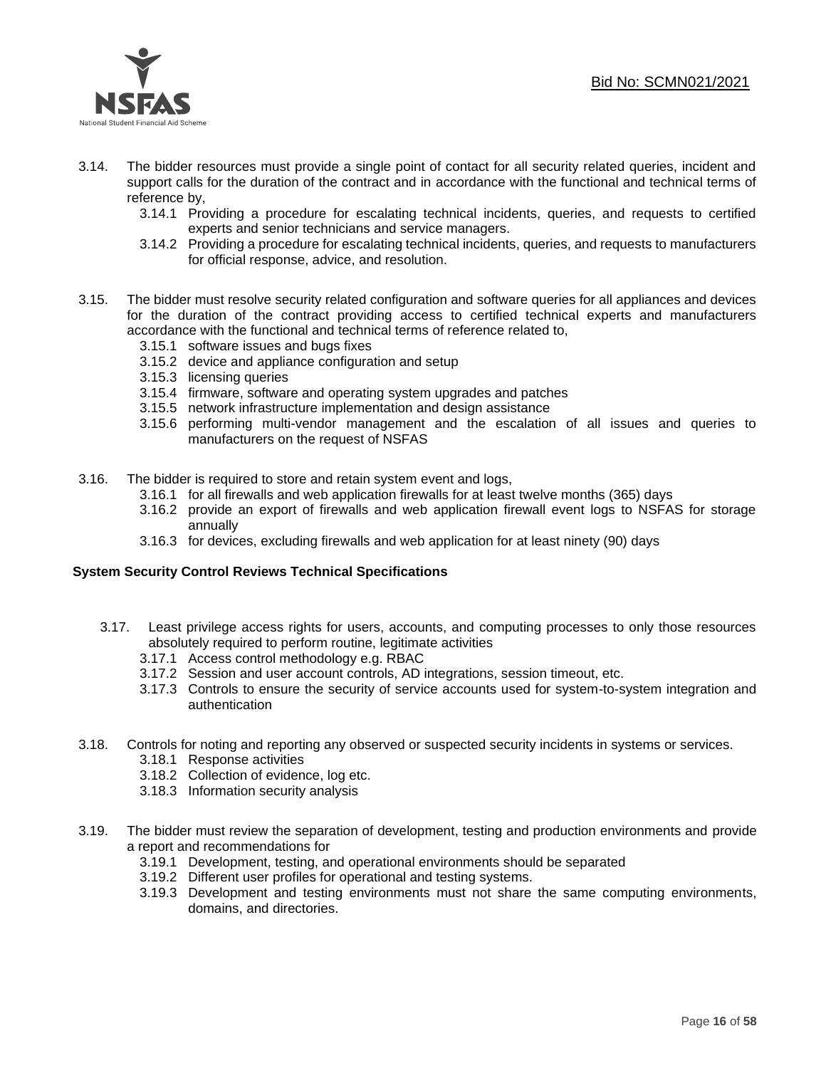3.14. The bidder resources must provide a single point of contact for all security related queries, incident and support calls for the duration of the contract and in accordance with the functional and technical terms of reference by,

- 3.14.1 Providing a procedure for escalating technical incidents, queries, and requests to certified experts and senior technicians and service managers.
- 3.14.2 Providing a procedure for escalating technical incidents, queries, and requests to manufacturers for official response, advice, and resolution.

3.15. The bidder must resolve security related configuration and software queries for all appliances and devices for the duration of the contract providing access to certified technical experts and manufacturers accordance with the functional and technical terms of reference related to,

- 3.15.1 software issues and bugs fixes
- 3.15.2 device and appliance configuration and setup
- 3.15.3 licensing queries
- 3.15.4 firmware, software and operating system upgrades and patches
- 3.15.5 network infrastructure implementation and design assistance
- 3.15.6 performing multi-vendor management and the escalation of all issues and queries to manufacturers on the request of NSFAS

3.16. The bidder is required to store and retain system event and logs,

- 3.16.1 for all firewalls and web application firewalls for at least twelve months (365) days
- 3.16.2 provide an export of firewalls and web application firewall event logs to NSFAS for storage annually
- 3.16.3 for devices, excluding firewalls and web application for at least ninety (90) days

**System Security Control Reviews Technical Specifications**

3.17. Least privilege access rights for users, accounts, and computing processes to only those resources absolutely required to perform routine, legitimate activities

- 3.17.1 Access control methodology e.g. RBAC
- 3.17.2 Session and user account controls, AD integrations, session timeout, etc.
- 3.17.3 Controls to ensure the security of service accounts used for system-to-system integration and authentication

3.18. Controls for noting and reporting any observed or suspected security incidents in systems or services.

- 3.18.1 Response activities
- 3.18.2 Collection of evidence, log etc.
- 3.18.3 Information security analysis

3.19. The bidder must review the separation of development, testing and production environments and provide a report and recommendations for

- 3.19.1 Development, testing, and operational environments should be separated
- 3.19.2 Different user profiles for operational and testing systems.
- 3.19.3 Development and testing environments must not share the same computing environments, domains, and directories.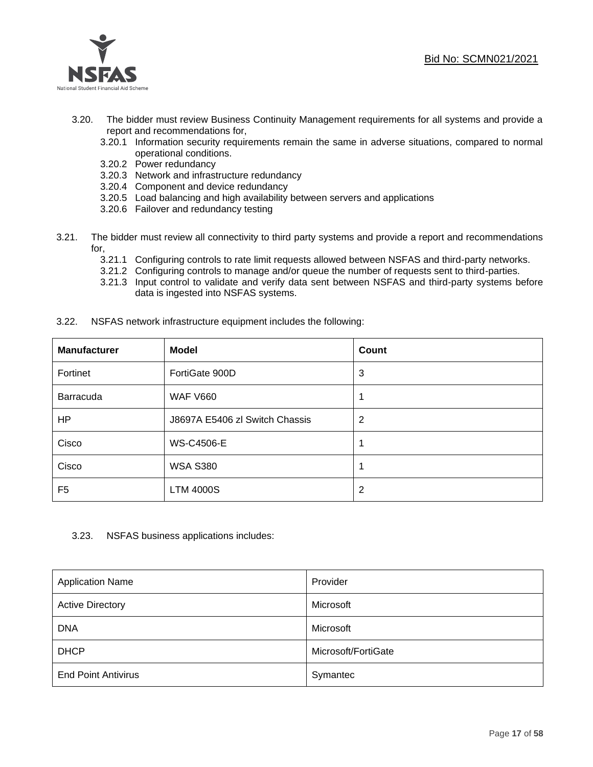3.20. The bidder must review Business Continuity Management requirements for all systems and provide a report and recommendations for,

- 3.20.1 Information security requirements remain the same in adverse situations, compared to normal operational conditions.
- 3.20.2 Power redundancy
- 3.20.3 Network and infrastructure redundancy
- 3.20.4 Component and device redundancy
- 3.20.5 Load balancing and high availability between servers and applications
- 3.20.6 Failover and redundancy testing

3.21. The bidder must review all connectivity to third party systems and provide a report and recommendations for,

- 3.21.1 Configuring controls to rate limit requests allowed between NSFAS and third-party networks.
- 3.21.2 Configuring controls to manage and/or queue the number of requests sent to third-parties.
- 3.21.3 Input control to validate and verify data sent between NSFAS and third-party systems before data is ingested into NSFAS systems.

3.22. NSFAS network infrastructure equipment includes the following:

| **Manufacturer** | **Model** | **Count** |
|---|---|---|
| Fortinet | FortiGate 900D | 3 |
| Barracuda | WAF V660 | 1 |
| HP | J8697A E5406 zl Switch Chassis | 2 |
| Cisco | WS-C4506-E | 1 |
| Cisco | WSA S380 | 1 |
| F5 | LTM 4000S | 2 |

3.23. NSFAS business applications includes:

| Application Name | Provider |
|---|---|
| Active Directory | Microsoft |
| DNA | Microsoft |
| DHCP | Microsoft/FortiGate |
| End Point Antivirus | Symantec |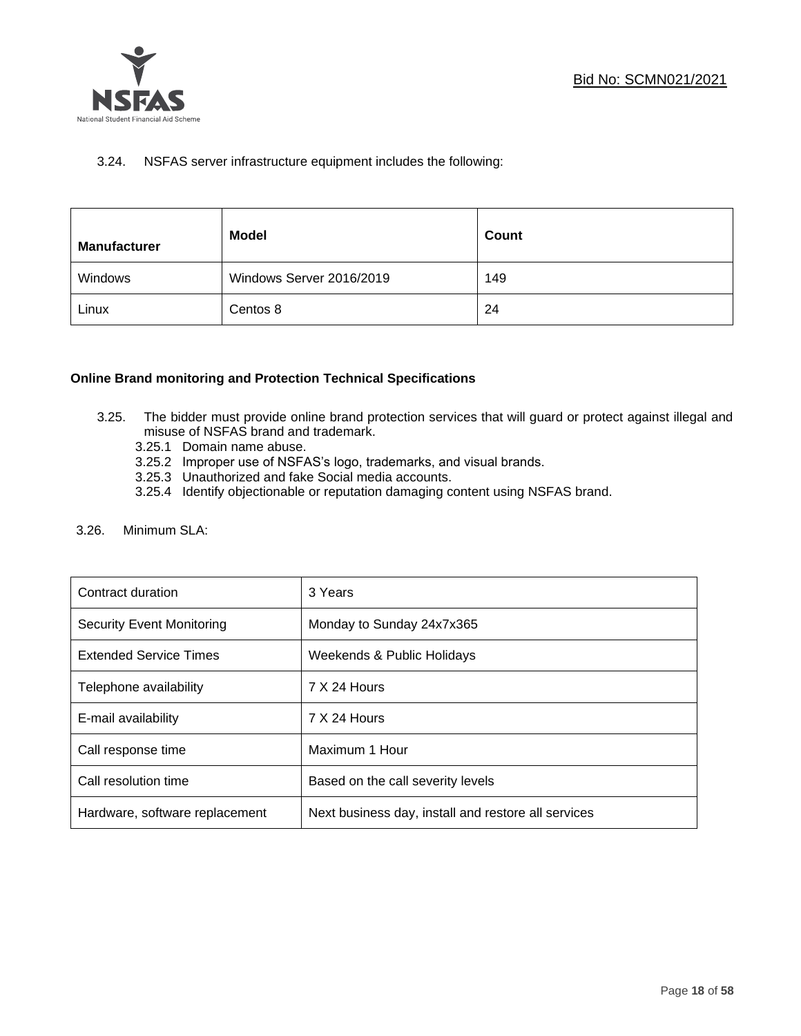3.24. NSFAS server infrastructure equipment includes the following:

| Manufacturer | Model | Count |
|---|---|---|
| Windows | Windows Server 2016/2019 | 149 |
| Linux | Centos 8 | 24 |

**Online Brand monitoring and Protection Technical Specifications**

3.25. The bidder must provide online brand protection services that will guard or protect against illegal and misuse of NSFAS brand and trademark.

- 3.25.1 Domain name abuse.
- 3.25.2 Improper use of NSFAS's logo, trademarks, and visual brands.
- 3.25.3 Unauthorized and fake Social media accounts.
- 3.25.4 Identify objectionable or reputation damaging content using NSFAS brand.

3.26. Minimum SLA:

| Contract duration | 3 Years |
|---|---|
| Security Event Monitoring | Monday to Sunday 24x7x365 |
| Extended Service Times | Weekends & Public Holidays |
| Telephone availability | 7 X 24 Hours |
| E-mail availability | 7 X 24 Hours |
| Call response time | Maximum 1 Hour |
| Call resolution time | Based on the call severity levels |
| Hardware, software replacement | Next business day, install and restore all services |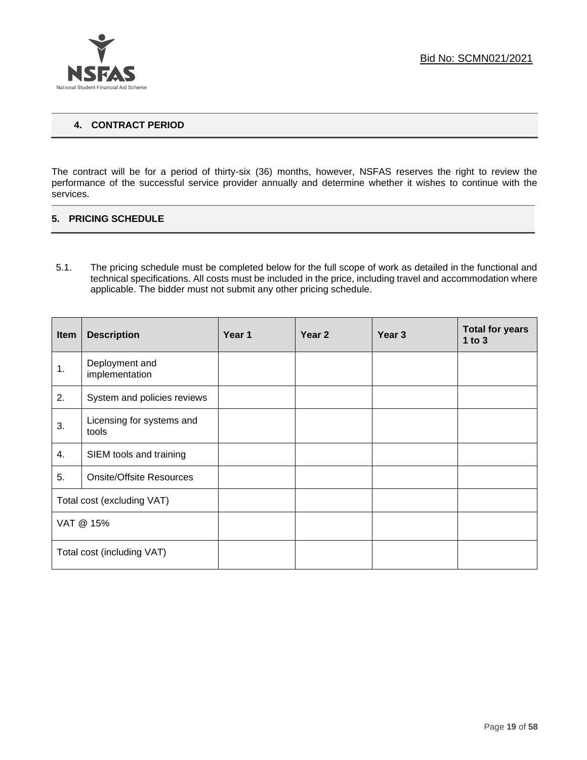## 4. CONTRACT PERIOD

The contract will be for a period of thirty-six (36) months, however, NSFAS reserves the right to review the performance of the successful service provider annually and determine whether it wishes to continue with the services.

## 5. PRICING SCHEDULE

5.1. The pricing schedule must be completed below for the full scope of work as detailed in the functional and technical specifications. All costs must be included in the price, including travel and accommodation where applicable. The bidder must not submit any other pricing schedule.

| Item | Description | Year 1 | Year 2 | Year 3 | Total for years 1 to 3 |
|---|---|---|---|---|---|
| 1. | Deployment and implementation | | | | |
| 2. | System and policies reviews | | | | |
| 3. | Licensing for systems and tools | | | | |
| 4. | SIEM tools and training | | | | |
| 5. | Onsite/Offsite Resources | | | | |
| Total cost (excluding VAT) | | | | | |
| VAT @ 15% | | | | | |
| Total cost (including VAT) | | | | | |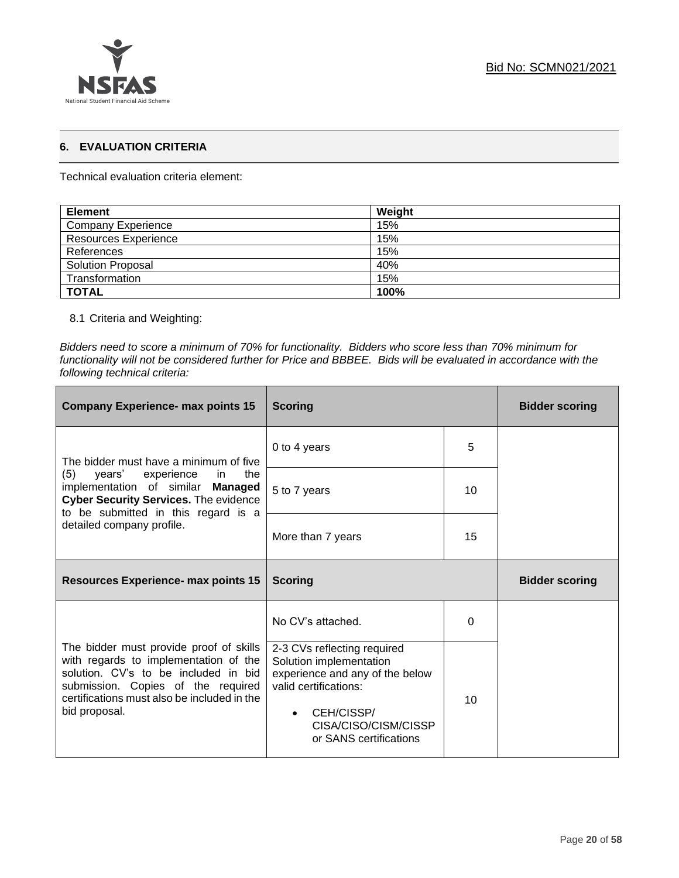Bid No: SCMN021/2021

## 6. EVALUATION CRITERIA

Technical evaluation criteria element:

| Element | Weight |
|---|---|
| Company Experience | 15% |
| Resources Experience | 15% |
| References | 15% |
| Solution Proposal | 40% |
| Transformation | 15% |
| **TOTAL** | **100%** |

8.1 Criteria and Weighting:

*Bidders need to score a minimum of 70% for functionality. Bidders who score less than 70% minimum for functionality will not be considered further for Price and BBBEE. Bids will be evaluated in accordance with the following technical criteria:*

| **Company Experience- max points 15** | **Scoring** | | **Bidder scoring** |
|---|---|---|---|
| The bidder must have a minimum of five (5) years' experience in the implementation of similar **Managed Cyber Security Services.** The evidence to be submitted in this regard is a detailed company profile. | 0 to 4 years | 5 | |
| | 5 to 7 years | 10 | |
| | More than 7 years | 15 | |
| **Resources Experience- max points 15** | **Scoring** | | **Bidder scoring** |
| The bidder must provide proof of skills with regards to implementation of the solution. CV's to be included in bid submission. Copies of the required certifications must also be included in the bid proposal. | No CV's attached. | 0 | |
| | 2-3 CVs reflecting required Solution implementation experience and any of the below valid certifications: <br>• CEH/CISSP/ CISA/CISO/CISM/CISSP or SANS certifications | 10 | |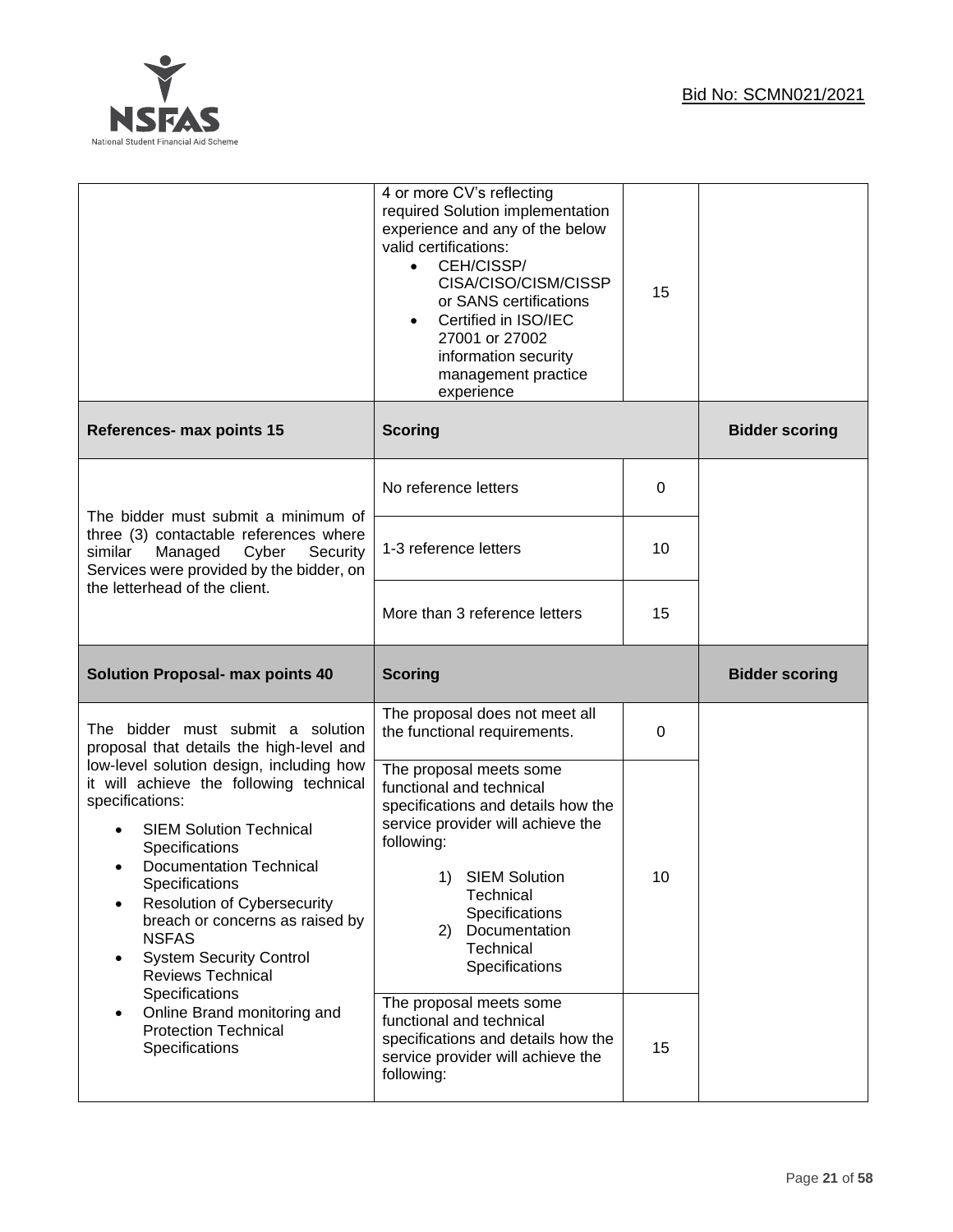| | | | |
|---|---|---|---|
| | 4 or more CV's reflecting required Solution implementation experience and any of the below valid certifications:<br>• CEH/CISSP/ CISA/CISO/CISM/CISSP or SANS certifications<br>• Certified in ISO/IEC 27001 or 27002 information security management practice experience | 15 | |
| **References- max points 15** | **Scoring** | | **Bidder scoring** |
| The bidder must submit a minimum of three (3) contactable references where similar Managed Cyber Security Services were provided by the bidder, on the letterhead of the client. | No reference letters | 0 | |
| | 1-3 reference letters | 10 | |
| | More than 3 reference letters | 15 | |
| **Solution Proposal- max points 40** | **Scoring** | | **Bidder scoring** |
| The bidder must submit a solution proposal that details the high-level and low-level solution design, including how it will achieve the following technical specifications:<br>• SIEM Solution Technical Specifications<br>• Documentation Technical Specifications<br>• Resolution of Cybersecurity breach or concerns as raised by NSFAS<br>• System Security Control Reviews Technical Specifications<br>• Online Brand monitoring and Protection Technical Specifications | The proposal does not meet all the functional requirements. | 0 | |
| | The proposal meets some functional and technical specifications and details how the service provider will achieve the following:<br>1) SIEM Solution Technical Specifications<br>2) Documentation Technical Specifications | 10 | |
| | The proposal meets some functional and technical specifications and details how the service provider will achieve the following: | 15 | |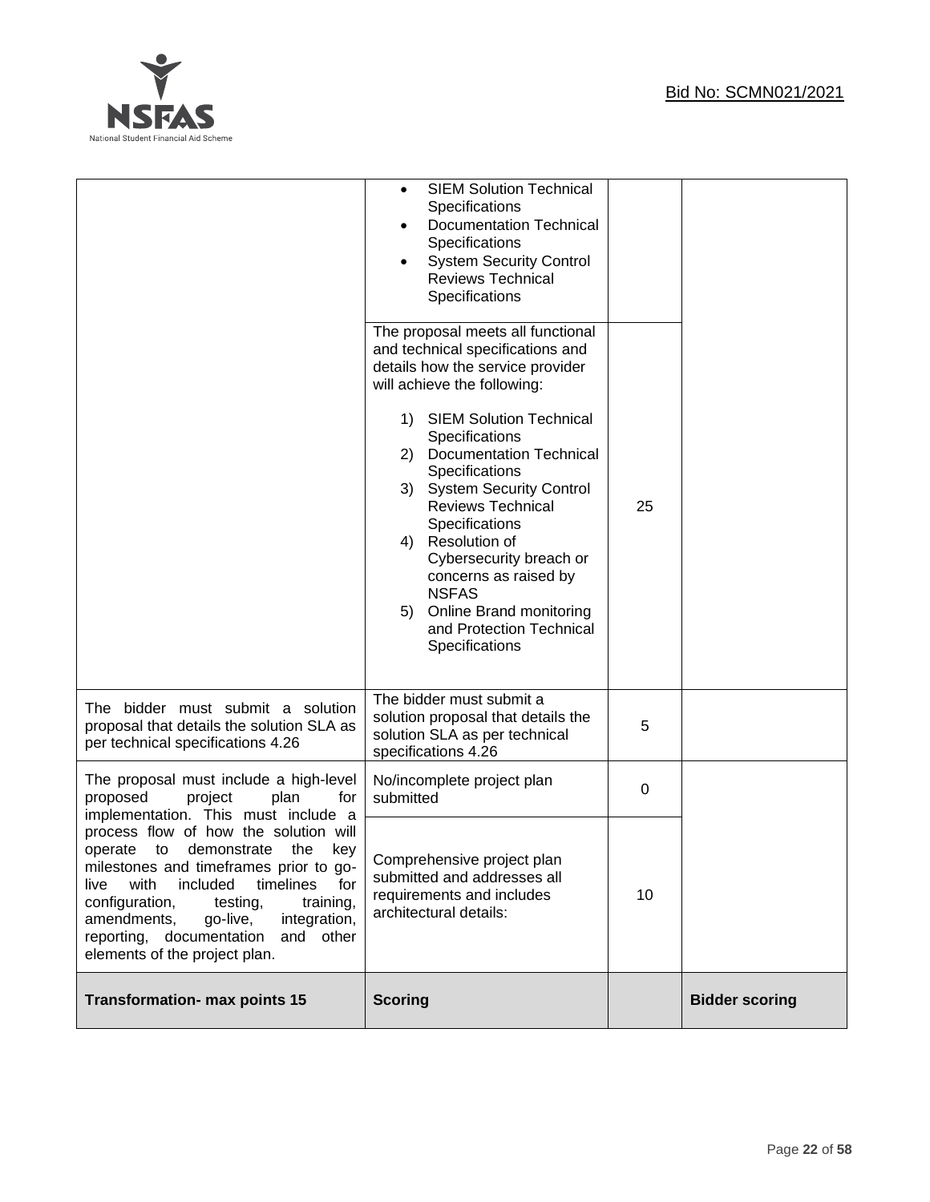| | | | |
|---|---|---|---|
| | • SIEM Solution Technical Specifications<br>• Documentation Technical Specifications<br>• System Security Control Reviews Technical Specifications | | |
| | The proposal meets all functional and technical specifications and details how the service provider will achieve the following:<br><br>1) SIEM Solution Technical Specifications<br>2) Documentation Technical Specifications<br>3) System Security Control Reviews Technical Specifications<br>4) Resolution of Cybersecurity breach or concerns as raised by NSFAS<br>5) Online Brand monitoring and Protection Technical Specifications | 25 | |
| The bidder must submit a solution proposal that details the solution SLA as per technical specifications 4.26 | The bidder must submit a solution proposal that details the solution SLA as per technical specifications 4.26 | 5 | |
| The proposal must include a high-level proposed project plan for implementation. This must include a process flow of how the solution will operate to demonstrate the key milestones and timeframes prior to go-live with included timelines for configuration, testing, training, amendments, go-live, integration, reporting, documentation and other elements of the project plan. | No/incomplete project plan submitted | 0 | |
| | Comprehensive project plan submitted and addresses all requirements and includes architectural details: | 10 | |
| **Transformation- max points 15** | **Scoring** | | **Bidder scoring** |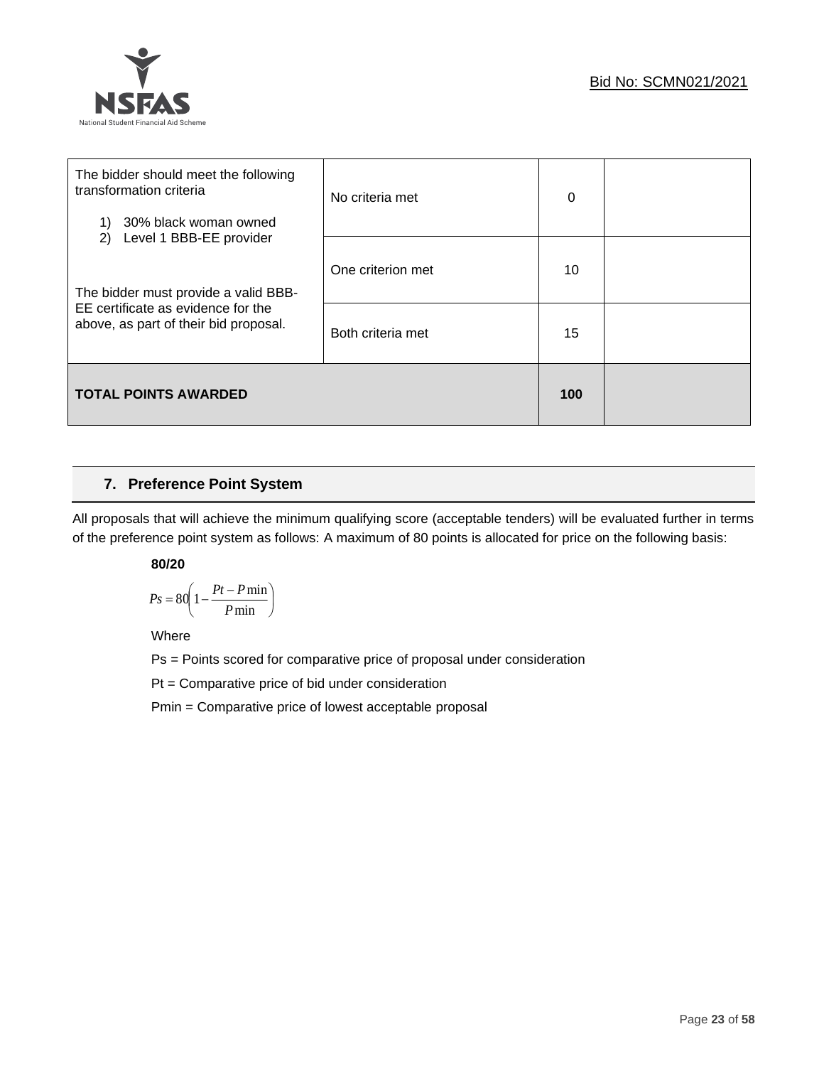| | | | |
|---|---|---|---|
| The bidder should meet the following transformation criteria<br><br>1) 30% black woman owned<br>2) Level 1 BBB-EE provider<br><br>The bidder must provide a valid BBB-EE certificate as evidence for the above, as part of their bid proposal. | No criteria met | 0 | |
| | One criterion met | 10 | |
| | Both criteria met | 15 | |
| **TOTAL POINTS AWARDED** | | **100** | |

## 7. Preference Point System

All proposals that will achieve the minimum qualifying score (acceptable tenders) will be evaluated further in terms of the preference point system as follows: A maximum of 80 points is allocated for price on the following basis:

**80/20**

$$Ps = 80\left(1 - \frac{Pt - P\min}{P\min}\right)$$

Where

Ps = Points scored for comparative price of proposal under consideration

Pt = Comparative price of bid under consideration

Pmin = Comparative price of lowest acceptable proposal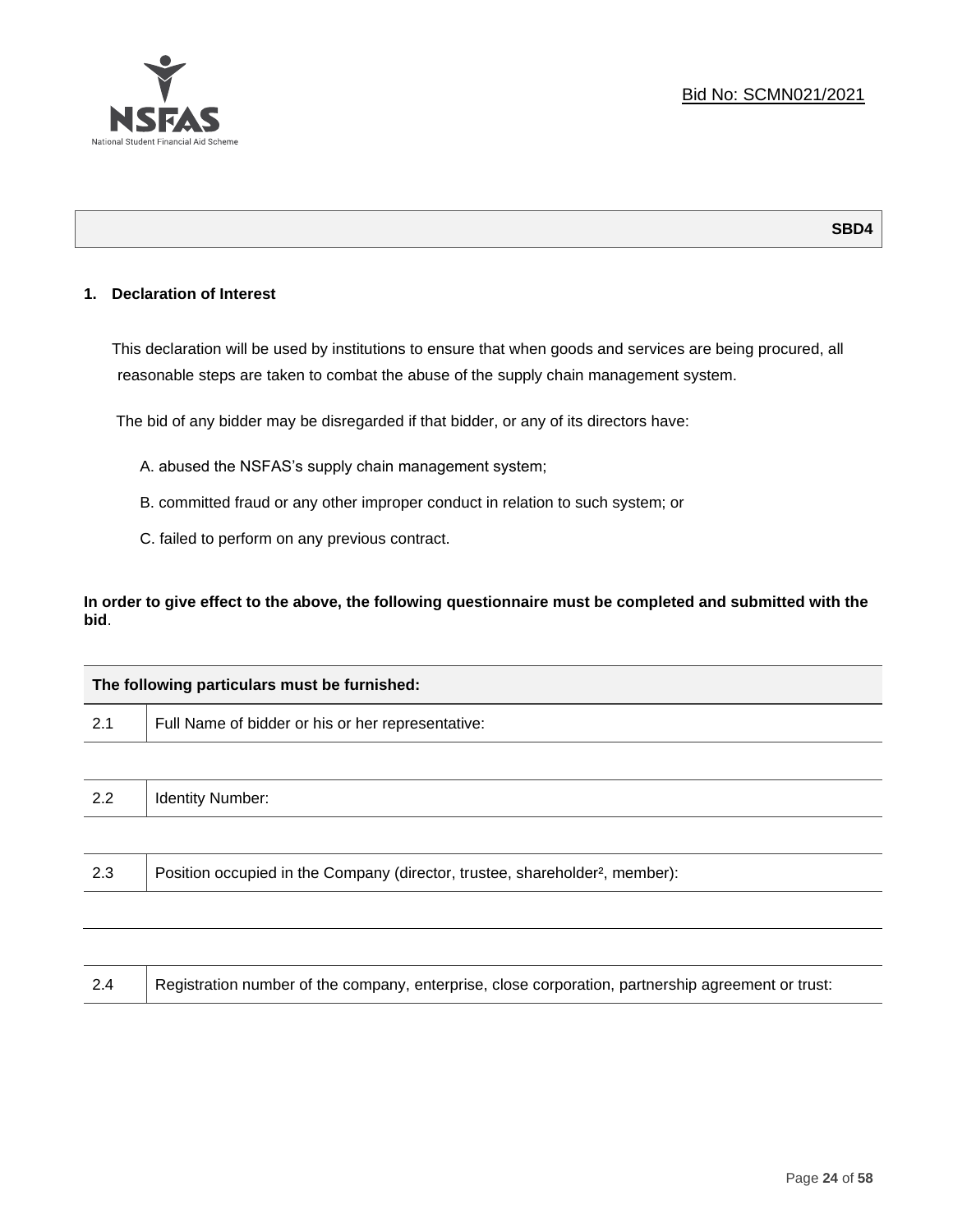Bid No: SCMN021/2021

**SBD4**

## 1. Declaration of Interest

This declaration will be used by institutions to ensure that when goods and services are being procured, all reasonable steps are taken to combat the abuse of the supply chain management system.

The bid of any bidder may be disregarded if that bidder, or any of its directors have:

A. abused the NSFAS's supply chain management system;

B. committed fraud or any other improper conduct in relation to such system; or

C. failed to perform on any previous contract.

**In order to give effect to the above, the following questionnaire must be completed and submitted with the bid**.

| **The following particulars must be furnished:** | |
|---|---|
| 2.1 | Full Name of bidder or his or her representative: |
| | |
| 2.2 | Identity Number: |
| | |
| 2.3 | Position occupied in the Company (director, trustee, shareholder[2], member): |
| | |
| | |
| 2.4 | Registration number of the company, enterprise, close corporation, partnership agreement or trust: |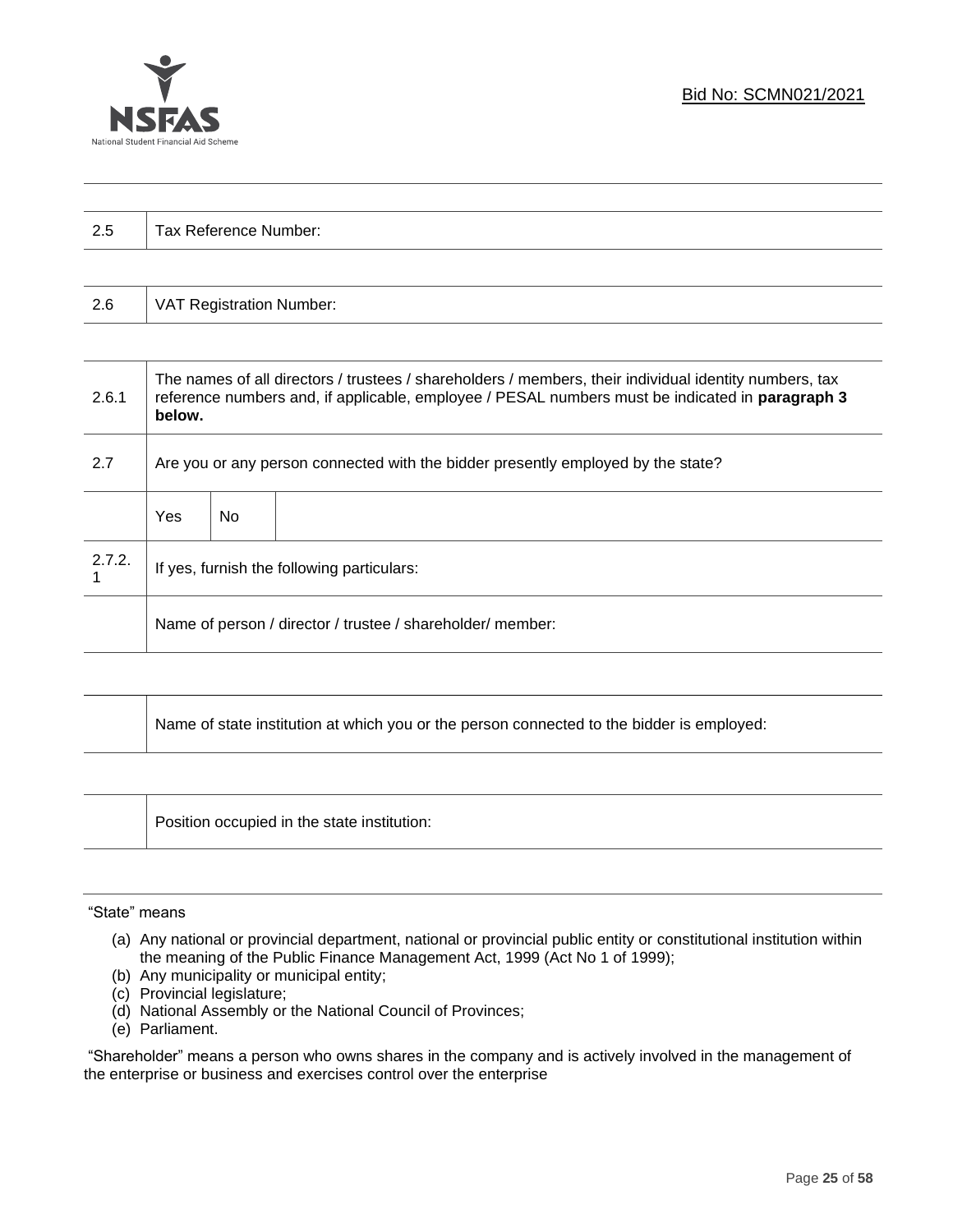| 2.5 | Tax Reference Number: |
|---|---|

| 2.6 | VAT Registration Number: |
|---|---|

| | | | |
|---|---|---|---|
| 2.6.1 | The names of all directors / trustees / shareholders / members, their individual identity numbers, tax reference numbers and, if applicable, employee / PESAL numbers must be indicated in **paragraph 3 below.** | | |
| 2.7 | Are you or any person connected with the bidder presently employed by the state? | | |
| | Yes | No | |
| 2.7.2.1 | If yes, furnish the following particulars: | | |
| | Name of person / director / trustee / shareholder/ member: | | |

| | Name of state institution at which you or the person connected to the bidder is employed: |
|---|---|

| | Position occupied in the state institution: |
|---|---|

"State" means

(a) Any national or provincial department, national or provincial public entity or constitutional institution within the meaning of the Public Finance Management Act, 1999 (Act No 1 of 1999);
(b) Any municipality or municipal entity;
(c) Provincial legislature;
(d) National Assembly or the National Council of Provinces;
(e) Parliament.

"Shareholder" means a person who owns shares in the company and is actively involved in the management of the enterprise or business and exercises control over the enterprise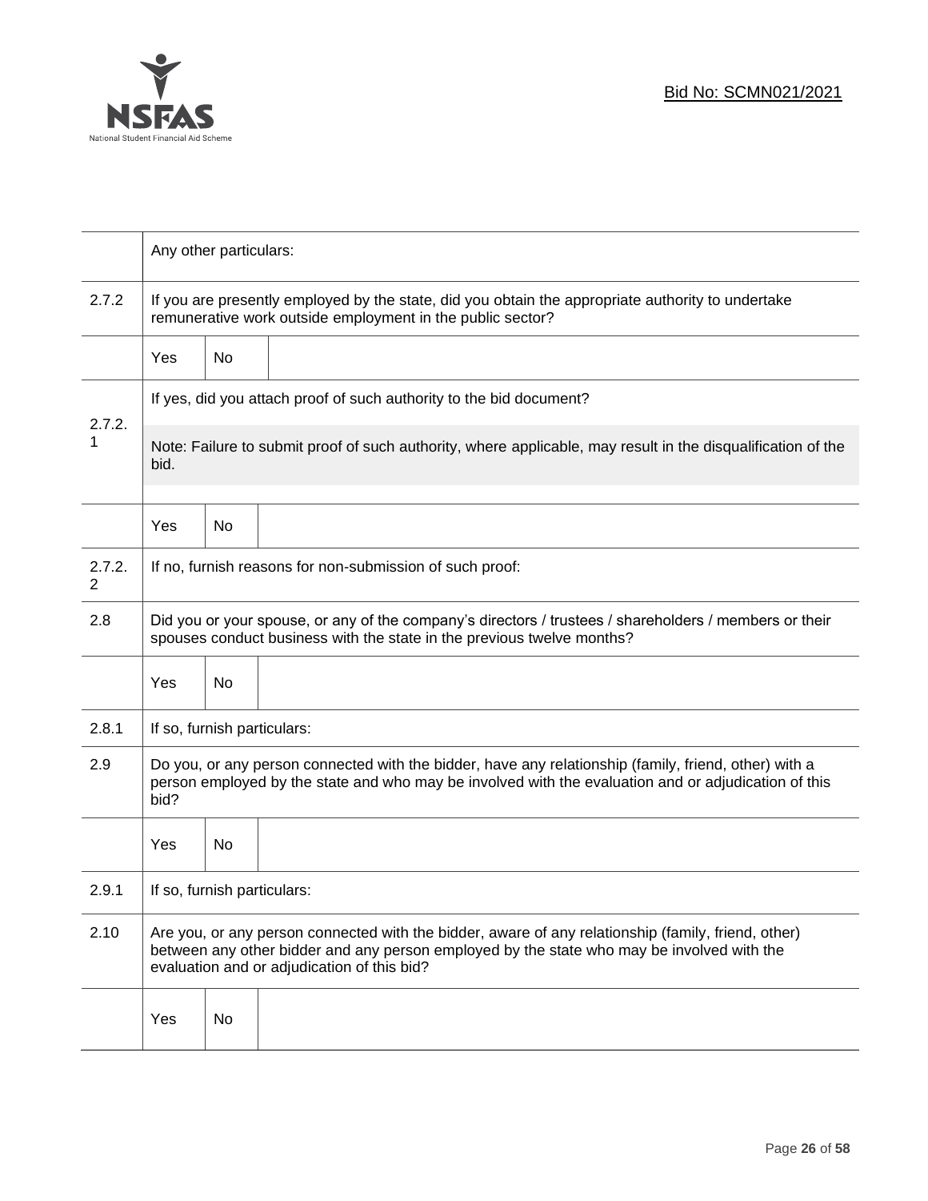| | | | |
|---|---|---|---|
| | Any other particulars: | | |
| 2.7.2 | If you are presently employed by the state, did you obtain the appropriate authority to undertake remunerative work outside employment in the public sector? | | |
| | Yes | No | |
| 2.7.2.1 | If yes, did you attach proof of such authority to the bid document?<br><br>Note: Failure to submit proof of such authority, where applicable, may result in the disqualification of the bid. | | |
| | Yes | No | |
| 2.7.2.2 | If no, furnish reasons for non-submission of such proof: | | |
| 2.8 | Did you or your spouse, or any of the company's directors / trustees / shareholders / members or their spouses conduct business with the state in the previous twelve months? | | |
| | Yes | No | |
| 2.8.1 | If so, furnish particulars: | | |
| 2.9 | Do you, or any person connected with the bidder, have any relationship (family, friend, other) with a person employed by the state and who may be involved with the evaluation and or adjudication of this bid? | | |
| | Yes | No | |
| 2.9.1 | If so, furnish particulars: | | |
| 2.10 | Are you, or any person connected with the bidder, aware of any relationship (family, friend, other) between any other bidder and any person employed by the state who may be involved with the evaluation and or adjudication of this bid? | | |
| | Yes | No | |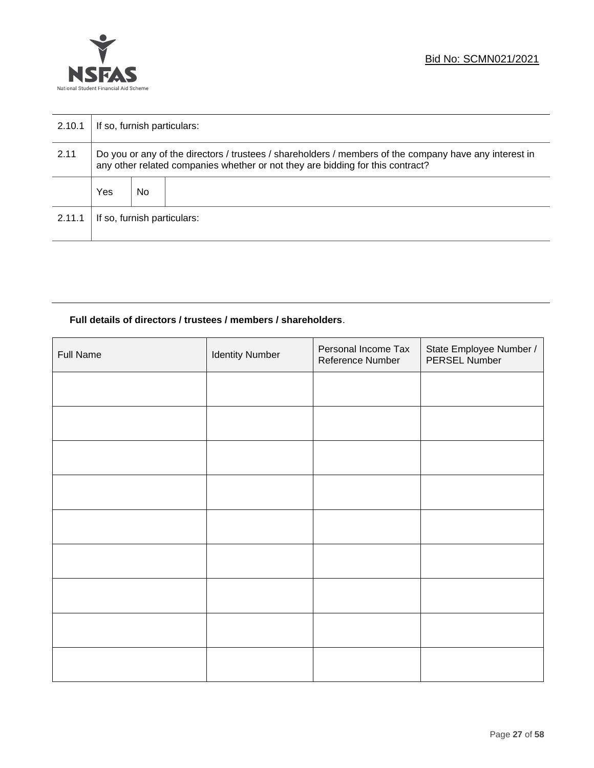| | | | |
|---|---|---|---|
| 2.10.1 | If so, furnish particulars: | | |
| 2.11 | Do you or any of the directors / trustees / shareholders / members of the company have any interest in any other related companies whether or not they are bidding for this contract? | | |
| | Yes | No | |
| 2.11.1 | If so, furnish particulars: | | |

**Full details of directors / trustees / members / shareholders**.

| Full Name | Identity Number | Personal Income Tax Reference Number | State Employee Number / PERSEL Number |
|---|---|---|---|
| | | | |
| | | | |
| | | | |
| | | | |
| | | | |
| | | | |
| | | | |
| | | | |
| | | | |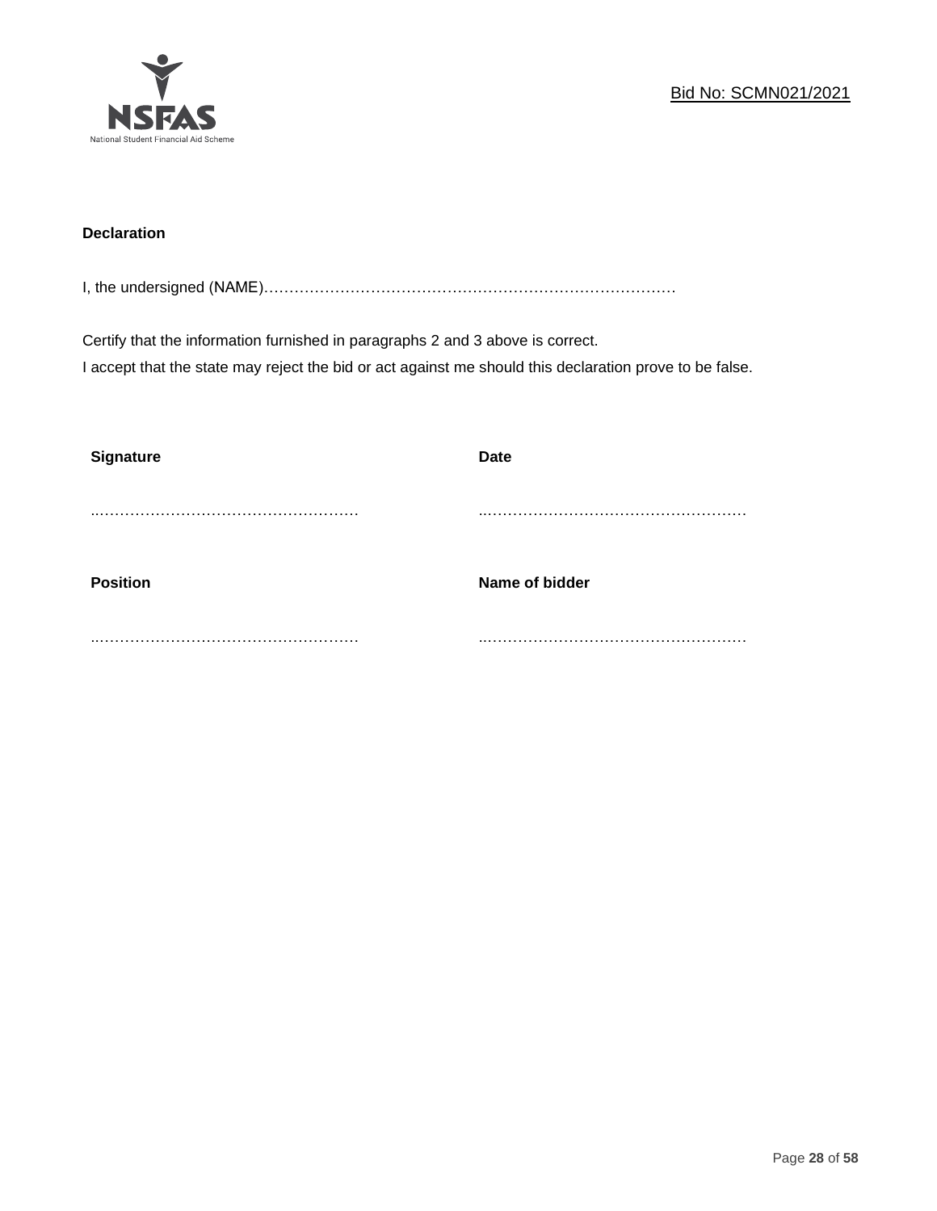**Declaration**

I, the undersigned (NAME)………………………………………………………………………

Certify that the information furnished in paragraphs 2 and 3 above is correct.
I accept that the state may reject the bid or act against me should this declaration prove to be false.

| **Signature** | **Date** |
|---|---|
| ..……………………………………………… | ..……………………………………………… |
| **Position** | **Name of bidder** |
| ..……………………………………………… | ..……………………………………………… |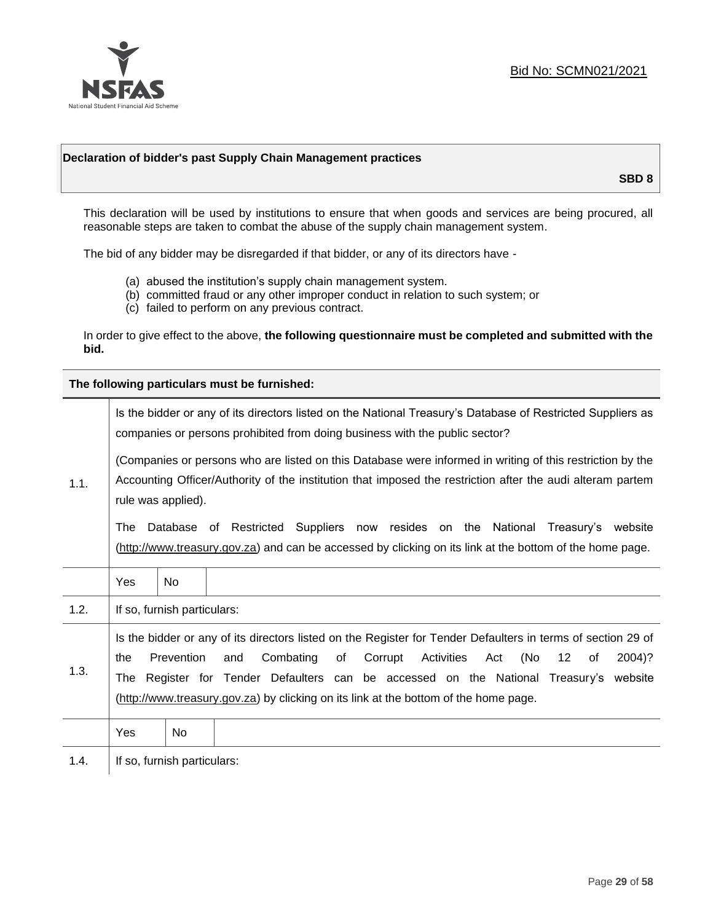Bid No: SCMN021/2021

## Declaration of bidder's past Supply Chain Management practices

**SBD 8**

This declaration will be used by institutions to ensure that when goods and services are being procured, all reasonable steps are taken to combat the abuse of the supply chain management system.

The bid of any bidder may be disregarded if that bidder, or any of its directors have -

(a) abused the institution's supply chain management system.
(b) committed fraud or any other improper conduct in relation to such system; or
(c) failed to perform on any previous contract.

In order to give effect to the above, **the following questionnaire must be completed and submitted with the bid.**

| **The following particulars must be furnished:** | |
|---|---|
| 1.1. | Is the bidder or any of its directors listed on the National Treasury's Database of Restricted Suppliers as companies or persons prohibited from doing business with the public sector?<br><br>(Companies or persons who are listed on this Database were informed in writing of this restriction by the Accounting Officer/Authority of the institution that imposed the restriction after the audi alteram partem rule was applied).<br><br>The Database of Restricted Suppliers now resides on the National Treasury's website (http://www.treasury.gov.za) and can be accessed by clicking on its link at the bottom of the home page. |
| | Yes &#124; No |
| 1.2. | If so, furnish particulars: |
| 1.3. | Is the bidder or any of its directors listed on the Register for Tender Defaulters in terms of section 29 of the Prevention and Combating of Corrupt Activities Act (No 12 of 2004)? The Register for Tender Defaulters can be accessed on the National Treasury's website (http://www.treasury.gov.za) by clicking on its link at the bottom of the home page. |
| | Yes &#124; No |
| 1.4. | If so, furnish particulars: |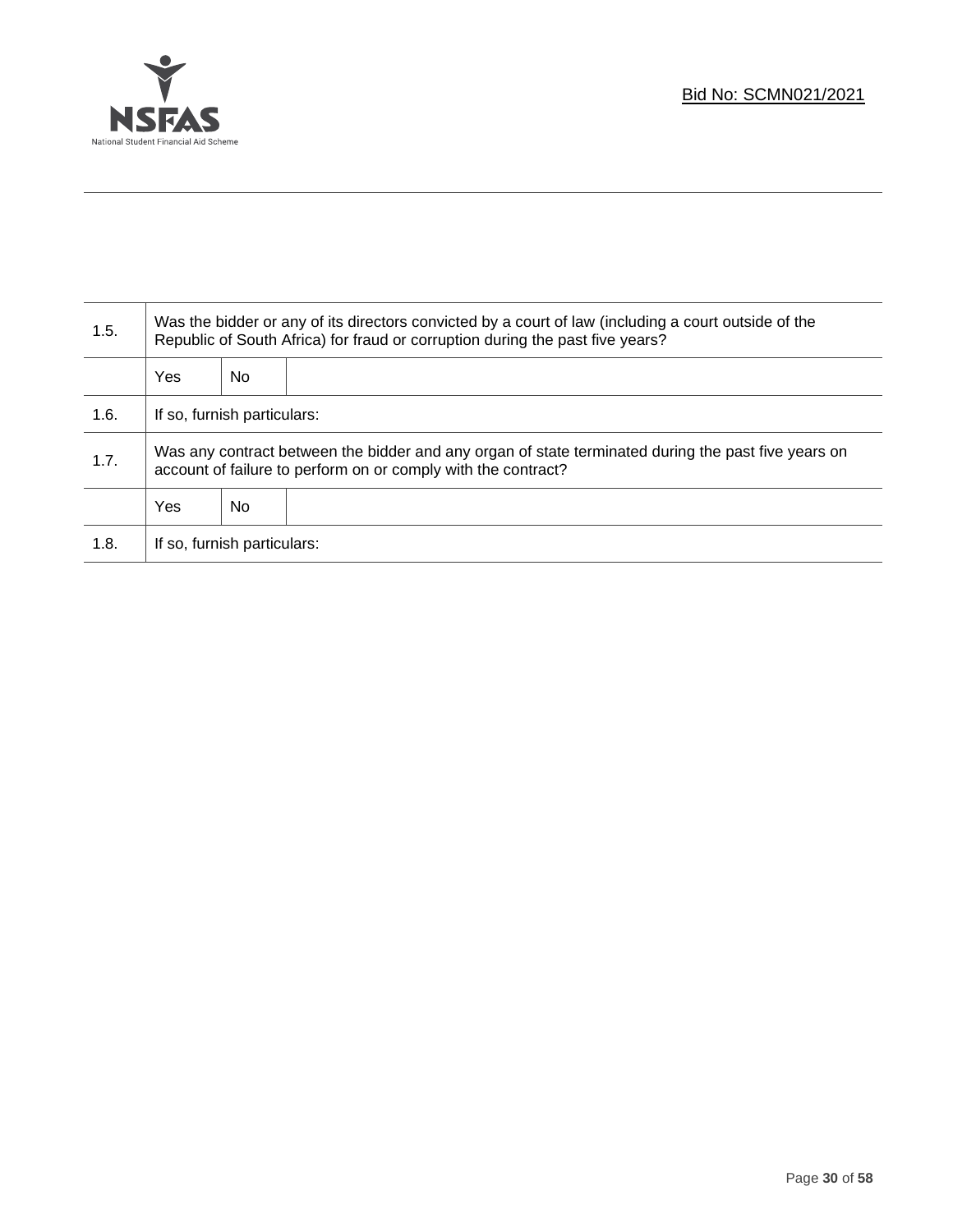| 1.5. | Was the bidder or any of its directors convicted by a court of law (including a court outside of the Republic of South Africa) for fraud or corruption during the past five years? | | |
|---|---|---|---|
| | Yes | No | |
| 1.6. | If so, furnish particulars: | | |
| 1.7. | Was any contract between the bidder and any organ of state terminated during the past five years on account of failure to perform on or comply with the contract? | | |
| | Yes | No | |
| 1.8. | If so, furnish particulars: | | |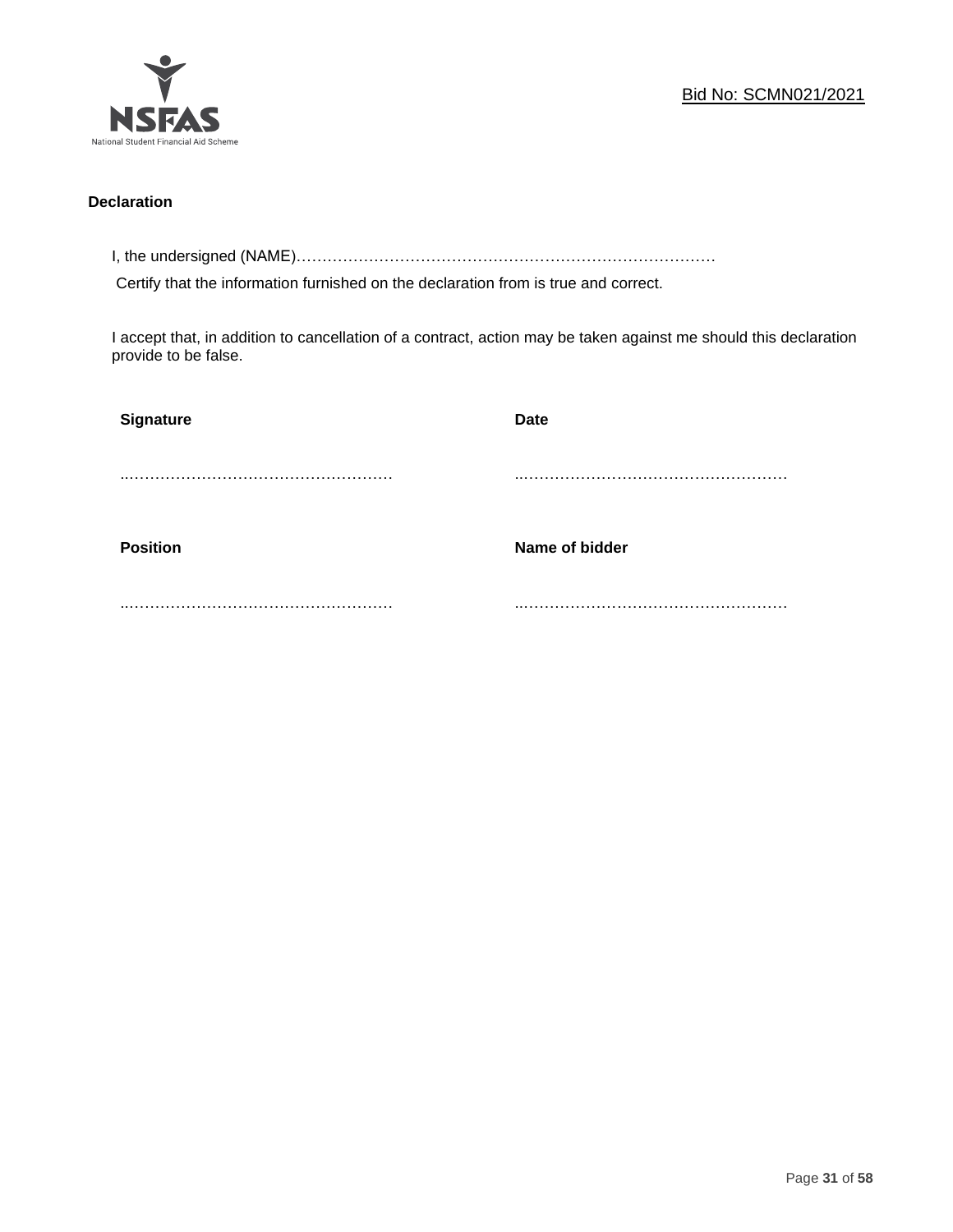**Declaration**

I, the undersigned (NAME)………………………………………………………………………

Certify that the information furnished on the declaration from is true and correct.

I accept that, in addition to cancellation of a contract, action may be taken against me should this declaration provide to be false.

| **Signature** | **Date** |
| --- | --- |
| ..………………………………………… | ..………………………………………… |
| **Position** | **Name of bidder** |
| ..………………………………………… | ..………………………………………… |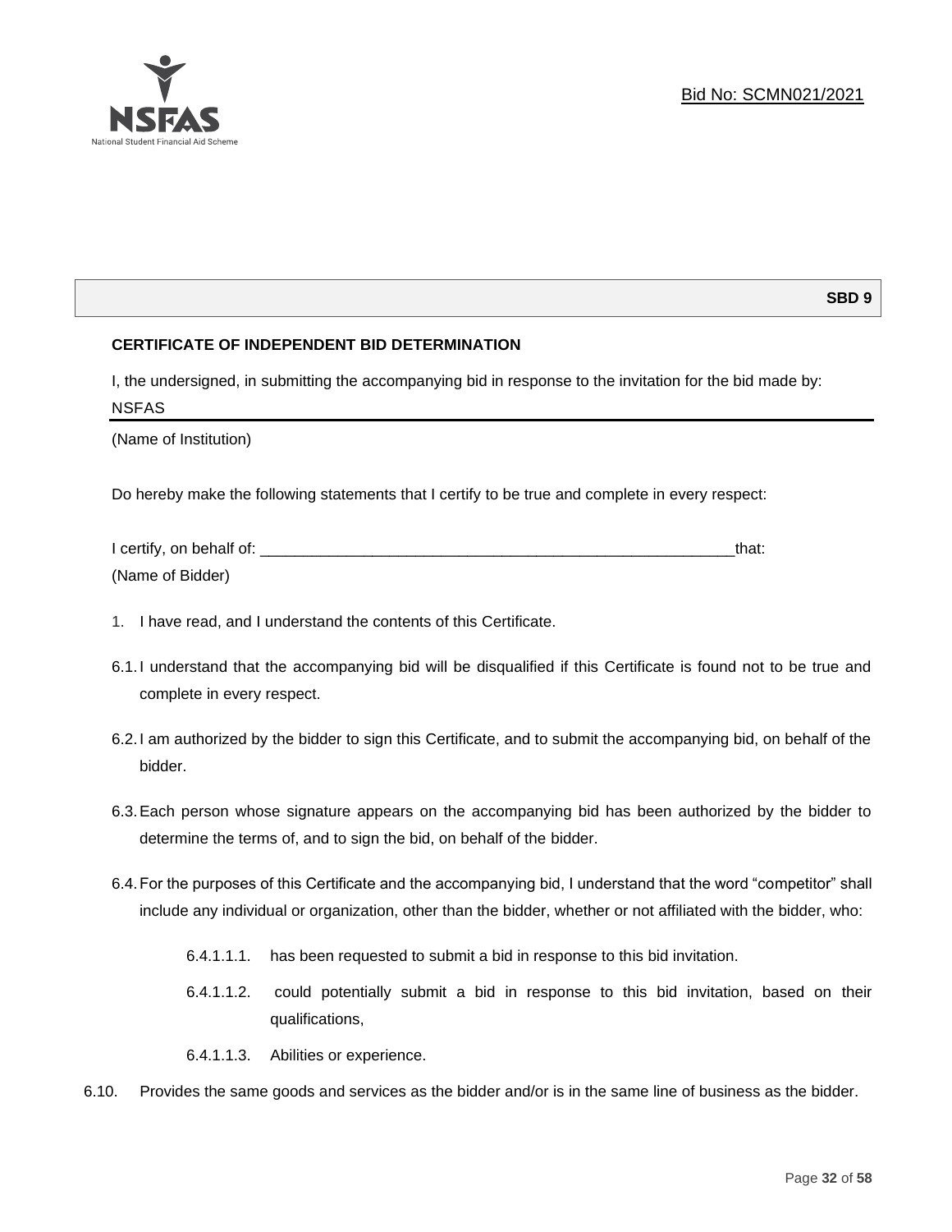Bid No: SCMN021/2021

**SBD 9**

**CERTIFICATE OF INDEPENDENT BID DETERMINATION**

I, the undersigned, in submitting the accompanying bid in response to the invitation for the bid made by:

NSFAS

(Name of Institution)

Do hereby make the following statements that I certify to be true and complete in every respect:

I certify, on behalf of: ___________________________________________________________that:

(Name of Bidder)

1. I have read, and I understand the contents of this Certificate.

6.1. I understand that the accompanying bid will be disqualified if this Certificate is found not to be true and complete in every respect.

6.2. I am authorized by the bidder to sign this Certificate, and to submit the accompanying bid, on behalf of the bidder.

6.3. Each person whose signature appears on the accompanying bid has been authorized by the bidder to determine the terms of, and to sign the bid, on behalf of the bidder.

6.4. For the purposes of this Certificate and the accompanying bid, I understand that the word "competitor" shall include any individual or organization, other than the bidder, whether or not affiliated with the bidder, who:

6.4.1.1.1. has been requested to submit a bid in response to this bid invitation.

6.4.1.1.2. could potentially submit a bid in response to this bid invitation, based on their qualifications,

6.4.1.1.3. Abilities or experience.

6.10. Provides the same goods and services as the bidder and/or is in the same line of business as the bidder.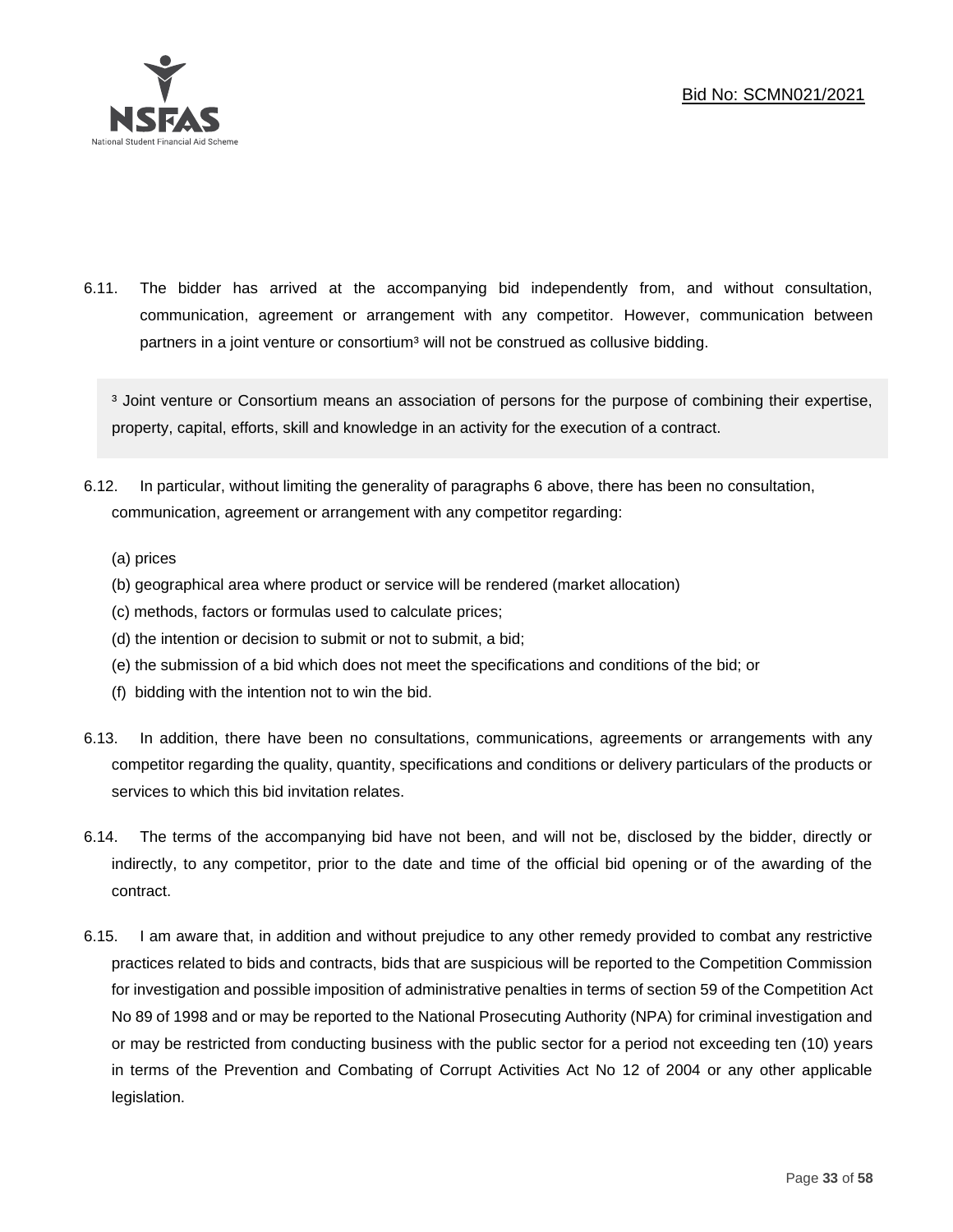6.11. The bidder has arrived at the accompanying bid independently from, and without consultation, communication, agreement or arrangement with any competitor. However, communication between partners in a joint venture or consortium[3] will not be construed as collusive bidding.

> [3] Joint venture or Consortium means an association of persons for the purpose of combining their expertise, property, capital, efforts, skill and knowledge in an activity for the execution of a contract.

6.12. In particular, without limiting the generality of paragraphs 6 above, there has been no consultation, communication, agreement or arrangement with any competitor regarding:

(a) prices
(b) geographical area where product or service will be rendered (market allocation)
(c) methods, factors or formulas used to calculate prices;
(d) the intention or decision to submit or not to submit, a bid;
(e) the submission of a bid which does not meet the specifications and conditions of the bid; or
(f) bidding with the intention not to win the bid.

6.13. In addition, there have been no consultations, communications, agreements or arrangements with any competitor regarding the quality, quantity, specifications and conditions or delivery particulars of the products or services to which this bid invitation relates.

6.14. The terms of the accompanying bid have not been, and will not be, disclosed by the bidder, directly or indirectly, to any competitor, prior to the date and time of the official bid opening or of the awarding of the contract.

6.15. I am aware that, in addition and without prejudice to any other remedy provided to combat any restrictive practices related to bids and contracts, bids that are suspicious will be reported to the Competition Commission for investigation and possible imposition of administrative penalties in terms of section 59 of the Competition Act No 89 of 1998 and or may be reported to the National Prosecuting Authority (NPA) for criminal investigation and or may be restricted from conducting business with the public sector for a period not exceeding ten (10) years in terms of the Prevention and Combating of Corrupt Activities Act No 12 of 2004 or any other applicable legislation.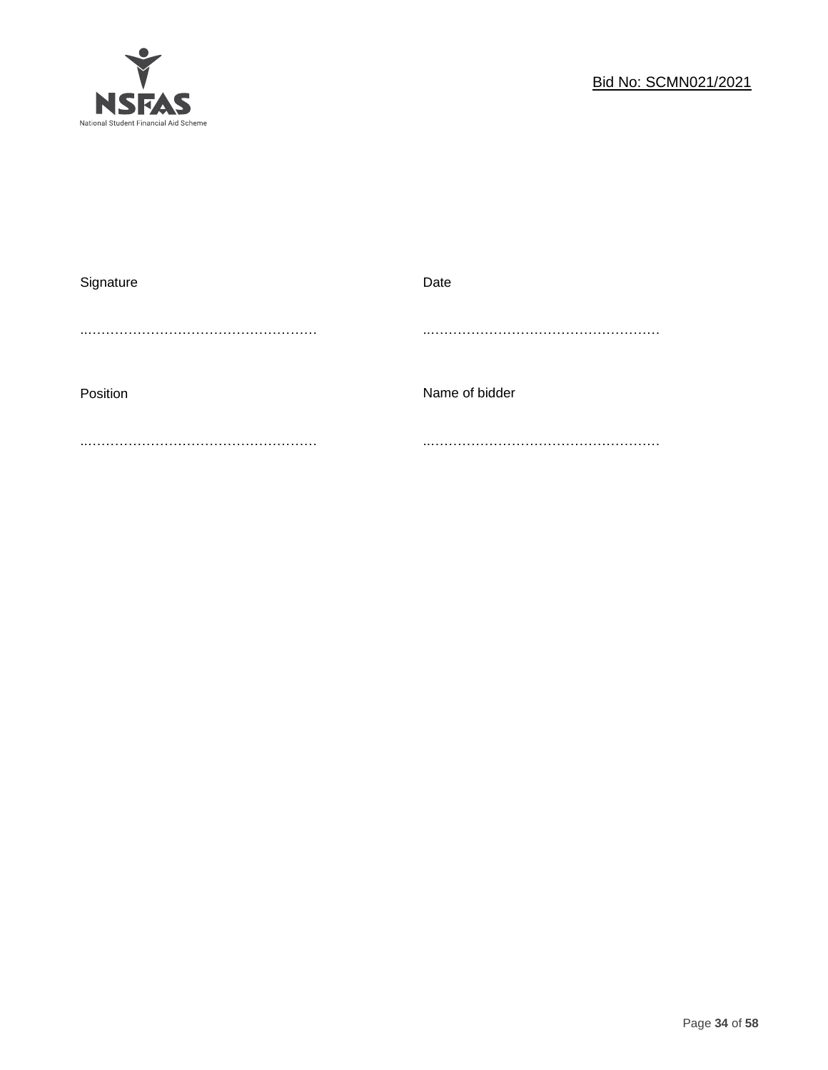| Signature | Date |
|---|---|
| …………………………………………… | …………………………………………… |
| Position | Name of bidder |
| …………………………………………… | …………………………………………… |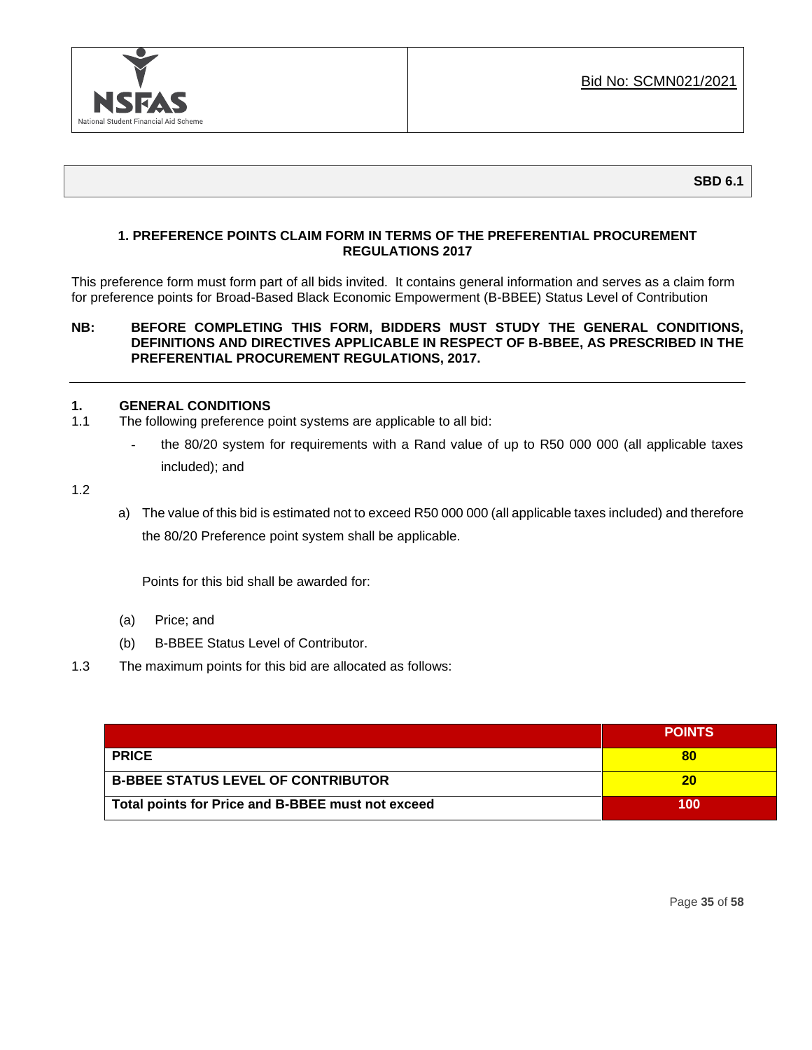Bid No: SCMN021/2021

**SBD 6.1**

## 1. PREFERENCE POINTS CLAIM FORM IN TERMS OF THE PREFERENTIAL PROCUREMENT REGULATIONS 2017

This preference form must form part of all bids invited. It contains general information and serves as a claim form for preference points for Broad-Based Black Economic Empowerment (B-BBEE) Status Level of Contribution

**NB: BEFORE COMPLETING THIS FORM, BIDDERS MUST STUDY THE GENERAL CONDITIONS, DEFINITIONS AND DIRECTIVES APPLICABLE IN RESPECT OF B-BBEE, AS PRESCRIBED IN THE PREFERENTIAL PROCUREMENT REGULATIONS, 2017.**

---

### 1. GENERAL CONDITIONS

1.1 The following preference point systems are applicable to all bid:

- the 80/20 system for requirements with a Rand value of up to R50 000 000 (all applicable taxes included); and

1.2

a) The value of this bid is estimated not to exceed R50 000 000 (all applicable taxes included) and therefore the 80/20 Preference point system shall be applicable.

Points for this bid shall be awarded for:

(a) Price; and

(b) B-BBEE Status Level of Contributor.

1.3 The maximum points for this bid are allocated as follows:

| | POINTS |
|---|---|
| **PRICE** | **80** |
| **B-BBEE STATUS LEVEL OF CONTRIBUTOR** | **20** |
| **Total points for Price and B-BBEE must not exceed** | **100** |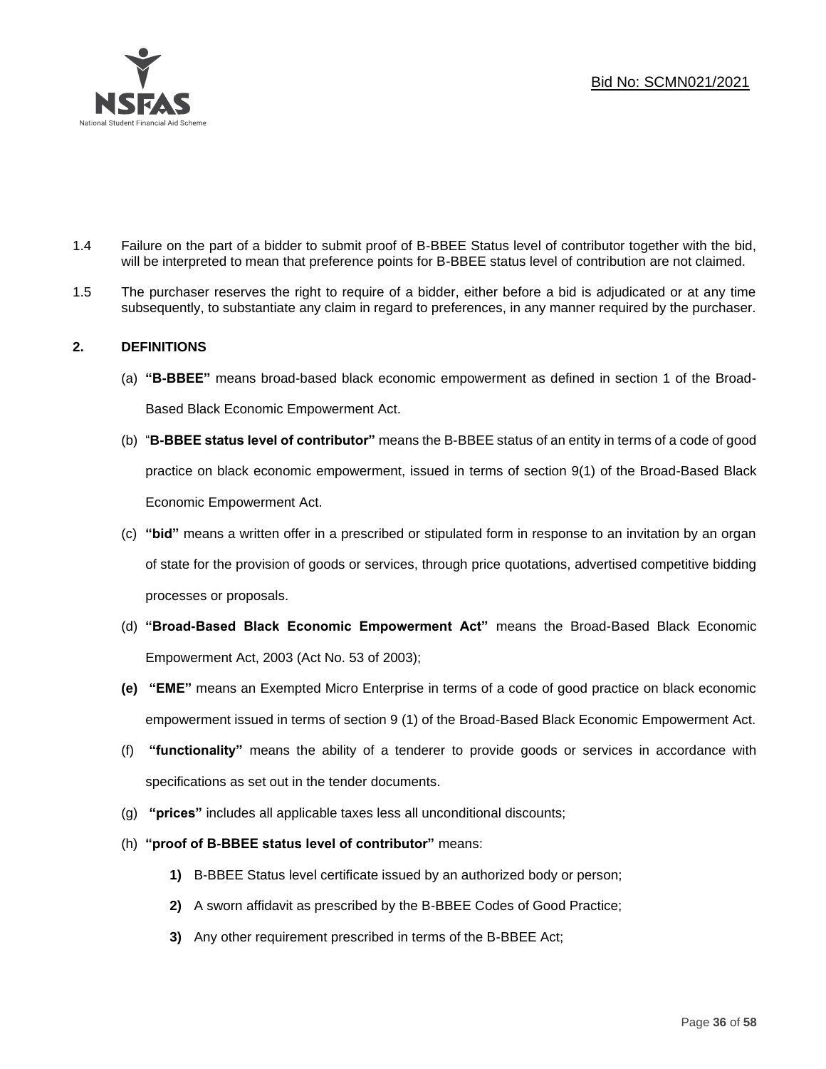1.4 Failure on the part of a bidder to submit proof of B-BBEE Status level of contributor together with the bid, will be interpreted to mean that preference points for B-BBEE status level of contribution are not claimed.

1.5 The purchaser reserves the right to require of a bidder, either before a bid is adjudicated or at any time subsequently, to substantiate any claim in regard to preferences, in any manner required by the purchaser.

## 2. DEFINITIONS

(a) **"B-BBEE"** means broad-based black economic empowerment as defined in section 1 of the Broad-Based Black Economic Empowerment Act.

(b) "**B-BBEE status level of contributor"** means the B-BBEE status of an entity in terms of a code of good practice on black economic empowerment, issued in terms of section 9(1) of the Broad-Based Black Economic Empowerment Act.

(c) **"bid"** means a written offer in a prescribed or stipulated form in response to an invitation by an organ of state for the provision of goods or services, through price quotations, advertised competitive bidding processes or proposals.

(d) **"Broad-Based Black Economic Empowerment Act"** means the Broad-Based Black Economic Empowerment Act, 2003 (Act No. 53 of 2003);

**(e)** **"EME"** means an Exempted Micro Enterprise in terms of a code of good practice on black economic empowerment issued in terms of section 9 (1) of the Broad-Based Black Economic Empowerment Act.

(f) **"functionality"** means the ability of a tenderer to provide goods or services in accordance with specifications as set out in the tender documents.

(g) **"prices"** includes all applicable taxes less all unconditional discounts;

(h) **"proof of B-BBEE status level of contributor"** means:

**1)** B-BBEE Status level certificate issued by an authorized body or person;

**2)** A sworn affidavit as prescribed by the B-BBEE Codes of Good Practice;

**3)** Any other requirement prescribed in terms of the B-BBEE Act;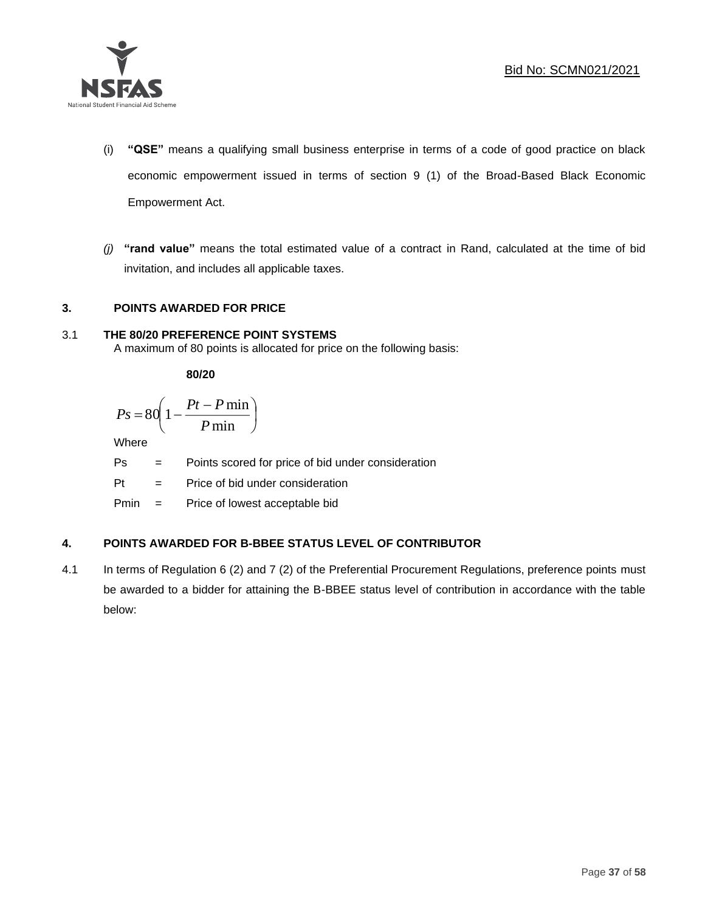(i) **"QSE"** means a qualifying small business enterprise in terms of a code of good practice on black economic empowerment issued in terms of section 9 (1) of the Broad-Based Black Economic Empowerment Act.

*(j)* **"rand value"** means the total estimated value of a contract in Rand, calculated at the time of bid invitation, and includes all applicable taxes.

## 3. POINTS AWARDED FOR PRICE

### 3.1 THE 80/20 PREFERENCE POINT SYSTEMS

A maximum of 80 points is allocated for price on the following basis:

**80/20**

$$Ps = 80\left(1 - \frac{Pt - P\min}{P\min}\right)$$

Where

Ps = Points scored for price of bid under consideration

Pt = Price of bid under consideration

Pmin = Price of lowest acceptable bid

## 4. POINTS AWARDED FOR B-BBEE STATUS LEVEL OF CONTRIBUTOR

4.1 In terms of Regulation 6 (2) and 7 (2) of the Preferential Procurement Regulations, preference points must be awarded to a bidder for attaining the B-BBEE status level of contribution in accordance with the table below: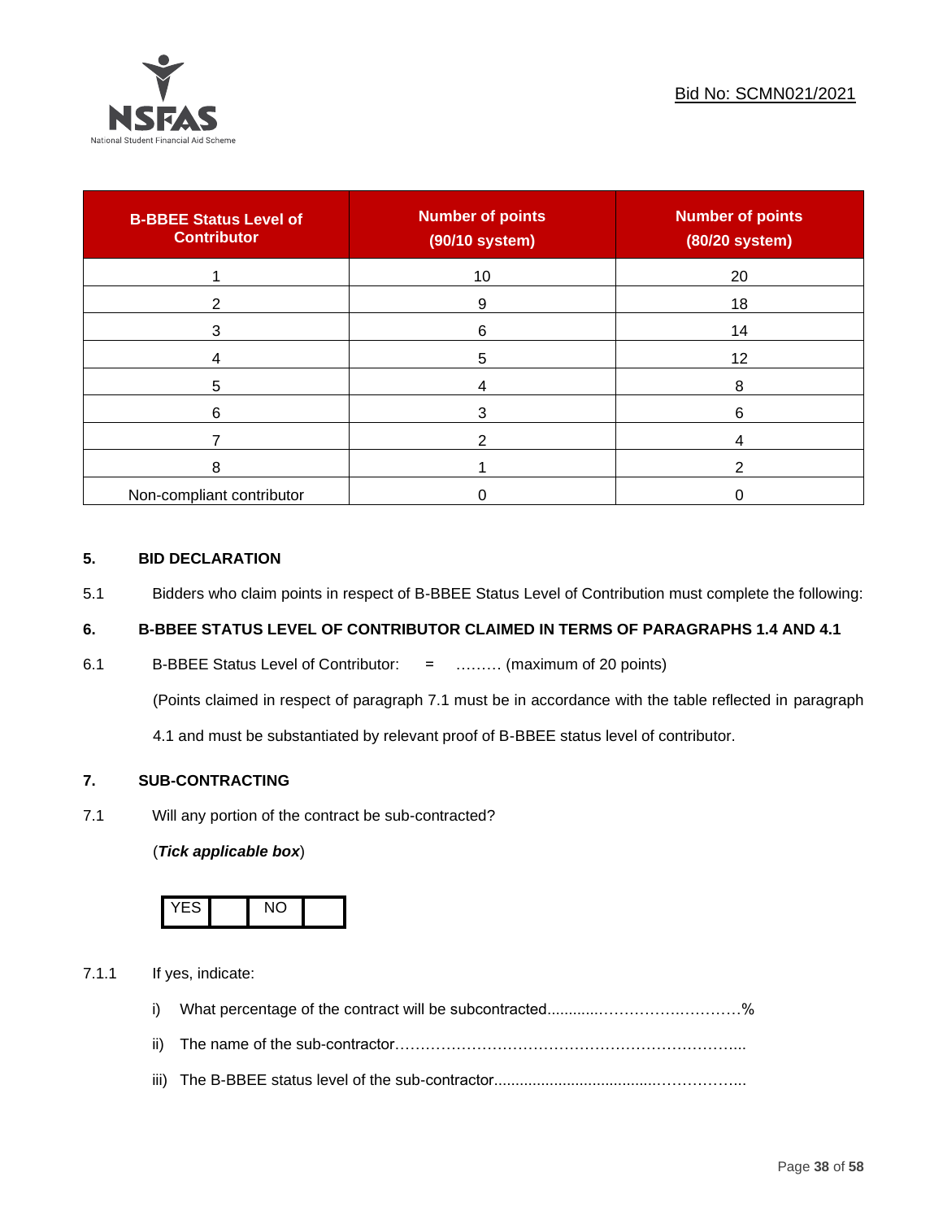| B-BBEE Status Level of Contributor | Number of points (90/10 system) | Number of points (80/20 system) |
| --- | --- | --- |
| 1 | 10 | 20 |
| 2 | 9 | 18 |
| 3 | 6 | 14 |
| 4 | 5 | 12 |
| 5 | 4 | 8 |
| 6 | 3 | 6 |
| 7 | 2 | 4 |
| 8 | 1 | 2 |
| Non-compliant contributor | 0 | 0 |

## 5. BID DECLARATION

5.1 Bidders who claim points in respect of B-BBEE Status Level of Contribution must complete the following:

## 6. B-BBEE STATUS LEVEL OF CONTRIBUTOR CLAIMED IN TERMS OF PARAGRAPHS 1.4 AND 4.1

6.1 B-BBEE Status Level of Contributor: = ……… (maximum of 20 points)

(Points claimed in respect of paragraph 7.1 must be in accordance with the table reflected in paragraph 4.1 and must be substantiated by relevant proof of B-BBEE status level of contributor.

## 7. SUB-CONTRACTING

7.1 Will any portion of the contract be sub-contracted?

(***Tick applicable box***)

| YES | | NO | |
| --- | --- | --- | --- |

7.1.1 If yes, indicate:

i) What percentage of the contract will be subcontracted............……………….………%

ii) The name of the sub-contractor…………………………………………………………..

iii) The B-BBEE status level of the sub-contractor......................................……………..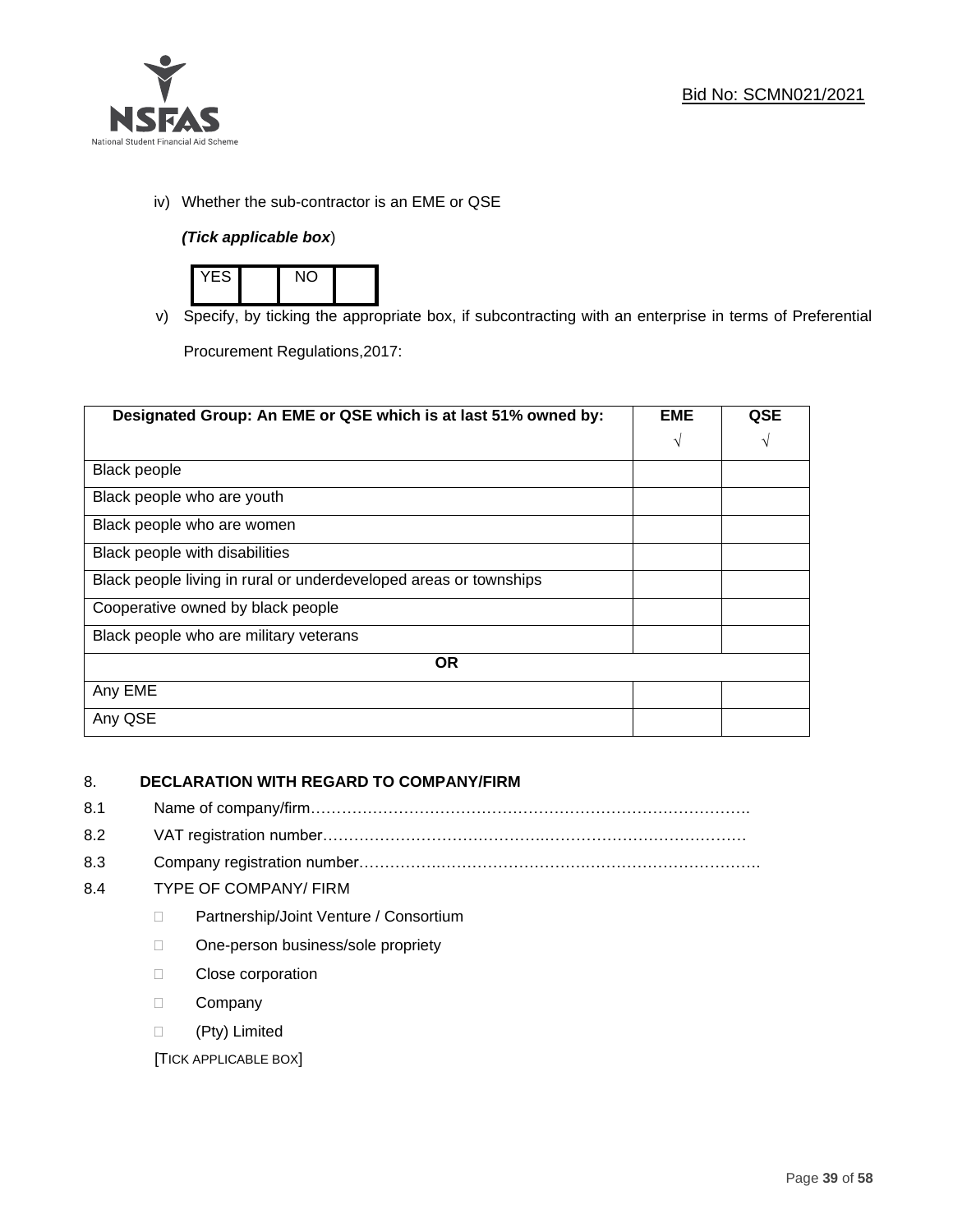iv) Whether the sub-contractor is an EME or QSE

*(Tick applicable box*)

| YES | | NO | |
|---|---|---|---|

v) Specify, by ticking the appropriate box, if subcontracting with an enterprise in terms of Preferential Procurement Regulations,2017:

| Designated Group: An EME or QSE which is at last 51% owned by: | EME √ | QSE √ |
|---|---|---|
| Black people | | |
| Black people who are youth | | |
| Black people who are women | | |
| Black people with disabilities | | |
| Black people living in rural or underdeveloped areas or townships | | |
| Cooperative owned by black people | | |
| Black people who are military veterans | | |
| **OR** | | |
| Any EME | | |
| Any QSE | | |

## 8. DECLARATION WITH REGARD TO COMPANY/FIRM

8.1 Name of company/firm…………………………………………………………………………….

8.2 VAT registration number……………………………………….…………………………………

8.3 Company registration number…………….……………………….…………………………….

8.4 TYPE OF COMPANY/ FIRM

- Partnership/Joint Venture / Consortium
- One-person business/sole propriety
- Close corporation
- Company
- (Pty) Limited

[TICK APPLICABLE BOX]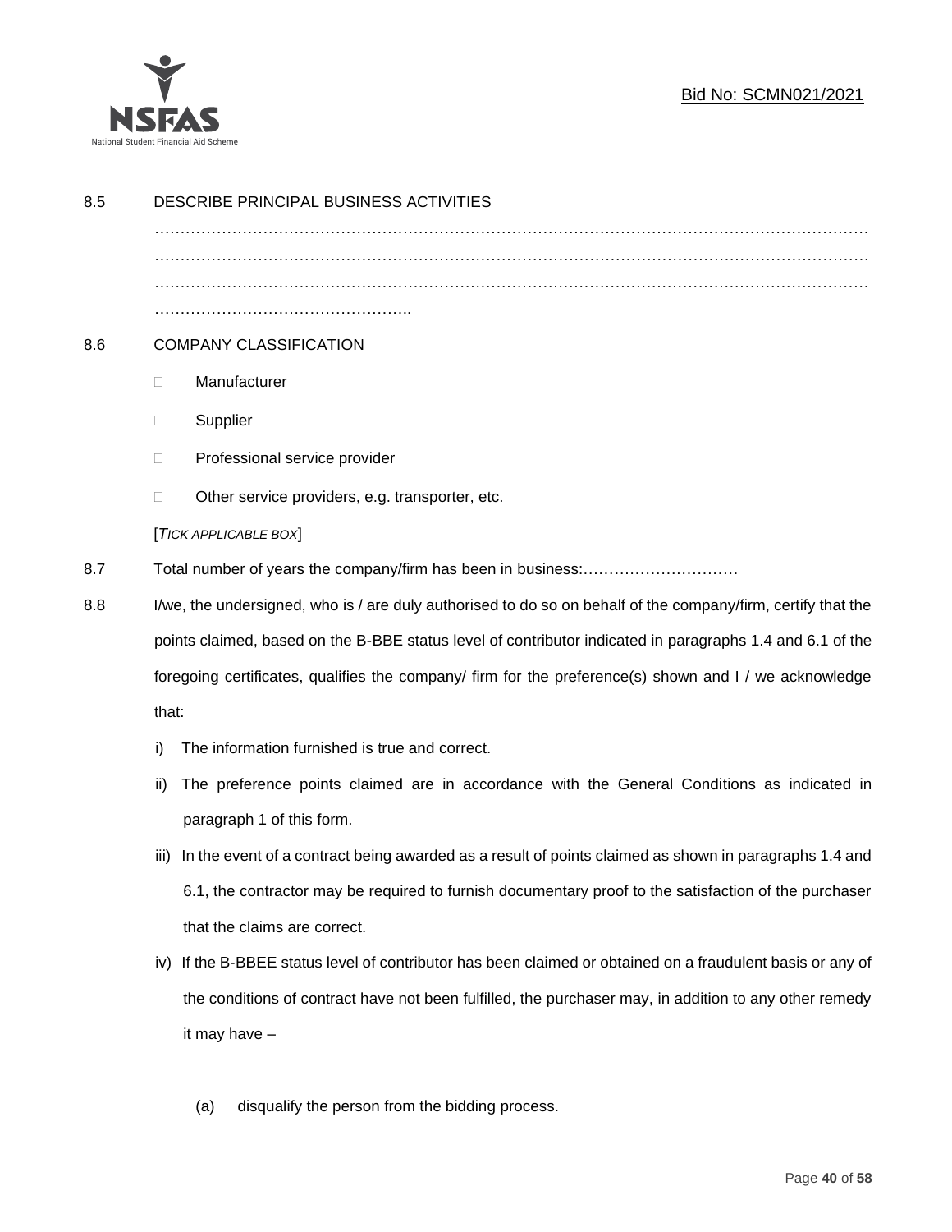8.5 DESCRIBE PRINCIPAL BUSINESS ACTIVITIES

…………………………………………………………………………………………………………………………
…………………………………………………………………………………………………………………………
…………………………………………………………………………………………………………………………
…………………………………………..

8.6 COMPANY CLASSIFICATION

- Manufacturer
- Supplier
- Professional service provider
- Other service providers, e.g. transporter, etc.

[*TICK APPLICABLE BOX*]

8.7 Total number of years the company/firm has been in business:…………………………

8.8 I/we, the undersigned, who is / are duly authorised to do so on behalf of the company/firm, certify that the points claimed, based on the B-BBE status level of contributor indicated in paragraphs 1.4 and 6.1 of the foregoing certificates, qualifies the company/ firm for the preference(s) shown and I / we acknowledge that:

i) The information furnished is true and correct.

ii) The preference points claimed are in accordance with the General Conditions as indicated in paragraph 1 of this form.

iii) In the event of a contract being awarded as a result of points claimed as shown in paragraphs 1.4 and 6.1, the contractor may be required to furnish documentary proof to the satisfaction of the purchaser that the claims are correct.

iv) If the B-BBEE status level of contributor has been claimed or obtained on a fraudulent basis or any of the conditions of contract have not been fulfilled, the purchaser may, in addition to any other remedy it may have –

(a) disqualify the person from the bidding process.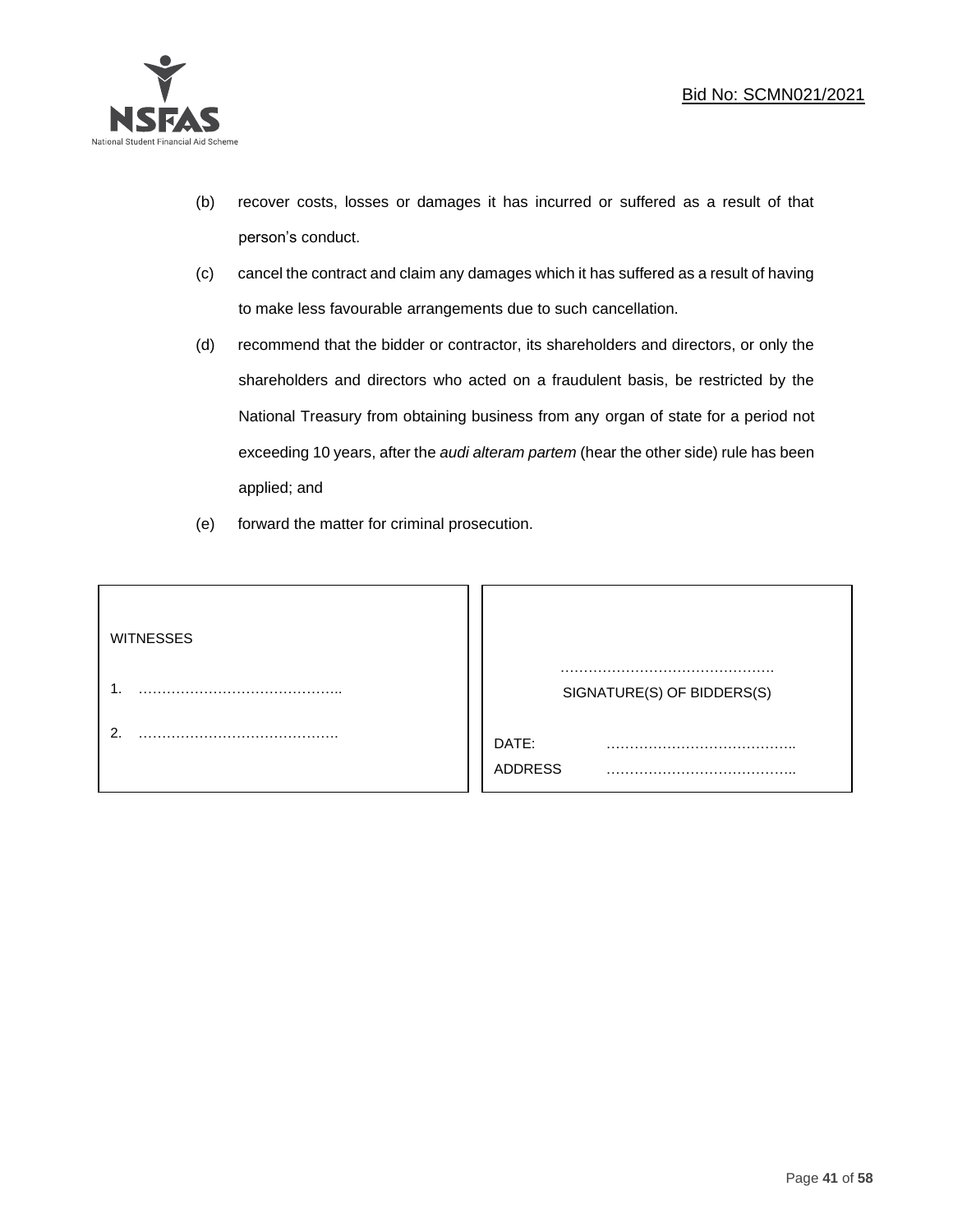(b) recover costs, losses or damages it has incurred or suffered as a result of that person's conduct.

(c) cancel the contract and claim any damages which it has suffered as a result of having to make less favourable arrangements due to such cancellation.

(d) recommend that the bidder or contractor, its shareholders and directors, or only the shareholders and directors who acted on a fraudulent basis, be restricted by the National Treasury from obtaining business from any organ of state for a period not exceeding 10 years, after the *audi alteram partem* (hear the other side) rule has been applied; and

(e) forward the matter for criminal prosecution.

| WITNESSES | |
|---|---|
| 1. …………………………………….. | ……………………………………… SIGNATURE(S) OF BIDDERS(S) |
| 2. ……………………………………. | DATE: ………………………………….. |
| | ADDRESS ………………………………….. |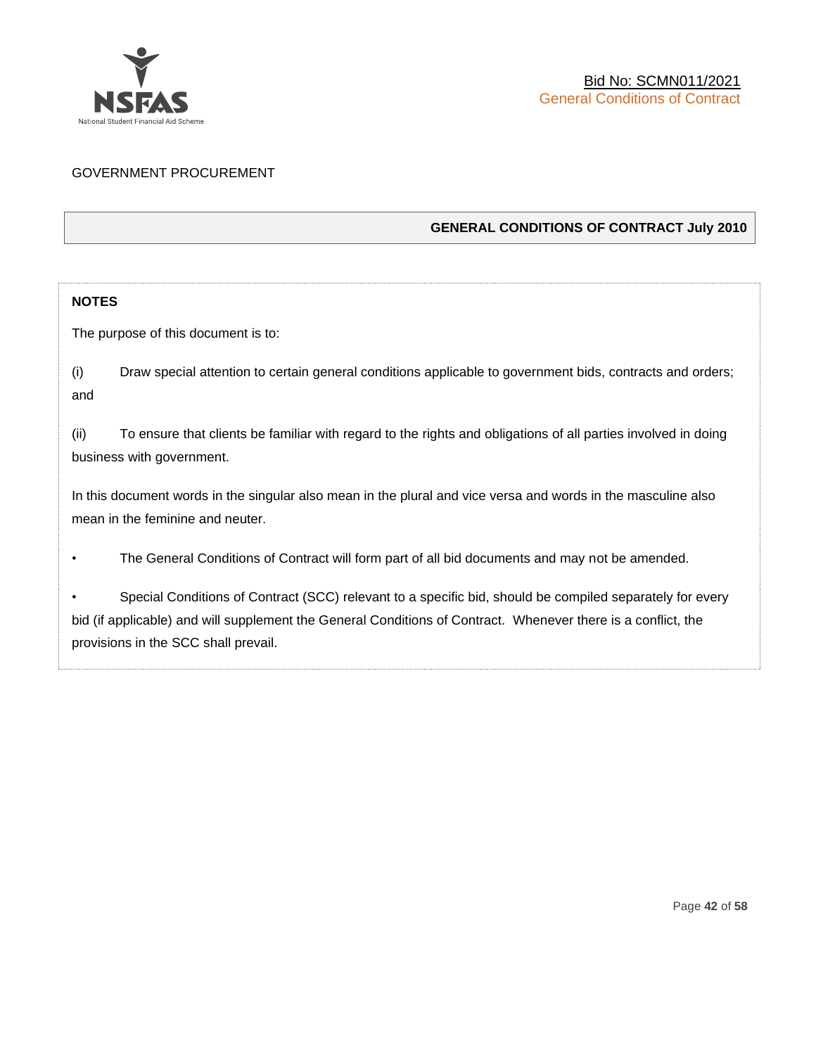GOVERNMENT PROCUREMENT

**GENERAL CONDITIONS OF CONTRACT July 2010**

**NOTES**

The purpose of this document is to:

(i) Draw special attention to certain general conditions applicable to government bids, contracts and orders; and

(ii) To ensure that clients be familiar with regard to the rights and obligations of all parties involved in doing business with government.

In this document words in the singular also mean in the plural and vice versa and words in the masculine also mean in the feminine and neuter.

- The General Conditions of Contract will form part of all bid documents and may not be amended.
- Special Conditions of Contract (SCC) relevant to a specific bid, should be compiled separately for every bid (if applicable) and will supplement the General Conditions of Contract. Whenever there is a conflict, the provisions in the SCC shall prevail.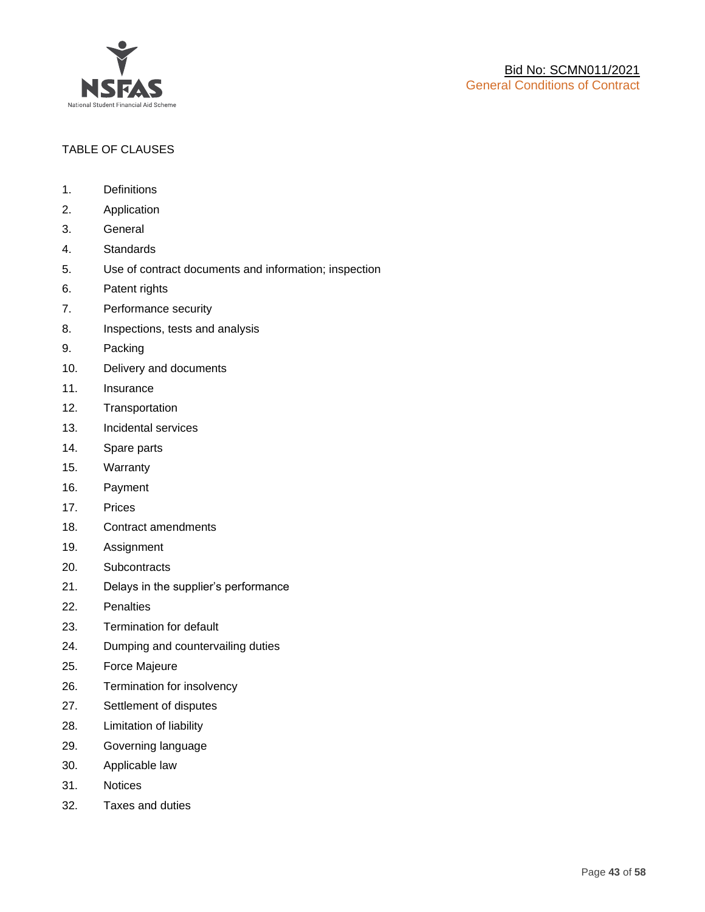TABLE OF CLAUSES

1. Definitions
2. Application
3. General
4. Standards
5. Use of contract documents and information; inspection
6. Patent rights
7. Performance security
8. Inspections, tests and analysis
9. Packing
10. Delivery and documents
11. Insurance
12. Transportation
13. Incidental services
14. Spare parts
15. Warranty
16. Payment
17. Prices
18. Contract amendments
19. Assignment
20. Subcontracts
21. Delays in the supplier's performance
22. Penalties
23. Termination for default
24. Dumping and countervailing duties
25. Force Majeure
26. Termination for insolvency
27. Settlement of disputes
28. Limitation of liability
29. Governing language
30. Applicable law
31. Notices
32. Taxes and duties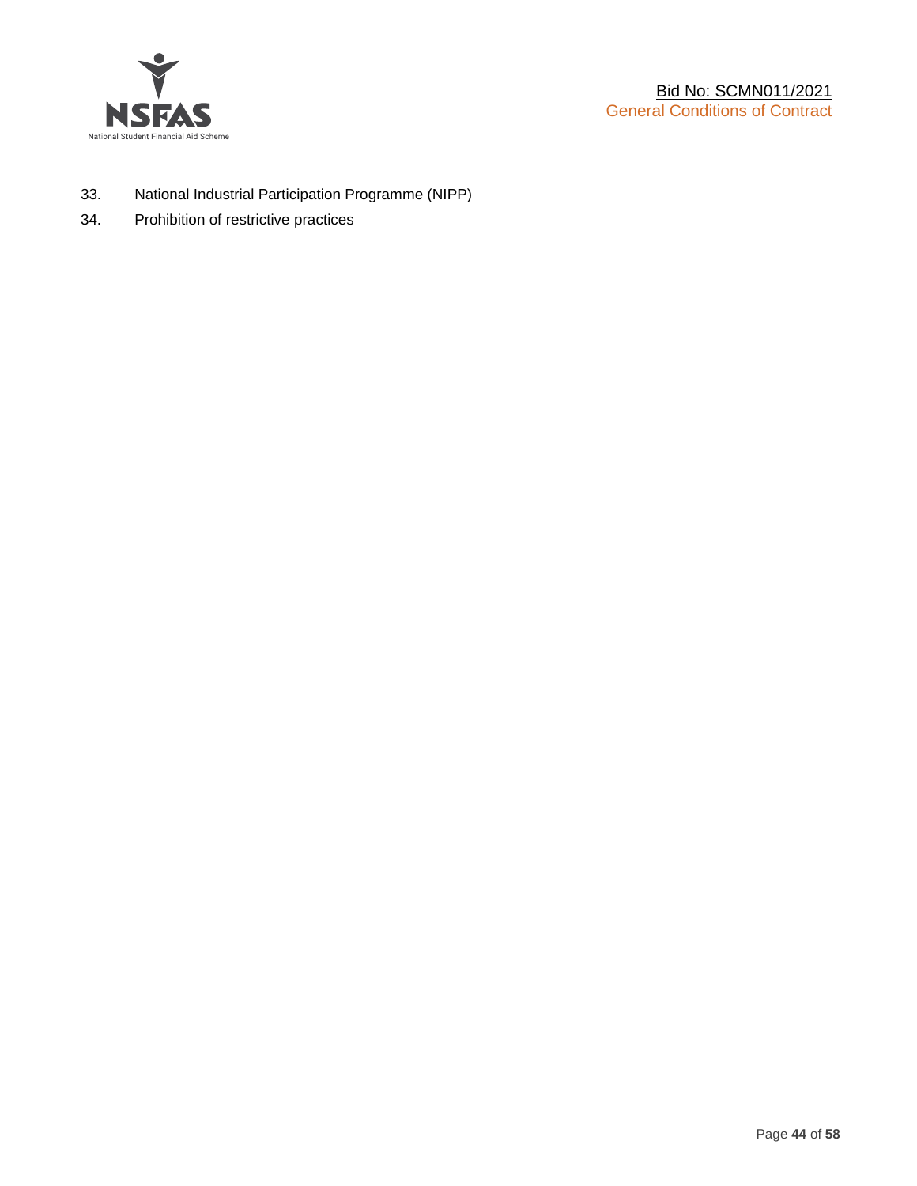33. National Industrial Participation Programme (NIPP)
34. Prohibition of restrictive practices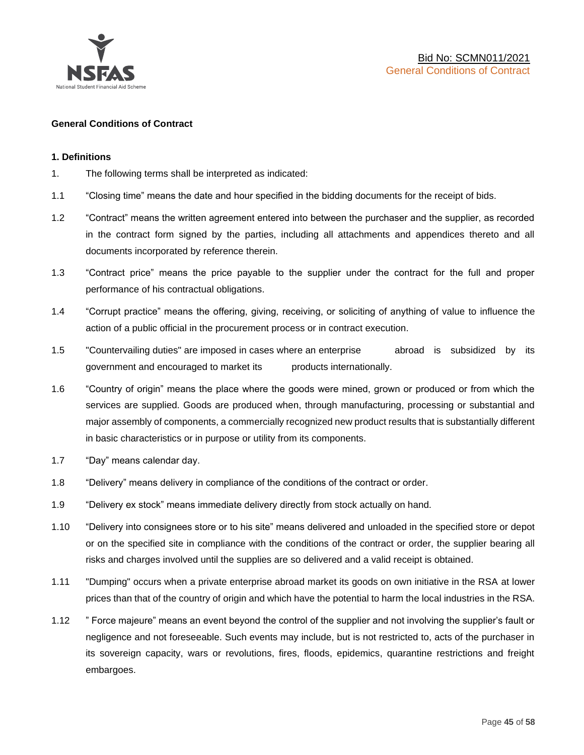## General Conditions of Contract

### 1. Definitions

1. The following terms shall be interpreted as indicated:

1.1 “Closing time” means the date and hour specified in the bidding documents for the receipt of bids.

1.2 “Contract” means the written agreement entered into between the purchaser and the supplier, as recorded in the contract form signed by the parties, including all attachments and appendices thereto and all documents incorporated by reference therein.

1.3 “Contract price” means the price payable to the supplier under the contract for the full and proper performance of his contractual obligations.

1.4 “Corrupt practice” means the offering, giving, receiving, or soliciting of anything of value to influence the action of a public official in the procurement process or in contract execution.

1.5 "Countervailing duties" are imposed in cases where an enterprise abroad is subsidized by its government and encouraged to market its products internationally.

1.6 “Country of origin” means the place where the goods were mined, grown or produced or from which the services are supplied. Goods are produced when, through manufacturing, processing or substantial and major assembly of components, a commercially recognized new product results that is substantially different in basic characteristics or in purpose or utility from its components.

1.7 “Day” means calendar day.

1.8 “Delivery” means delivery in compliance of the conditions of the contract or order.

1.9 “Delivery ex stock” means immediate delivery directly from stock actually on hand.

1.10 “Delivery into consignees store or to his site” means delivered and unloaded in the specified store or depot or on the specified site in compliance with the conditions of the contract or order, the supplier bearing all risks and charges involved until the supplies are so delivered and a valid receipt is obtained.

1.11 "Dumping" occurs when a private enterprise abroad market its goods on own initiative in the RSA at lower prices than that of the country of origin and which have the potential to harm the local industries in the RSA.

1.12 ” Force majeure” means an event beyond the control of the supplier and not involving the supplier’s fault or negligence and not foreseeable. Such events may include, but is not restricted to, acts of the purchaser in its sovereign capacity, wars or revolutions, fires, floods, epidemics, quarantine restrictions and freight embargoes.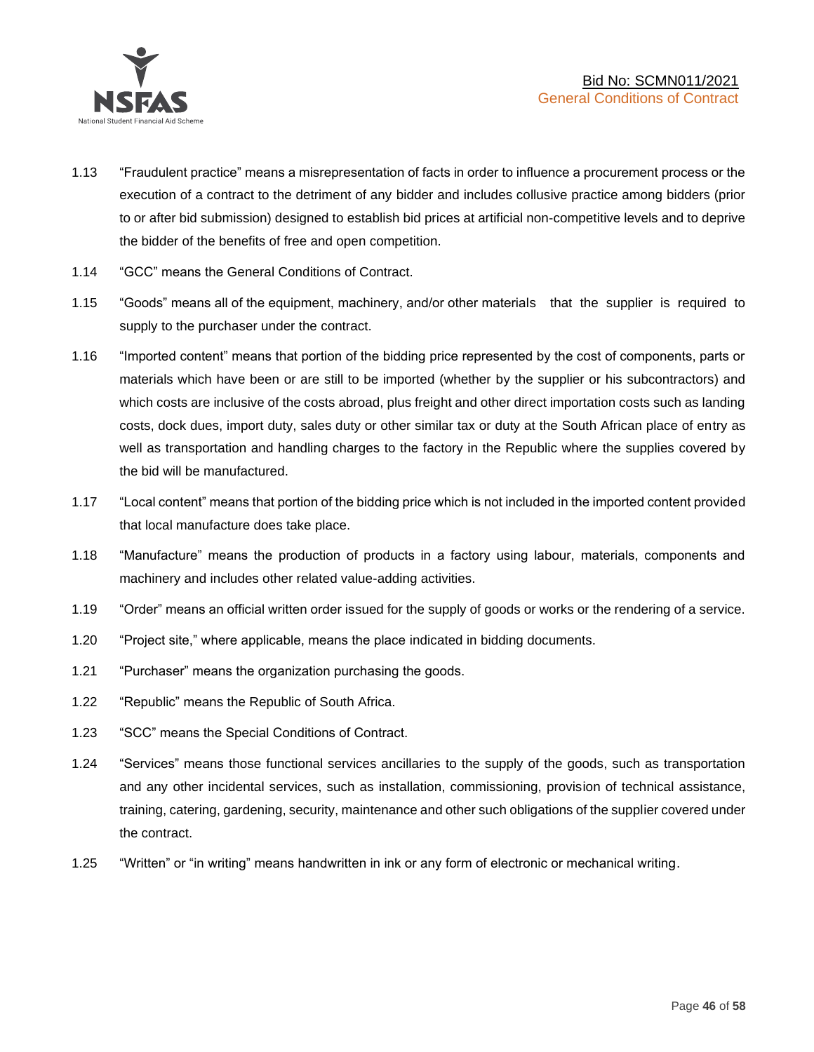1.13 "Fraudulent practice" means a misrepresentation of facts in order to influence a procurement process or the execution of a contract to the detriment of any bidder and includes collusive practice among bidders (prior to or after bid submission) designed to establish bid prices at artificial non-competitive levels and to deprive the bidder of the benefits of free and open competition.

1.14 "GCC" means the General Conditions of Contract.

1.15 "Goods" means all of the equipment, machinery, and/or other materials that the supplier is required to supply to the purchaser under the contract.

1.16 "Imported content" means that portion of the bidding price represented by the cost of components, parts or materials which have been or are still to be imported (whether by the supplier or his subcontractors) and which costs are inclusive of the costs abroad, plus freight and other direct importation costs such as landing costs, dock dues, import duty, sales duty or other similar tax or duty at the South African place of entry as well as transportation and handling charges to the factory in the Republic where the supplies covered by the bid will be manufactured.

1.17 "Local content" means that portion of the bidding price which is not included in the imported content provided that local manufacture does take place.

1.18 "Manufacture" means the production of products in a factory using labour, materials, components and machinery and includes other related value-adding activities.

1.19 "Order" means an official written order issued for the supply of goods or works or the rendering of a service.

1.20 "Project site," where applicable, means the place indicated in bidding documents.

1.21 "Purchaser" means the organization purchasing the goods.

1.22 "Republic" means the Republic of South Africa.

1.23 "SCC" means the Special Conditions of Contract.

1.24 "Services" means those functional services ancillaries to the supply of the goods, such as transportation and any other incidental services, such as installation, commissioning, provision of technical assistance, training, catering, gardening, security, maintenance and other such obligations of the supplier covered under the contract.

1.25 "Written" or "in writing" means handwritten in ink or any form of electronic or mechanical writing.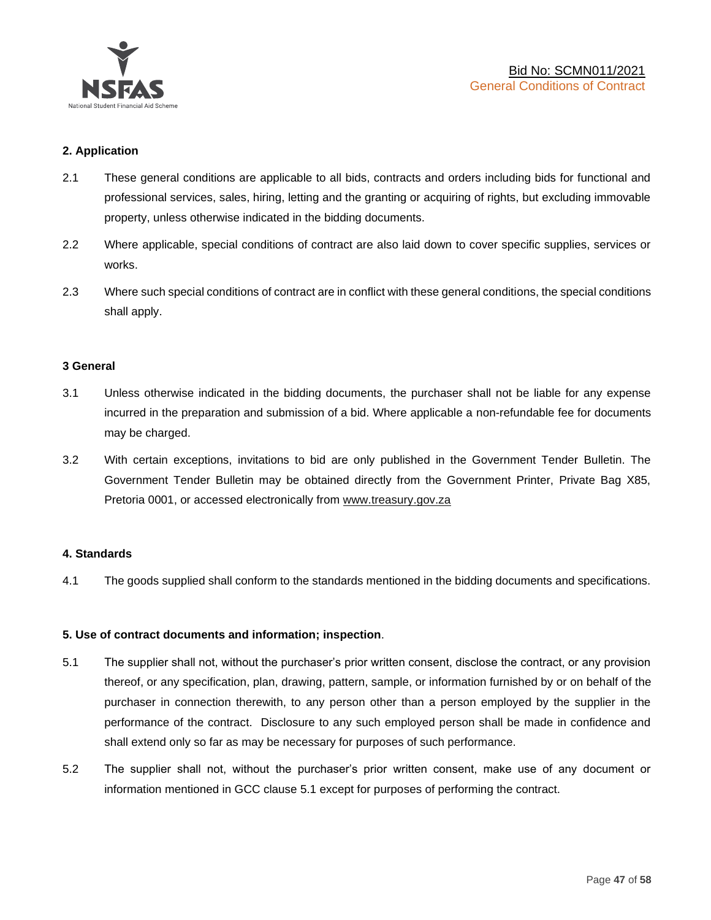## 2. Application

2.1 These general conditions are applicable to all bids, contracts and orders including bids for functional and professional services, sales, hiring, letting and the granting or acquiring of rights, but excluding immovable property, unless otherwise indicated in the bidding documents.

2.2 Where applicable, special conditions of contract are also laid down to cover specific supplies, services or works.

2.3 Where such special conditions of contract are in conflict with these general conditions, the special conditions shall apply.

## 3 General

3.1 Unless otherwise indicated in the bidding documents, the purchaser shall not be liable for any expense incurred in the preparation and submission of a bid. Where applicable a non-refundable fee for documents may be charged.

3.2 With certain exceptions, invitations to bid are only published in the Government Tender Bulletin. The Government Tender Bulletin may be obtained directly from the Government Printer, Private Bag X85, Pretoria 0001, or accessed electronically from www.treasury.gov.za

## 4. Standards

4.1 The goods supplied shall conform to the standards mentioned in the bidding documents and specifications.

## 5. Use of contract documents and information; inspection.

5.1 The supplier shall not, without the purchaser's prior written consent, disclose the contract, or any provision thereof, or any specification, plan, drawing, pattern, sample, or information furnished by or on behalf of the purchaser in connection therewith, to any person other than a person employed by the supplier in the performance of the contract. Disclosure to any such employed person shall be made in confidence and shall extend only so far as may be necessary for purposes of such performance.

5.2 The supplier shall not, without the purchaser's prior written consent, make use of any document or information mentioned in GCC clause 5.1 except for purposes of performing the contract.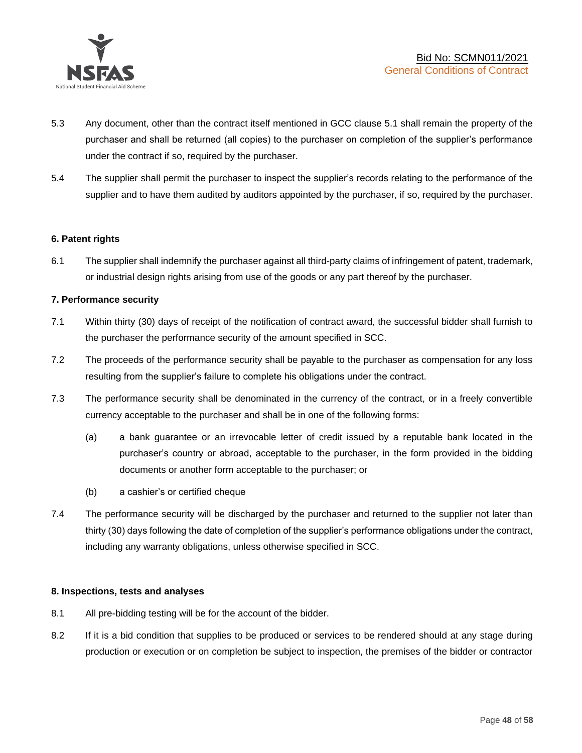5.3 Any document, other than the contract itself mentioned in GCC clause 5.1 shall remain the property of the purchaser and shall be returned (all copies) to the purchaser on completion of the supplier's performance under the contract if so, required by the purchaser.

5.4 The supplier shall permit the purchaser to inspect the supplier's records relating to the performance of the supplier and to have them audited by auditors appointed by the purchaser, if so, required by the purchaser.

**6. Patent rights**

6.1 The supplier shall indemnify the purchaser against all third-party claims of infringement of patent, trademark, or industrial design rights arising from use of the goods or any part thereof by the purchaser.

**7. Performance security**

7.1 Within thirty (30) days of receipt of the notification of contract award, the successful bidder shall furnish to the purchaser the performance security of the amount specified in SCC.

7.2 The proceeds of the performance security shall be payable to the purchaser as compensation for any loss resulting from the supplier's failure to complete his obligations under the contract.

7.3 The performance security shall be denominated in the currency of the contract, or in a freely convertible currency acceptable to the purchaser and shall be in one of the following forms:

(a) a bank guarantee or an irrevocable letter of credit issued by a reputable bank located in the purchaser's country or abroad, acceptable to the purchaser, in the form provided in the bidding documents or another form acceptable to the purchaser; or

(b) a cashier's or certified cheque

7.4 The performance security will be discharged by the purchaser and returned to the supplier not later than thirty (30) days following the date of completion of the supplier's performance obligations under the contract, including any warranty obligations, unless otherwise specified in SCC.

**8. Inspections, tests and analyses**

8.1 All pre-bidding testing will be for the account of the bidder.

8.2 If it is a bid condition that supplies to be produced or services to be rendered should at any stage during production or execution or on completion be subject to inspection, the premises of the bidder or contractor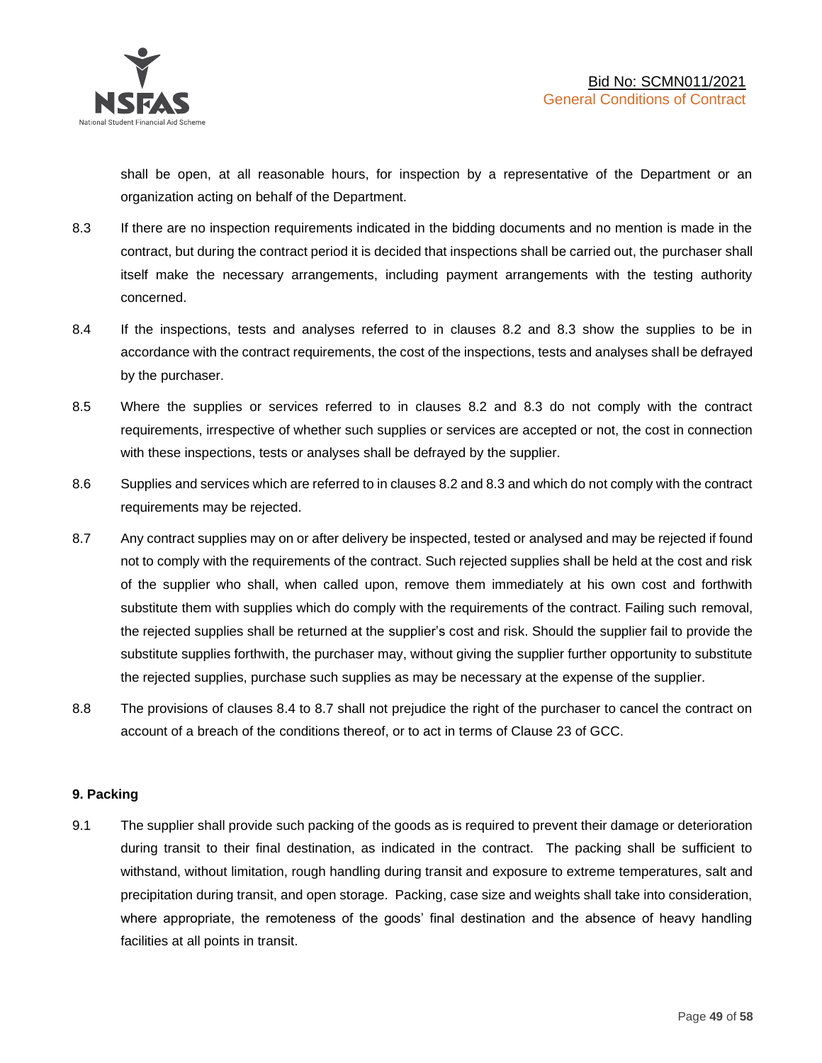shall be open, at all reasonable hours, for inspection by a representative of the Department or an organization acting on behalf of the Department.

8.3 If there are no inspection requirements indicated in the bidding documents and no mention is made in the contract, but during the contract period it is decided that inspections shall be carried out, the purchaser shall itself make the necessary arrangements, including payment arrangements with the testing authority concerned.

8.4 If the inspections, tests and analyses referred to in clauses 8.2 and 8.3 show the supplies to be in accordance with the contract requirements, the cost of the inspections, tests and analyses shall be defrayed by the purchaser.

8.5 Where the supplies or services referred to in clauses 8.2 and 8.3 do not comply with the contract requirements, irrespective of whether such supplies or services are accepted or not, the cost in connection with these inspections, tests or analyses shall be defrayed by the supplier.

8.6 Supplies and services which are referred to in clauses 8.2 and 8.3 and which do not comply with the contract requirements may be rejected.

8.7 Any contract supplies may on or after delivery be inspected, tested or analysed and may be rejected if found not to comply with the requirements of the contract. Such rejected supplies shall be held at the cost and risk of the supplier who shall, when called upon, remove them immediately at his own cost and forthwith substitute them with supplies which do comply with the requirements of the contract. Failing such removal, the rejected supplies shall be returned at the supplier's cost and risk. Should the supplier fail to provide the substitute supplies forthwith, the purchaser may, without giving the supplier further opportunity to substitute the rejected supplies, purchase such supplies as may be necessary at the expense of the supplier.

8.8 The provisions of clauses 8.4 to 8.7 shall not prejudice the right of the purchaser to cancel the contract on account of a breach of the conditions thereof, or to act in terms of Clause 23 of GCC.

**9. Packing**

9.1 The supplier shall provide such packing of the goods as is required to prevent their damage or deterioration during transit to their final destination, as indicated in the contract. The packing shall be sufficient to withstand, without limitation, rough handling during transit and exposure to extreme temperatures, salt and precipitation during transit, and open storage. Packing, case size and weights shall take into consideration, where appropriate, the remoteness of the goods' final destination and the absence of heavy handling facilities at all points in transit.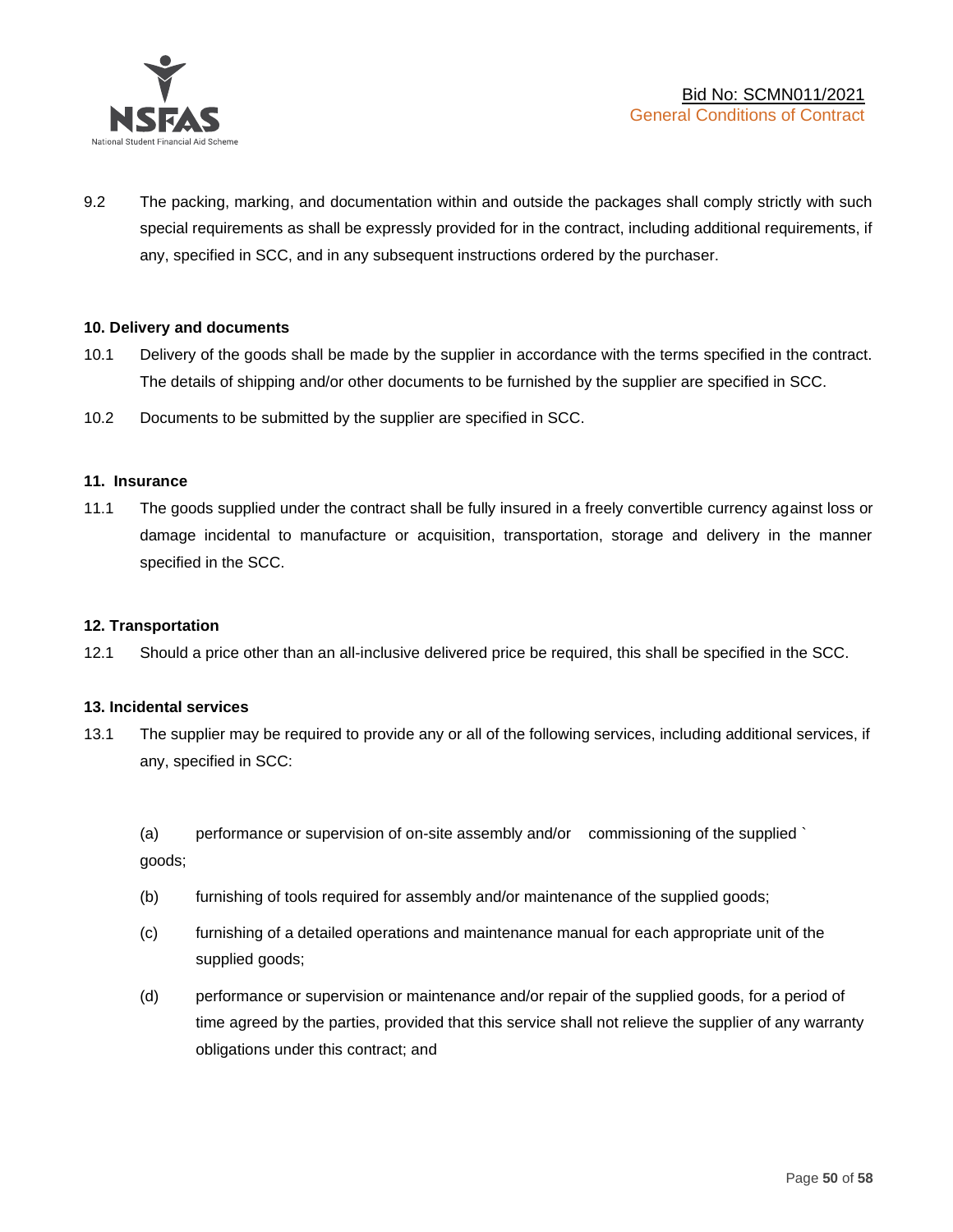9.2 The packing, marking, and documentation within and outside the packages shall comply strictly with such special requirements as shall be expressly provided for in the contract, including additional requirements, if any, specified in SCC, and in any subsequent instructions ordered by the purchaser.

**10. Delivery and documents**

10.1 Delivery of the goods shall be made by the supplier in accordance with the terms specified in the contract. The details of shipping and/or other documents to be furnished by the supplier are specified in SCC.

10.2 Documents to be submitted by the supplier are specified in SCC.

**11. Insurance**

11.1 The goods supplied under the contract shall be fully insured in a freely convertible currency against loss or damage incidental to manufacture or acquisition, transportation, storage and delivery in the manner specified in the SCC.

**12. Transportation**

12.1 Should a price other than an all-inclusive delivered price be required, this shall be specified in the SCC.

**13. Incidental services**

13.1 The supplier may be required to provide any or all of the following services, including additional services, if any, specified in SCC:

(a) performance or supervision of on-site assembly and/or commissioning of the supplied ` goods;

(b) furnishing of tools required for assembly and/or maintenance of the supplied goods;

(c) furnishing of a detailed operations and maintenance manual for each appropriate unit of the supplied goods;

(d) performance or supervision or maintenance and/or repair of the supplied goods, for a period of time agreed by the parties, provided that this service shall not relieve the supplier of any warranty obligations under this contract; and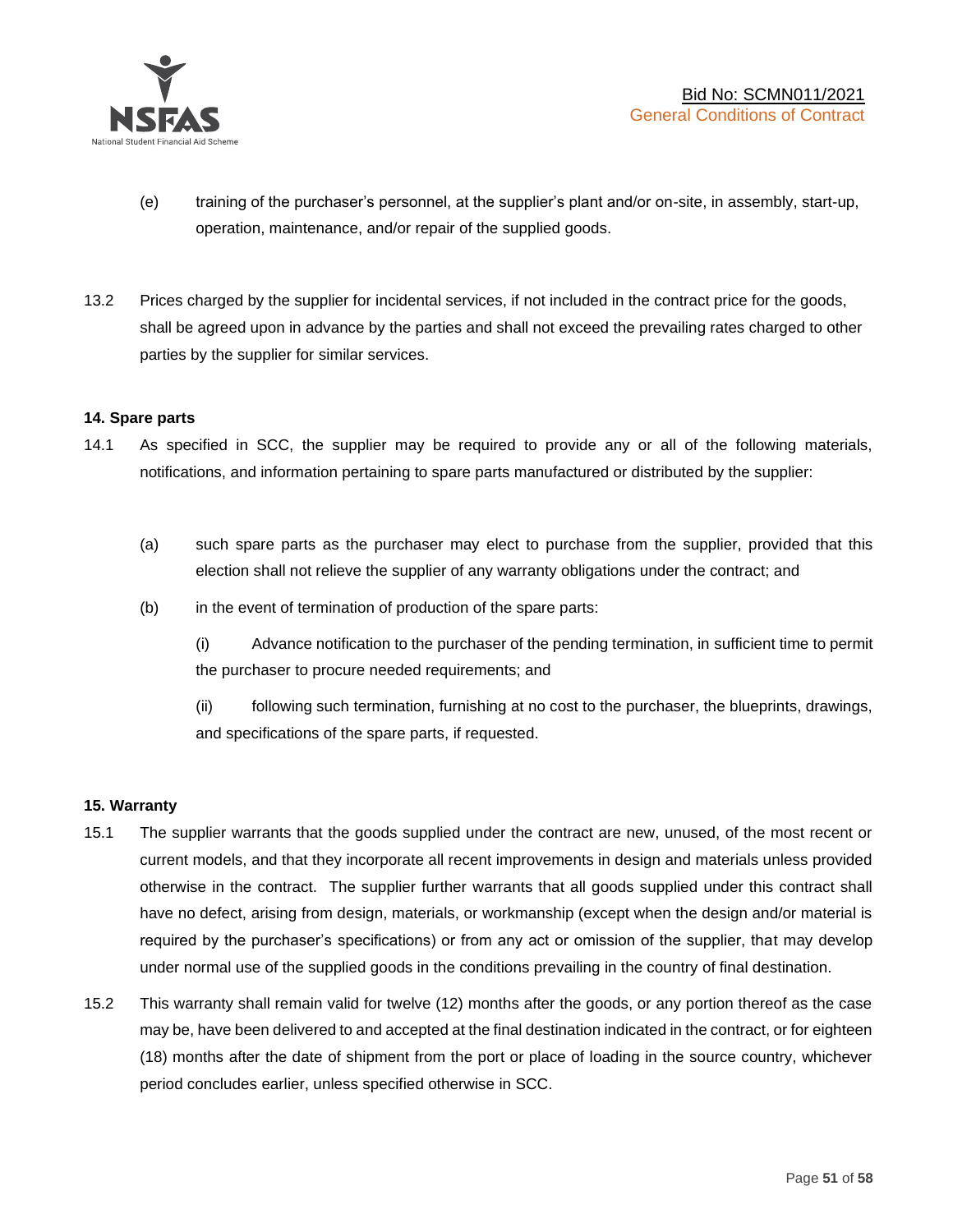(e) training of the purchaser's personnel, at the supplier's plant and/or on-site, in assembly, start-up, operation, maintenance, and/or repair of the supplied goods.

13.2 Prices charged by the supplier for incidental services, if not included in the contract price for the goods, shall be agreed upon in advance by the parties and shall not exceed the prevailing rates charged to other parties by the supplier for similar services.

**14. Spare parts**

14.1 As specified in SCC, the supplier may be required to provide any or all of the following materials, notifications, and information pertaining to spare parts manufactured or distributed by the supplier:

(a) such spare parts as the purchaser may elect to purchase from the supplier, provided that this election shall not relieve the supplier of any warranty obligations under the contract; and

(b) in the event of termination of production of the spare parts:

(i) Advance notification to the purchaser of the pending termination, in sufficient time to permit the purchaser to procure needed requirements; and

(ii) following such termination, furnishing at no cost to the purchaser, the blueprints, drawings, and specifications of the spare parts, if requested.

**15. Warranty**

15.1 The supplier warrants that the goods supplied under the contract are new, unused, of the most recent or current models, and that they incorporate all recent improvements in design and materials unless provided otherwise in the contract. The supplier further warrants that all goods supplied under this contract shall have no defect, arising from design, materials, or workmanship (except when the design and/or material is required by the purchaser's specifications) or from any act or omission of the supplier, that may develop under normal use of the supplied goods in the conditions prevailing in the country of final destination.

15.2 This warranty shall remain valid for twelve (12) months after the goods, or any portion thereof as the case may be, have been delivered to and accepted at the final destination indicated in the contract, or for eighteen (18) months after the date of shipment from the port or place of loading in the source country, whichever period concludes earlier, unless specified otherwise in SCC.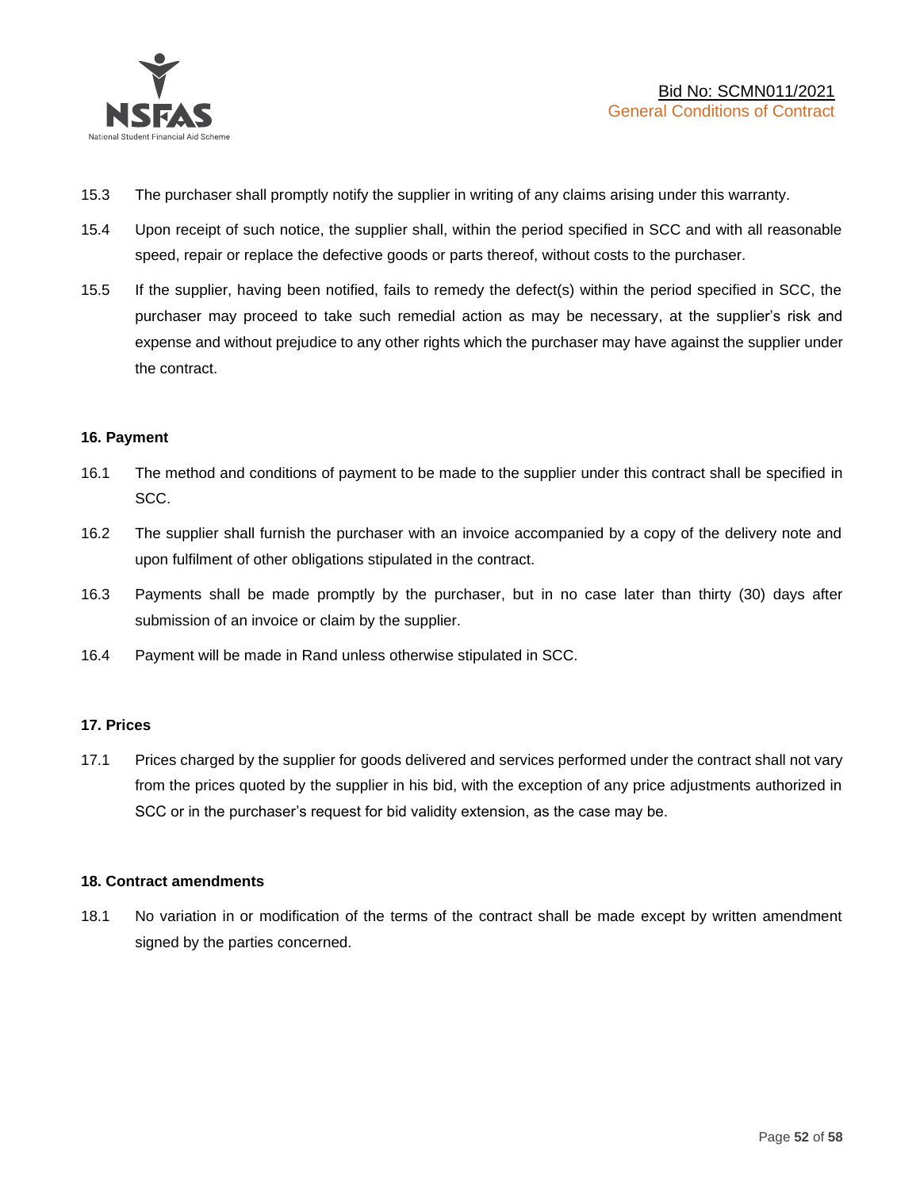15.3 The purchaser shall promptly notify the supplier in writing of any claims arising under this warranty.

15.4 Upon receipt of such notice, the supplier shall, within the period specified in SCC and with all reasonable speed, repair or replace the defective goods or parts thereof, without costs to the purchaser.

15.5 If the supplier, having been notified, fails to remedy the defect(s) within the period specified in SCC, the purchaser may proceed to take such remedial action as may be necessary, at the supplier's risk and expense and without prejudice to any other rights which the purchaser may have against the supplier under the contract.

**16. Payment**

16.1 The method and conditions of payment to be made to the supplier under this contract shall be specified in SCC.

16.2 The supplier shall furnish the purchaser with an invoice accompanied by a copy of the delivery note and upon fulfilment of other obligations stipulated in the contract.

16.3 Payments shall be made promptly by the purchaser, but in no case later than thirty (30) days after submission of an invoice or claim by the supplier.

16.4 Payment will be made in Rand unless otherwise stipulated in SCC.

**17. Prices**

17.1 Prices charged by the supplier for goods delivered and services performed under the contract shall not vary from the prices quoted by the supplier in his bid, with the exception of any price adjustments authorized in SCC or in the purchaser's request for bid validity extension, as the case may be.

**18. Contract amendments**

18.1 No variation in or modification of the terms of the contract shall be made except by written amendment signed by the parties concerned.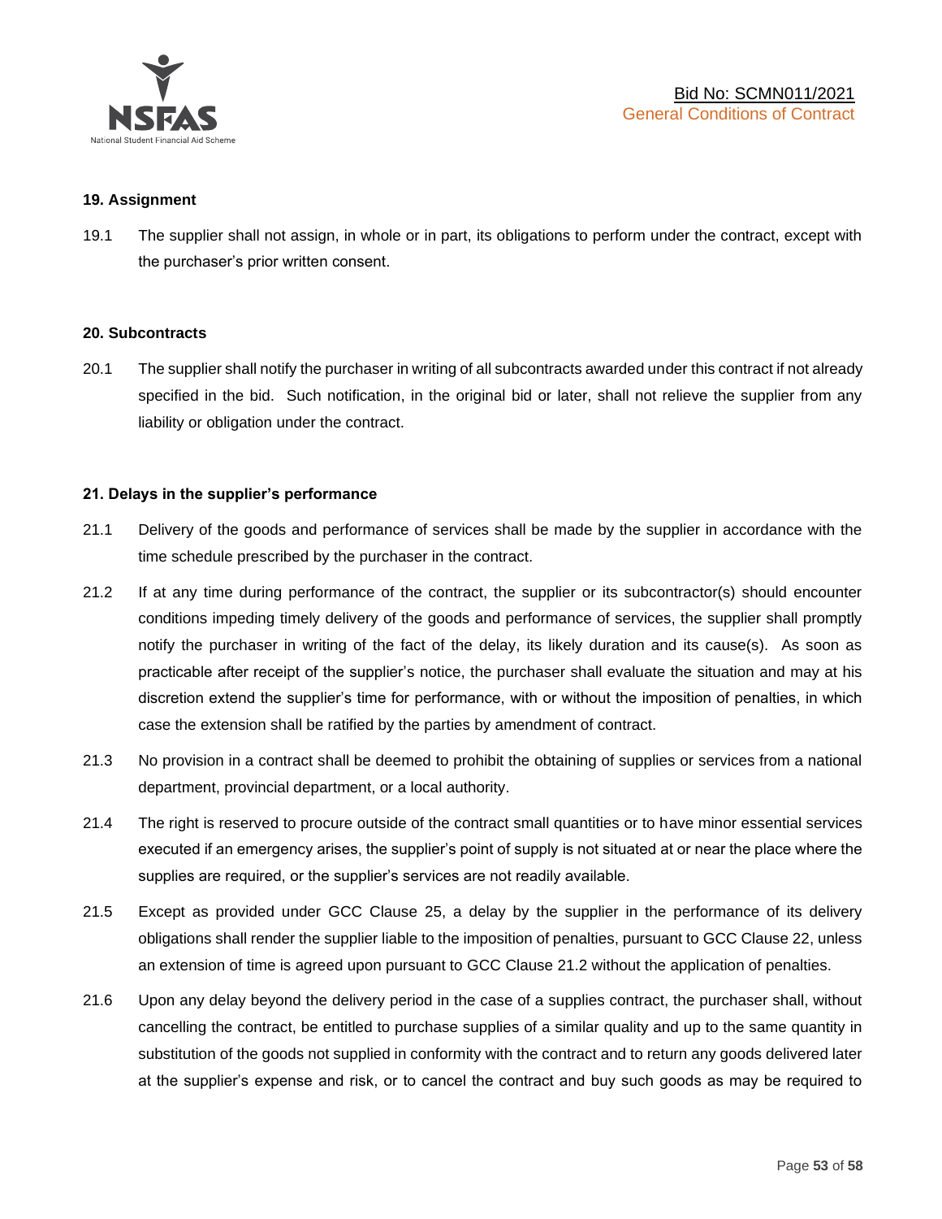### 19. Assignment

19.1 The supplier shall not assign, in whole or in part, its obligations to perform under the contract, except with the purchaser's prior written consent.

### 20. Subcontracts

20.1 The supplier shall notify the purchaser in writing of all subcontracts awarded under this contract if not already specified in the bid. Such notification, in the original bid or later, shall not relieve the supplier from any liability or obligation under the contract.

### 21. Delays in the supplier's performance

21.1 Delivery of the goods and performance of services shall be made by the supplier in accordance with the time schedule prescribed by the purchaser in the contract.

21.2 If at any time during performance of the contract, the supplier or its subcontractor(s) should encounter conditions impeding timely delivery of the goods and performance of services, the supplier shall promptly notify the purchaser in writing of the fact of the delay, its likely duration and its cause(s). As soon as practicable after receipt of the supplier's notice, the purchaser shall evaluate the situation and may at his discretion extend the supplier's time for performance, with or without the imposition of penalties, in which case the extension shall be ratified by the parties by amendment of contract.

21.3 No provision in a contract shall be deemed to prohibit the obtaining of supplies or services from a national department, provincial department, or a local authority.

21.4 The right is reserved to procure outside of the contract small quantities or to have minor essential services executed if an emergency arises, the supplier's point of supply is not situated at or near the place where the supplies are required, or the supplier's services are not readily available.

21.5 Except as provided under GCC Clause 25, a delay by the supplier in the performance of its delivery obligations shall render the supplier liable to the imposition of penalties, pursuant to GCC Clause 22, unless an extension of time is agreed upon pursuant to GCC Clause 21.2 without the application of penalties.

21.6 Upon any delay beyond the delivery period in the case of a supplies contract, the purchaser shall, without cancelling the contract, be entitled to purchase supplies of a similar quality and up to the same quantity in substitution of the goods not supplied in conformity with the contract and to return any goods delivered later at the supplier's expense and risk, or to cancel the contract and buy such goods as may be required to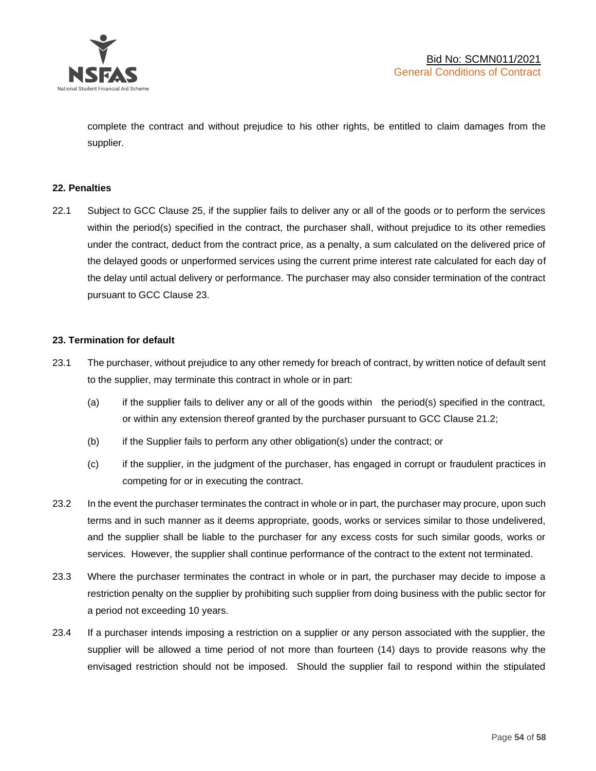complete the contract and without prejudice to his other rights, be entitled to claim damages from the supplier.

**22. Penalties**

22.1 Subject to GCC Clause 25, if the supplier fails to deliver any or all of the goods or to perform the services within the period(s) specified in the contract, the purchaser shall, without prejudice to its other remedies under the contract, deduct from the contract price, as a penalty, a sum calculated on the delivered price of the delayed goods or unperformed services using the current prime interest rate calculated for each day of the delay until actual delivery or performance. The purchaser may also consider termination of the contract pursuant to GCC Clause 23.

**23. Termination for default**

23.1 The purchaser, without prejudice to any other remedy for breach of contract, by written notice of default sent to the supplier, may terminate this contract in whole or in part:

(a) if the supplier fails to deliver any or all of the goods within the period(s) specified in the contract, or within any extension thereof granted by the purchaser pursuant to GCC Clause 21.2;

(b) if the Supplier fails to perform any other obligation(s) under the contract; or

(c) if the supplier, in the judgment of the purchaser, has engaged in corrupt or fraudulent practices in competing for or in executing the contract.

23.2 In the event the purchaser terminates the contract in whole or in part, the purchaser may procure, upon such terms and in such manner as it deems appropriate, goods, works or services similar to those undelivered, and the supplier shall be liable to the purchaser for any excess costs for such similar goods, works or services. However, the supplier shall continue performance of the contract to the extent not terminated.

23.3 Where the purchaser terminates the contract in whole or in part, the purchaser may decide to impose a restriction penalty on the supplier by prohibiting such supplier from doing business with the public sector for a period not exceeding 10 years.

23.4 If a purchaser intends imposing a restriction on a supplier or any person associated with the supplier, the supplier will be allowed a time period of not more than fourteen (14) days to provide reasons why the envisaged restriction should not be imposed. Should the supplier fail to respond within the stipulated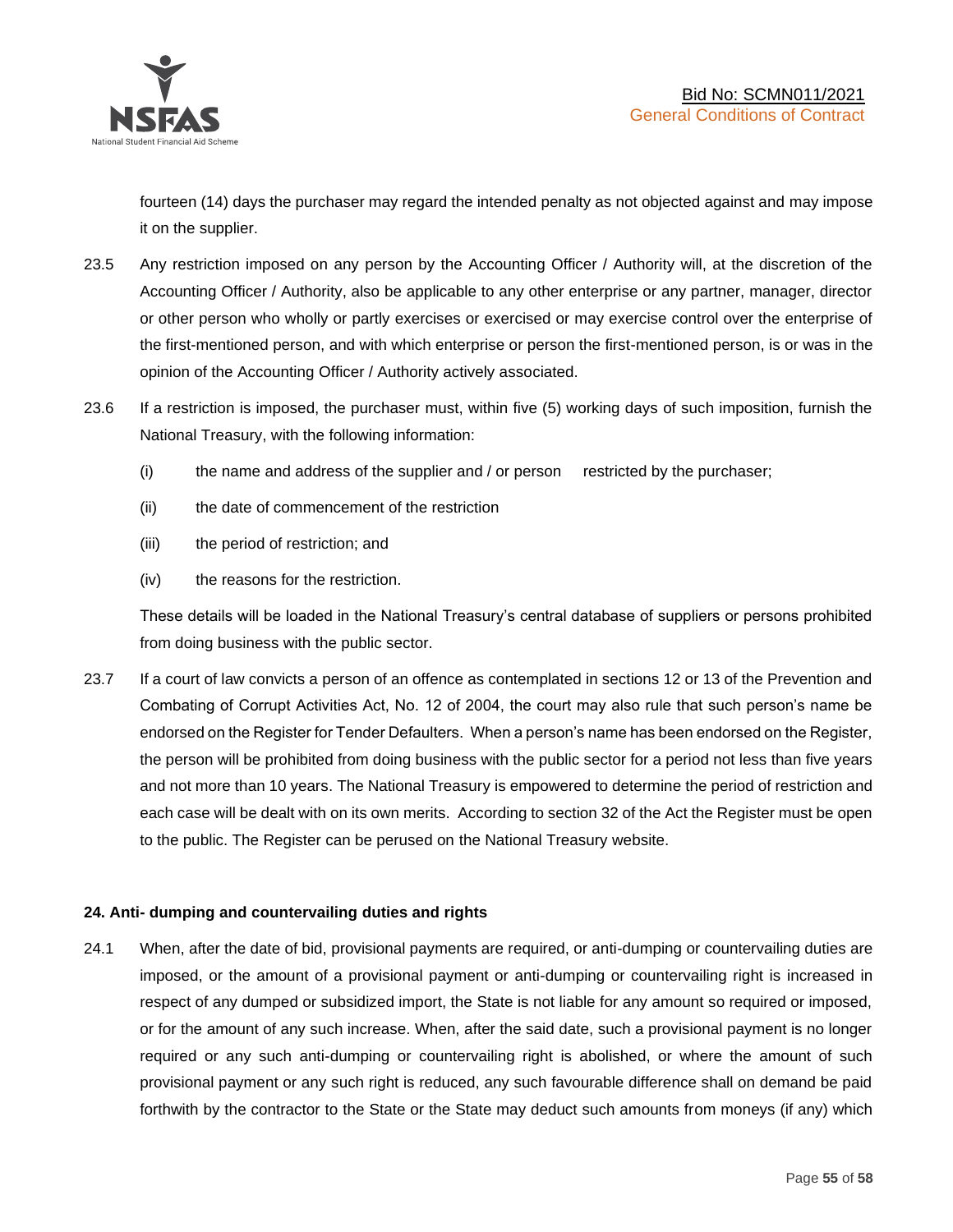fourteen (14) days the purchaser may regard the intended penalty as not objected against and may impose it on the supplier.

23.5 Any restriction imposed on any person by the Accounting Officer / Authority will, at the discretion of the Accounting Officer / Authority, also be applicable to any other enterprise or any partner, manager, director or other person who wholly or partly exercises or exercised or may exercise control over the enterprise of the first-mentioned person, and with which enterprise or person the first-mentioned person, is or was in the opinion of the Accounting Officer / Authority actively associated.

23.6 If a restriction is imposed, the purchaser must, within five (5) working days of such imposition, furnish the National Treasury, with the following information:

(i) the name and address of the supplier and / or person restricted by the purchaser;

(ii) the date of commencement of the restriction

(iii) the period of restriction; and

(iv) the reasons for the restriction.

These details will be loaded in the National Treasury's central database of suppliers or persons prohibited from doing business with the public sector.

23.7 If a court of law convicts a person of an offence as contemplated in sections 12 or 13 of the Prevention and Combating of Corrupt Activities Act, No. 12 of 2004, the court may also rule that such person's name be endorsed on the Register for Tender Defaulters. When a person's name has been endorsed on the Register, the person will be prohibited from doing business with the public sector for a period not less than five years and not more than 10 years. The National Treasury is empowered to determine the period of restriction and each case will be dealt with on its own merits. According to section 32 of the Act the Register must be open to the public. The Register can be perused on the National Treasury website.

**24. Anti- dumping and countervailing duties and rights**

24.1 When, after the date of bid, provisional payments are required, or anti-dumping or countervailing duties are imposed, or the amount of a provisional payment or anti-dumping or countervailing right is increased in respect of any dumped or subsidized import, the State is not liable for any amount so required or imposed, or for the amount of any such increase. When, after the said date, such a provisional payment is no longer required or any such anti-dumping or countervailing right is abolished, or where the amount of such provisional payment or any such right is reduced, any such favourable difference shall on demand be paid forthwith by the contractor to the State or the State may deduct such amounts from moneys (if any) which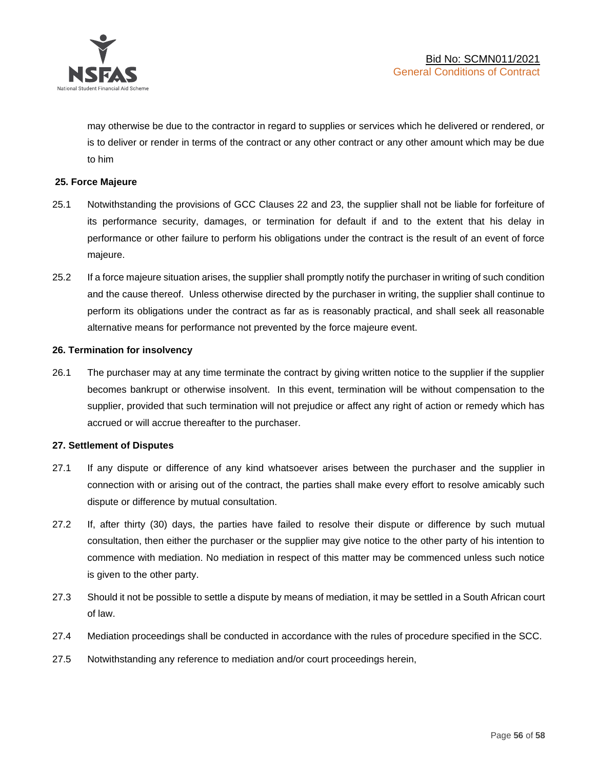may otherwise be due to the contractor in regard to supplies or services which he delivered or rendered, or is to deliver or render in terms of the contract or any other contract or any other amount which may be due to him

**25. Force Majeure**

25.1 Notwithstanding the provisions of GCC Clauses 22 and 23, the supplier shall not be liable for forfeiture of its performance security, damages, or termination for default if and to the extent that his delay in performance or other failure to perform his obligations under the contract is the result of an event of force majeure.

25.2 If a force majeure situation arises, the supplier shall promptly notify the purchaser in writing of such condition and the cause thereof. Unless otherwise directed by the purchaser in writing, the supplier shall continue to perform its obligations under the contract as far as is reasonably practical, and shall seek all reasonable alternative means for performance not prevented by the force majeure event.

**26. Termination for insolvency**

26.1 The purchaser may at any time terminate the contract by giving written notice to the supplier if the supplier becomes bankrupt or otherwise insolvent. In this event, termination will be without compensation to the supplier, provided that such termination will not prejudice or affect any right of action or remedy which has accrued or will accrue thereafter to the purchaser.

**27. Settlement of Disputes**

27.1 If any dispute or difference of any kind whatsoever arises between the purchaser and the supplier in connection with or arising out of the contract, the parties shall make every effort to resolve amicably such dispute or difference by mutual consultation.

27.2 If, after thirty (30) days, the parties have failed to resolve their dispute or difference by such mutual consultation, then either the purchaser or the supplier may give notice to the other party of his intention to commence with mediation. No mediation in respect of this matter may be commenced unless such notice is given to the other party.

27.3 Should it not be possible to settle a dispute by means of mediation, it may be settled in a South African court of law.

27.4 Mediation proceedings shall be conducted in accordance with the rules of procedure specified in the SCC.

27.5 Notwithstanding any reference to mediation and/or court proceedings herein,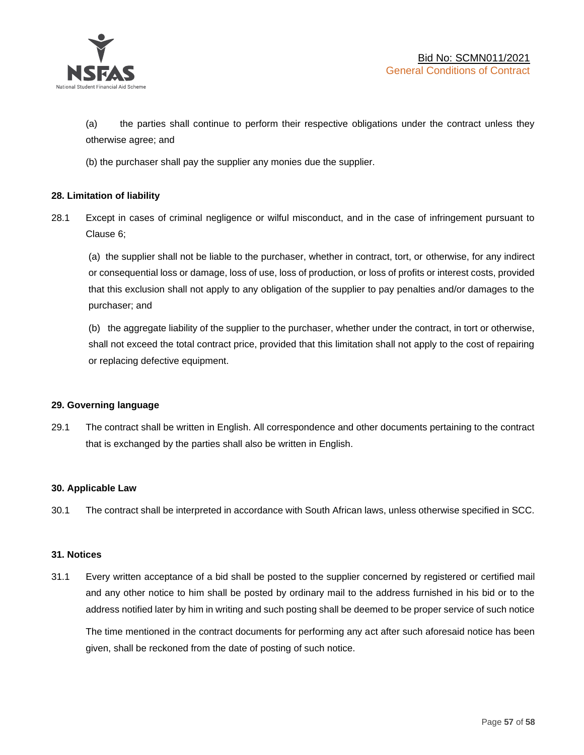(a) the parties shall continue to perform their respective obligations under the contract unless they otherwise agree; and

(b) the purchaser shall pay the supplier any monies due the supplier.

**28. Limitation of liability**

28.1 Except in cases of criminal negligence or wilful misconduct, and in the case of infringement pursuant to Clause 6;

(a) the supplier shall not be liable to the purchaser, whether in contract, tort, or otherwise, for any indirect or consequential loss or damage, loss of use, loss of production, or loss of profits or interest costs, provided that this exclusion shall not apply to any obligation of the supplier to pay penalties and/or damages to the purchaser; and

(b) the aggregate liability of the supplier to the purchaser, whether under the contract, in tort or otherwise, shall not exceed the total contract price, provided that this limitation shall not apply to the cost of repairing or replacing defective equipment.

**29. Governing language**

29.1 The contract shall be written in English. All correspondence and other documents pertaining to the contract that is exchanged by the parties shall also be written in English.

**30. Applicable Law**

30.1 The contract shall be interpreted in accordance with South African laws, unless otherwise specified in SCC.

**31. Notices**

31.1 Every written acceptance of a bid shall be posted to the supplier concerned by registered or certified mail and any other notice to him shall be posted by ordinary mail to the address furnished in his bid or to the address notified later by him in writing and such posting shall be deemed to be proper service of such notice

The time mentioned in the contract documents for performing any act after such aforesaid notice has been given, shall be reckoned from the date of posting of such notice.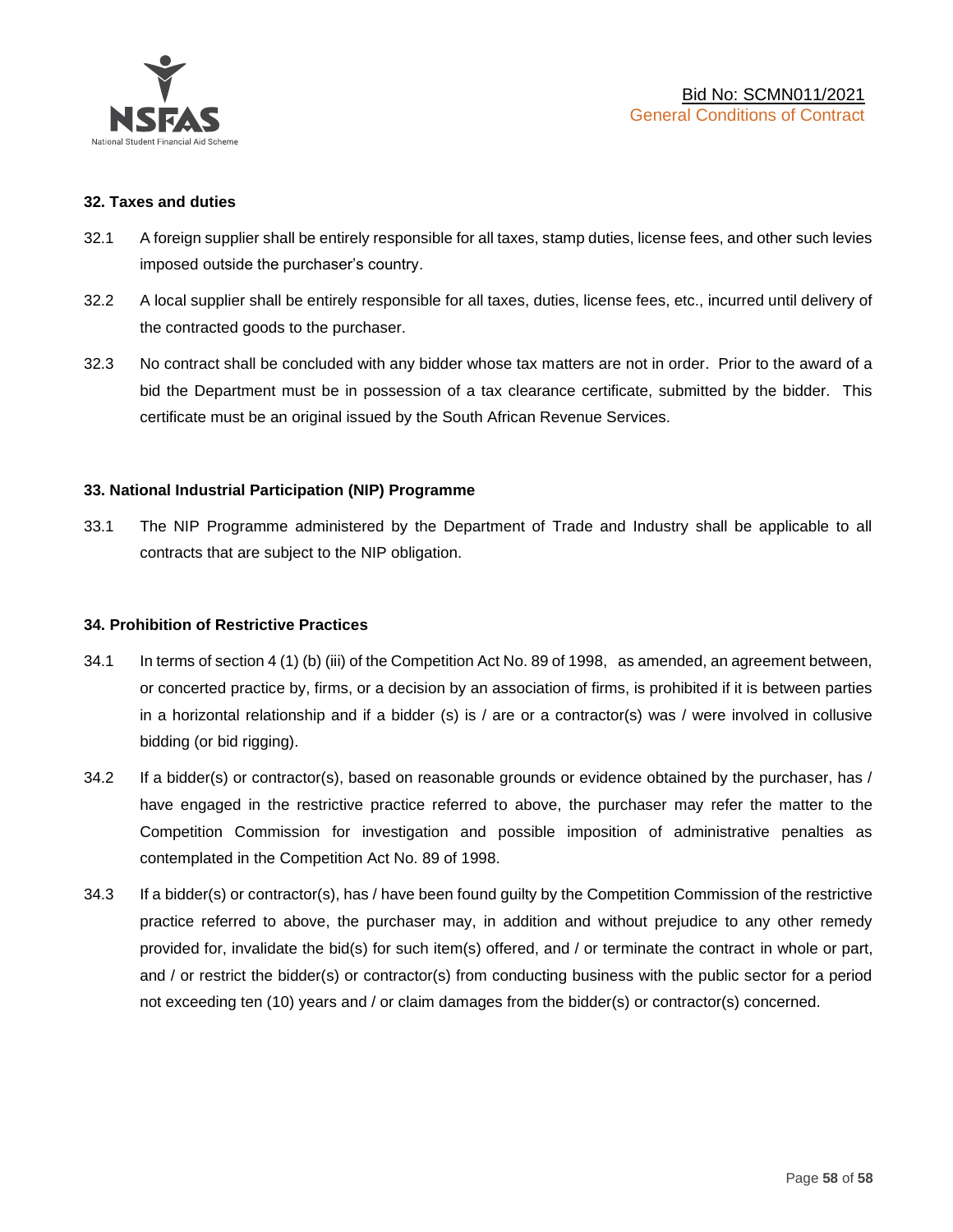### 32. Taxes and duties

32.1 A foreign supplier shall be entirely responsible for all taxes, stamp duties, license fees, and other such levies imposed outside the purchaser's country.

32.2 A local supplier shall be entirely responsible for all taxes, duties, license fees, etc., incurred until delivery of the contracted goods to the purchaser.

32.3 No contract shall be concluded with any bidder whose tax matters are not in order. Prior to the award of a bid the Department must be in possession of a tax clearance certificate, submitted by the bidder. This certificate must be an original issued by the South African Revenue Services.

### 33. National Industrial Participation (NIP) Programme

33.1 The NIP Programme administered by the Department of Trade and Industry shall be applicable to all contracts that are subject to the NIP obligation.

### 34. Prohibition of Restrictive Practices

34.1 In terms of section 4 (1) (b) (iii) of the Competition Act No. 89 of 1998, as amended, an agreement between, or concerted practice by, firms, or a decision by an association of firms, is prohibited if it is between parties in a horizontal relationship and if a bidder (s) is / are or a contractor(s) was / were involved in collusive bidding (or bid rigging).

34.2 If a bidder(s) or contractor(s), based on reasonable grounds or evidence obtained by the purchaser, has / have engaged in the restrictive practice referred to above, the purchaser may refer the matter to the Competition Commission for investigation and possible imposition of administrative penalties as contemplated in the Competition Act No. 89 of 1998.

34.3 If a bidder(s) or contractor(s), has / have been found guilty by the Competition Commission of the restrictive practice referred to above, the purchaser may, in addition and without prejudice to any other remedy provided for, invalidate the bid(s) for such item(s) offered, and / or terminate the contract in whole or part, and / or restrict the bidder(s) or contractor(s) from conducting business with the public sector for a period not exceeding ten (10) years and / or claim damages from the bidder(s) or contractor(s) concerned.